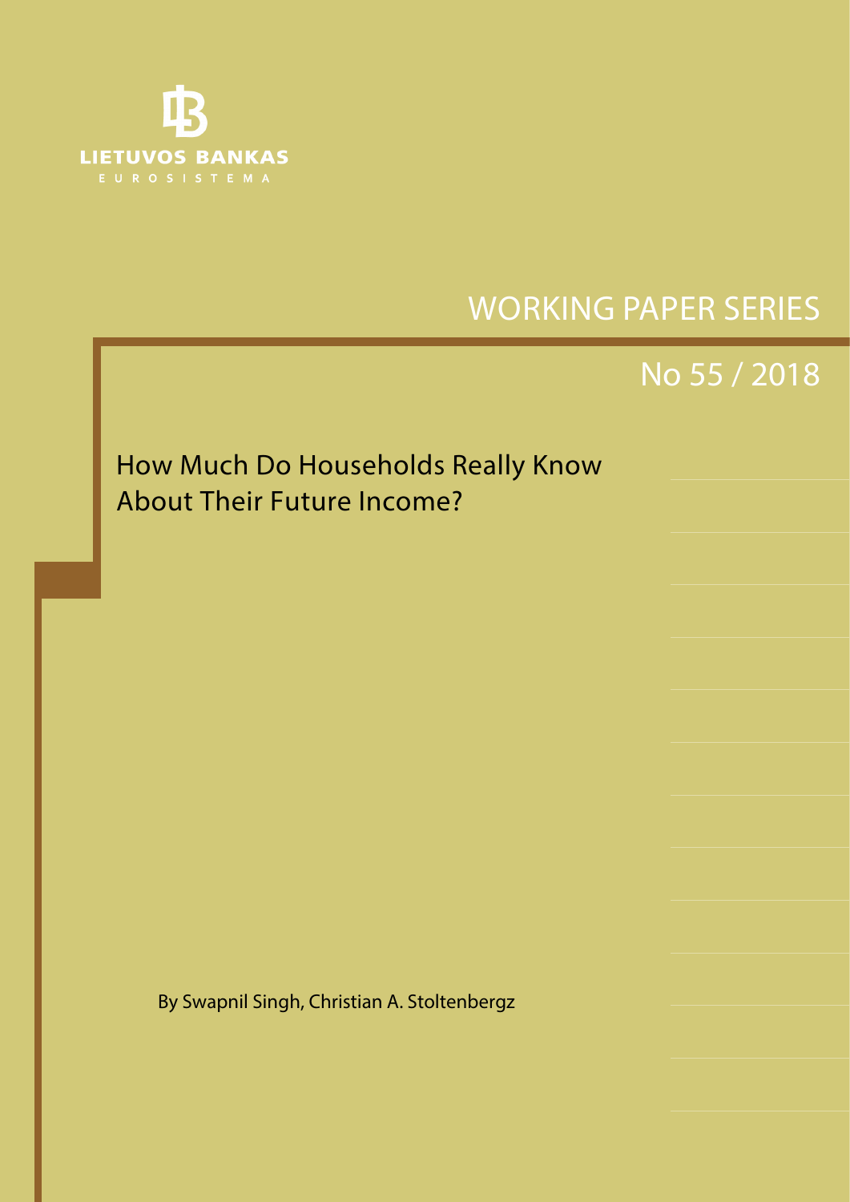LIETUVOS BANKAS

EUROSISTEMA

WORKING PAPER SERIES

No 55 / 2018

# How Much Do Households Really Know About Their Future Income?

By Swapnil Singh, Christian A. Stoltenbergz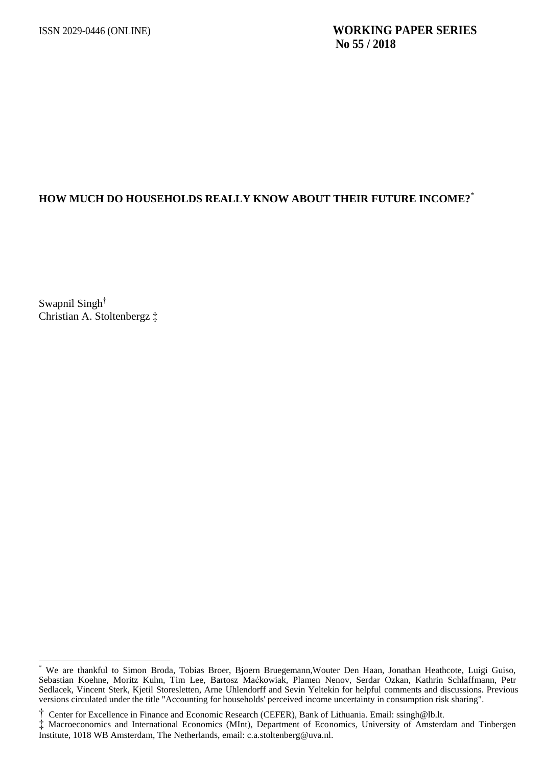ISSN 2029-0446 (ONLINE)

**WORKING PAPER SERIES**
**No 55 / 2018**

**HOW MUCH DO HOUSEHOLDS REALLY KNOW ABOUT THEIR FUTURE INCOME?***

Swapnil Singh†
Christian A. Stoltenbergz ‡

---

* We are thankful to Simon Broda, Tobias Broer, Bjoern Bruegemann,Wouter Den Haan, Jonathan Heathcote, Luigi Guiso, Sebastian Koehne, Moritz Kuhn, Tim Lee, Bartosz Maćkowiak, Plamen Nenov, Serdar Ozkan, Kathrin Schlaffmann, Petr Sedlacek, Vincent Sterk, Kjetil Storesletten, Arne Uhlendorff and Sevin Yeltekin for helpful comments and discussions. Previous versions circulated under the title "Accounting for households' perceived income uncertainty in consumption risk sharing".

† Center for Excellence in Finance and Economic Research (CEFER), Bank of Lithuania. Email: ssingh@lb.lt.

‡ Macroeconomics and International Economics (MInt), Department of Economics, University of Amsterdam and Tinbergen Institute, 1018 WB Amsterdam, The Netherlands, email: c.a.stoltenberg@uva.nl.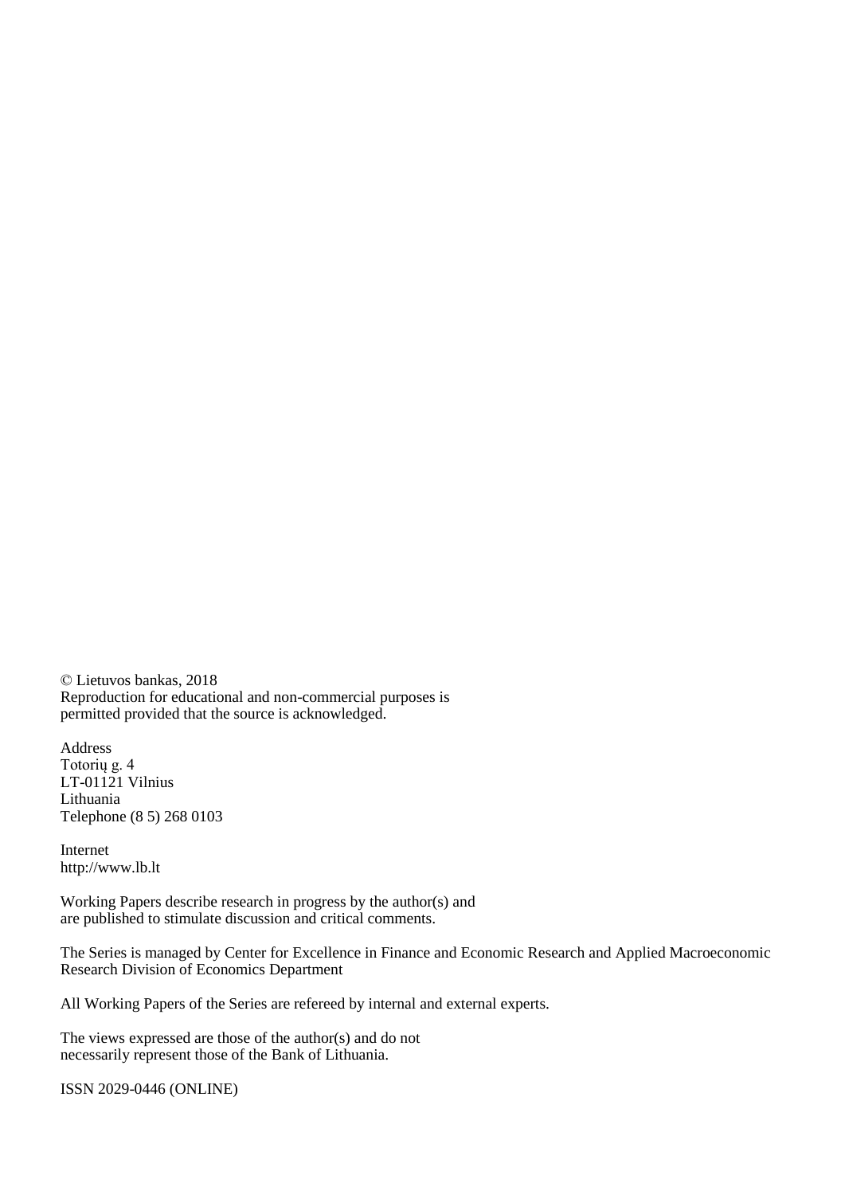© Lietuvos bankas, 2018
Reproduction for educational and non-commercial purposes is
permitted provided that the source is acknowledged.

Address
Totorių g. 4
LT-01121 Vilnius
Lithuania
Telephone (8 5) 268 0103

Internet
http://www.lb.lt

Working Papers describe research in progress by the author(s) and
are published to stimulate discussion and critical comments.

The Series is managed by Center for Excellence in Finance and Economic Research and Applied Macroeconomic Research Division of Economics Department

All Working Papers of the Series are refereed by internal and external experts.

The views expressed are those of the author(s) and do not
necessarily represent those of the Bank of Lithuania.

ISSN 2029-0446 (ONLINE)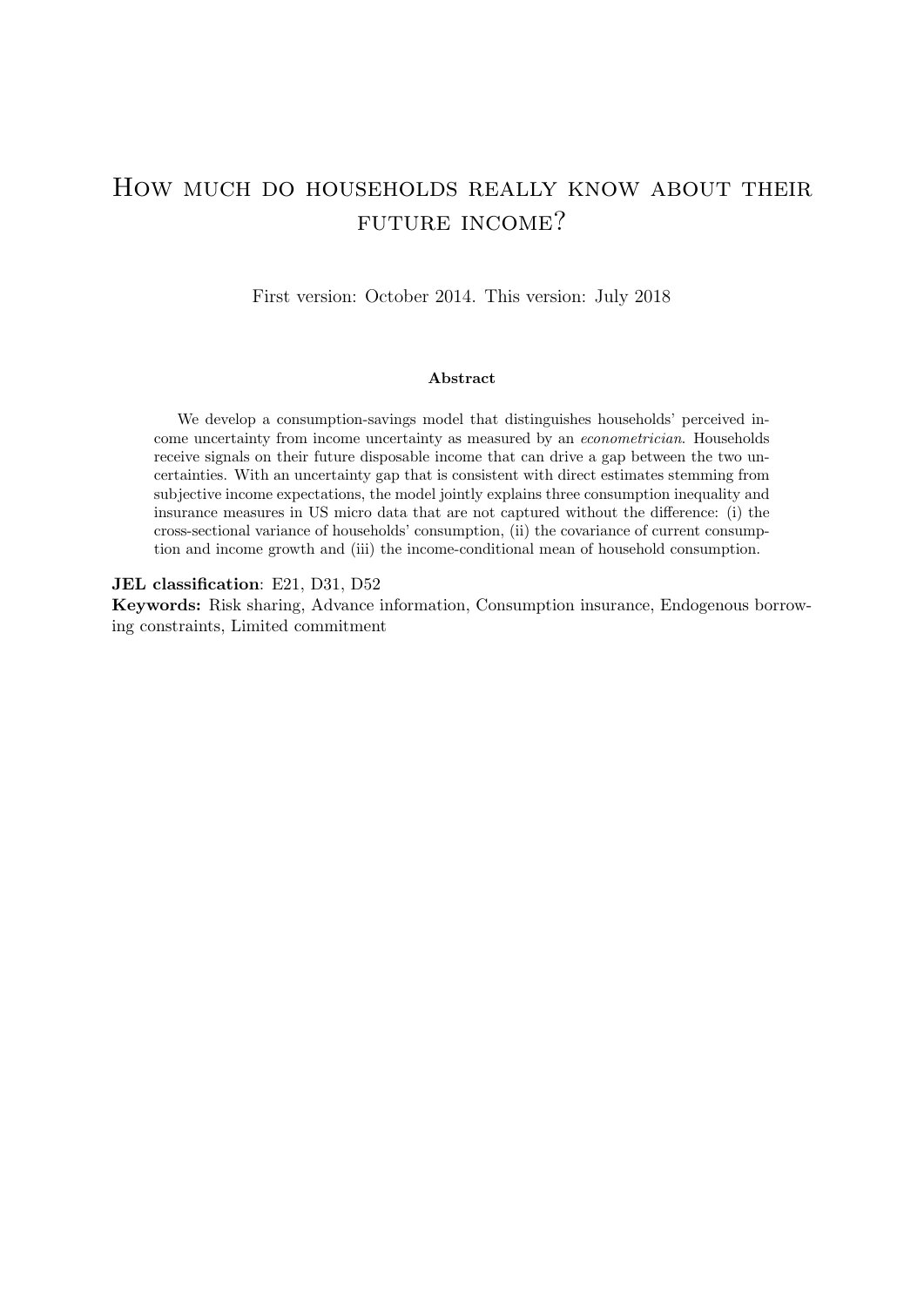# How much do households really know about their future income?

First version: October 2014. This version: July 2018

**Abstract**

We develop a consumption-savings model that distinguishes households' perceived income uncertainty from income uncertainty as measured by an *econometrician*. Households receive signals on their future disposable income that can drive a gap between the two uncertainties. With an uncertainty gap that is consistent with direct estimates stemming from subjective income expectations, the model jointly explains three consumption inequality and insurance measures in US micro data that are not captured without the difference: (i) the cross-sectional variance of households' consumption, (ii) the covariance of current consumption and income growth and (iii) the income-conditional mean of household consumption.

**JEL classification**: E21, D31, D52

**Keywords:** Risk sharing, Advance information, Consumption insurance, Endogenous borrowing constraints, Limited commitment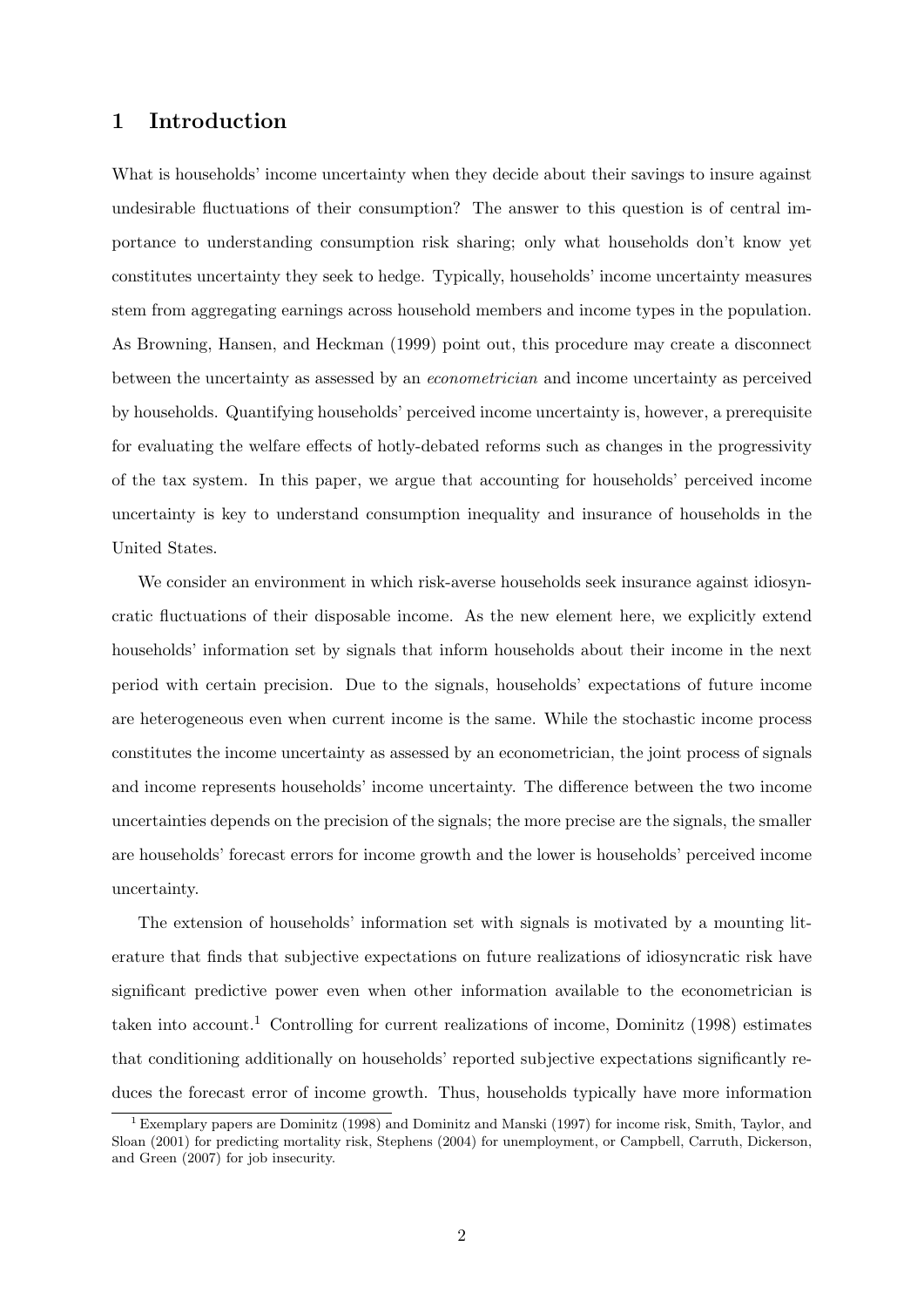# 1 Introduction

What is households' income uncertainty when they decide about their savings to insure against undesirable fluctuations of their consumption? The answer to this question is of central importance to understanding consumption risk sharing; only what households don't know yet constitutes uncertainty they seek to hedge. Typically, households' income uncertainty measures stem from aggregating earnings across household members and income types in the population. As Browning, Hansen, and Heckman (1999) point out, this procedure may create a disconnect between the uncertainty as assessed by an *econometrician* and income uncertainty as perceived by households. Quantifying households' perceived income uncertainty is, however, a prerequisite for evaluating the welfare effects of hotly-debated reforms such as changes in the progressivity of the tax system. In this paper, we argue that accounting for households' perceived income uncertainty is key to understand consumption inequality and insurance of households in the United States.

We consider an environment in which risk-averse households seek insurance against idiosyncratic fluctuations of their disposable income. As the new element here, we explicitly extend households' information set by signals that inform households about their income in the next period with certain precision. Due to the signals, households' expectations of future income are heterogeneous even when current income is the same. While the stochastic income process constitutes the income uncertainty as assessed by an econometrician, the joint process of signals and income represents households' income uncertainty. The difference between the two income uncertainties depends on the precision of the signals; the more precise are the signals, the smaller are households' forecast errors for income growth and the lower is households' perceived income uncertainty.

The extension of households' information set with signals is motivated by a mounting literature that finds that subjective expectations on future realizations of idiosyncratic risk have significant predictive power even when other information available to the econometrician is taken into account.[1] Controlling for current realizations of income, Dominitz (1998) estimates that conditioning additionally on households' reported subjective expectations significantly reduces the forecast error of income growth. Thus, households typically have more information

[1] Exemplary papers are Dominitz (1998) and Dominitz and Manski (1997) for income risk, Smith, Taylor, and Sloan (2001) for predicting mortality risk, Stephens (2004) for unemployment, or Campbell, Carruth, Dickerson, and Green (2007) for job insecurity.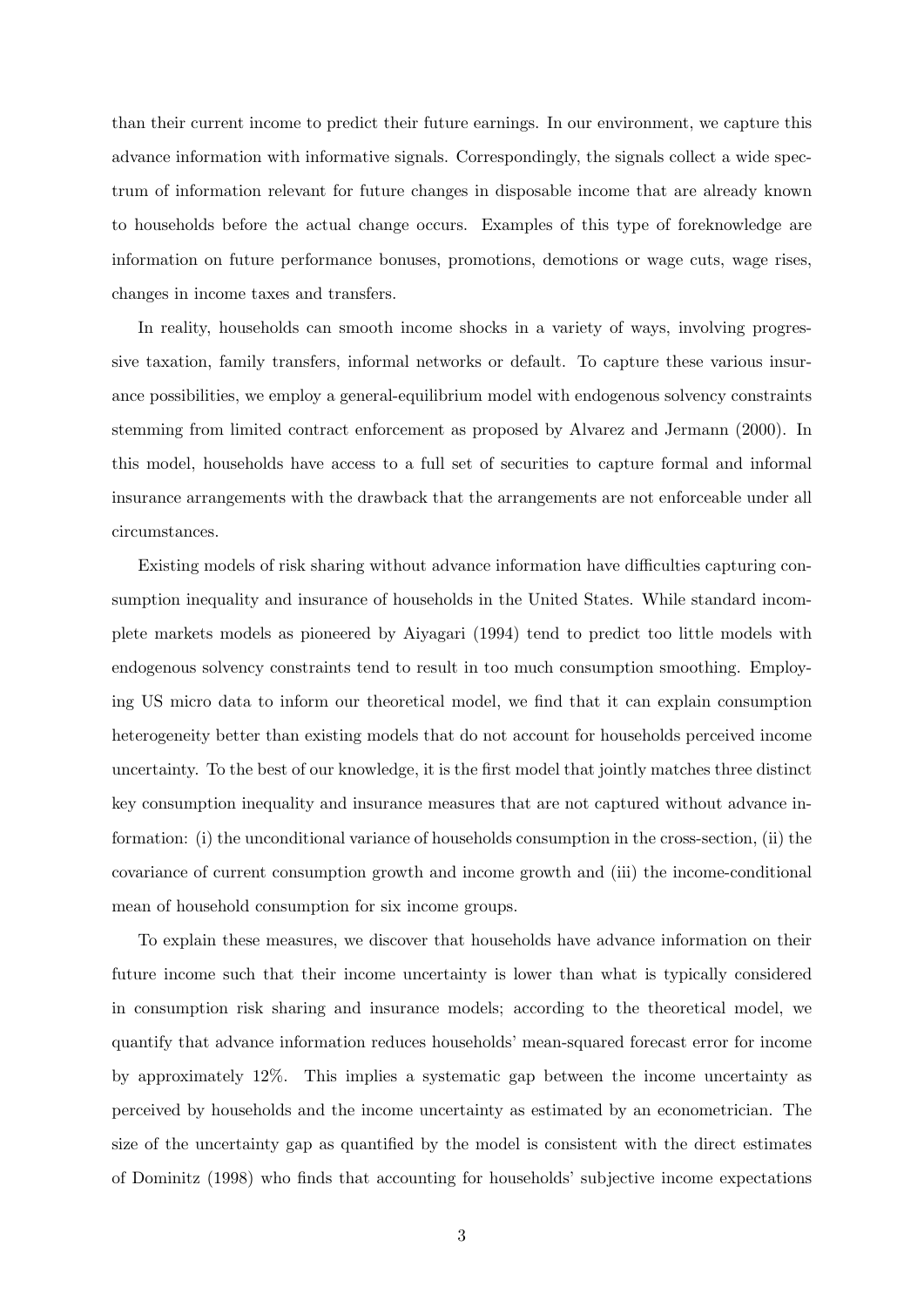than their current income to predict their future earnings. In our environment, we capture this advance information with informative signals. Correspondingly, the signals collect a wide spectrum of information relevant for future changes in disposable income that are already known to households before the actual change occurs. Examples of this type of foreknowledge are information on future performance bonuses, promotions, demotions or wage cuts, wage rises, changes in income taxes and transfers.

In reality, households can smooth income shocks in a variety of ways, involving progressive taxation, family transfers, informal networks or default. To capture these various insurance possibilities, we employ a general-equilibrium model with endogenous solvency constraints stemming from limited contract enforcement as proposed by Alvarez and Jermann (2000). In this model, households have access to a full set of securities to capture formal and informal insurance arrangements with the drawback that the arrangements are not enforceable under all circumstances.

Existing models of risk sharing without advance information have difficulties capturing consumption inequality and insurance of households in the United States. While standard incomplete markets models as pioneered by Aiyagari (1994) tend to predict too little models with endogenous solvency constraints tend to result in too much consumption smoothing. Employing US micro data to inform our theoretical model, we find that it can explain consumption heterogeneity better than existing models that do not account for households perceived income uncertainty. To the best of our knowledge, it is the first model that jointly matches three distinct key consumption inequality and insurance measures that are not captured without advance information: (i) the unconditional variance of households consumption in the cross-section, (ii) the covariance of current consumption growth and income growth and (iii) the income-conditional mean of household consumption for six income groups.

To explain these measures, we discover that households have advance information on their future income such that their income uncertainty is lower than what is typically considered in consumption risk sharing and insurance models; according to the theoretical model, we quantify that advance information reduces households' mean-squared forecast error for income by approximately 12%. This implies a systematic gap between the income uncertainty as perceived by households and the income uncertainty as estimated by an econometrician. The size of the uncertainty gap as quantified by the model is consistent with the direct estimates of Dominitz (1998) who finds that accounting for households' subjective income expectations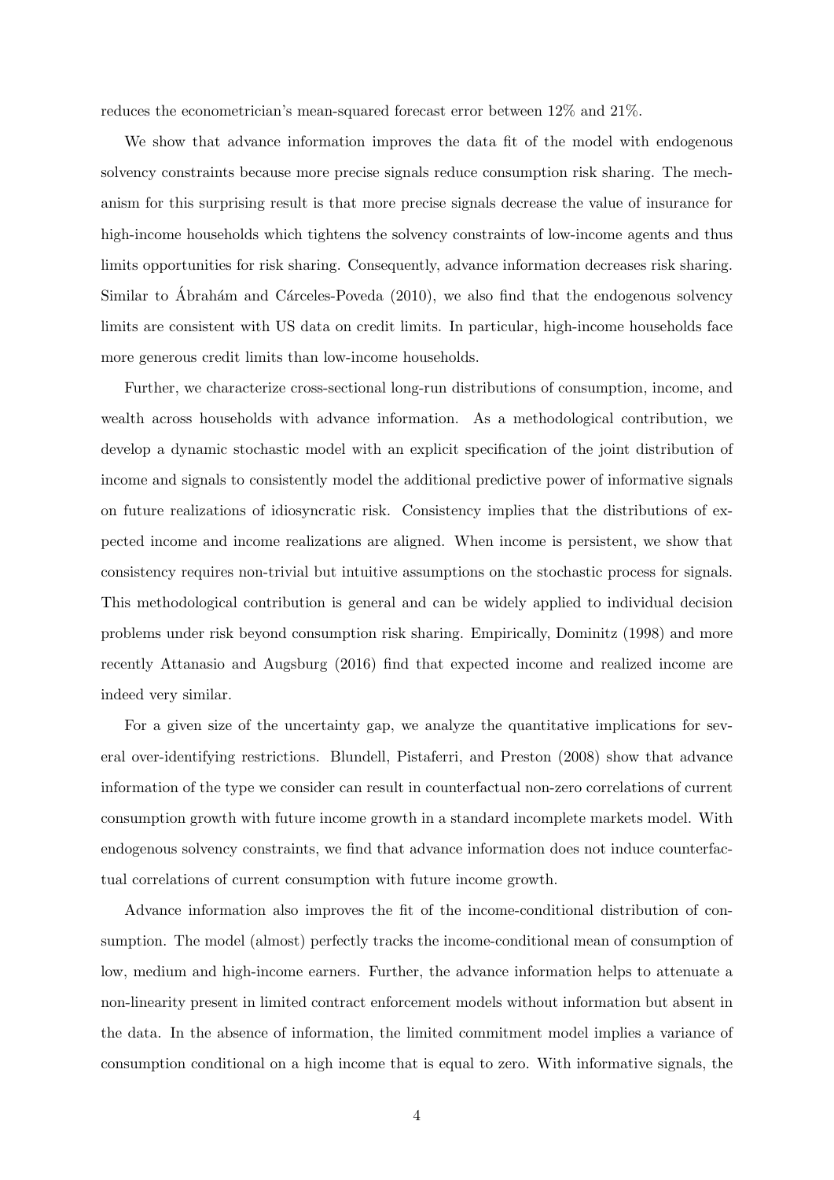reduces the econometrician's mean-squared forecast error between 12% and 21%.

We show that advance information improves the data fit of the model with endogenous solvency constraints because more precise signals reduce consumption risk sharing. The mechanism for this surprising result is that more precise signals decrease the value of insurance for high-income households which tightens the solvency constraints of low-income agents and thus limits opportunities for risk sharing. Consequently, advance information decreases risk sharing. Similar to Ábrahám and Cárceles-Poveda (2010), we also find that the endogenous solvency limits are consistent with US data on credit limits. In particular, high-income households face more generous credit limits than low-income households.

Further, we characterize cross-sectional long-run distributions of consumption, income, and wealth across households with advance information. As a methodological contribution, we develop a dynamic stochastic model with an explicit specification of the joint distribution of income and signals to consistently model the additional predictive power of informative signals on future realizations of idiosyncratic risk. Consistency implies that the distributions of expected income and income realizations are aligned. When income is persistent, we show that consistency requires non-trivial but intuitive assumptions on the stochastic process for signals. This methodological contribution is general and can be widely applied to individual decision problems under risk beyond consumption risk sharing. Empirically, Dominitz (1998) and more recently Attanasio and Augsburg (2016) find that expected income and realized income are indeed very similar.

For a given size of the uncertainty gap, we analyze the quantitative implications for several over-identifying restrictions. Blundell, Pistaferri, and Preston (2008) show that advance information of the type we consider can result in counterfactual non-zero correlations of current consumption growth with future income growth in a standard incomplete markets model. With endogenous solvency constraints, we find that advance information does not induce counterfactual correlations of current consumption with future income growth.

Advance information also improves the fit of the income-conditional distribution of consumption. The model (almost) perfectly tracks the income-conditional mean of consumption of low, medium and high-income earners. Further, the advance information helps to attenuate a non-linearity present in limited contract enforcement models without information but absent in the data. In the absence of information, the limited commitment model implies a variance of consumption conditional on a high income that is equal to zero. With informative signals, the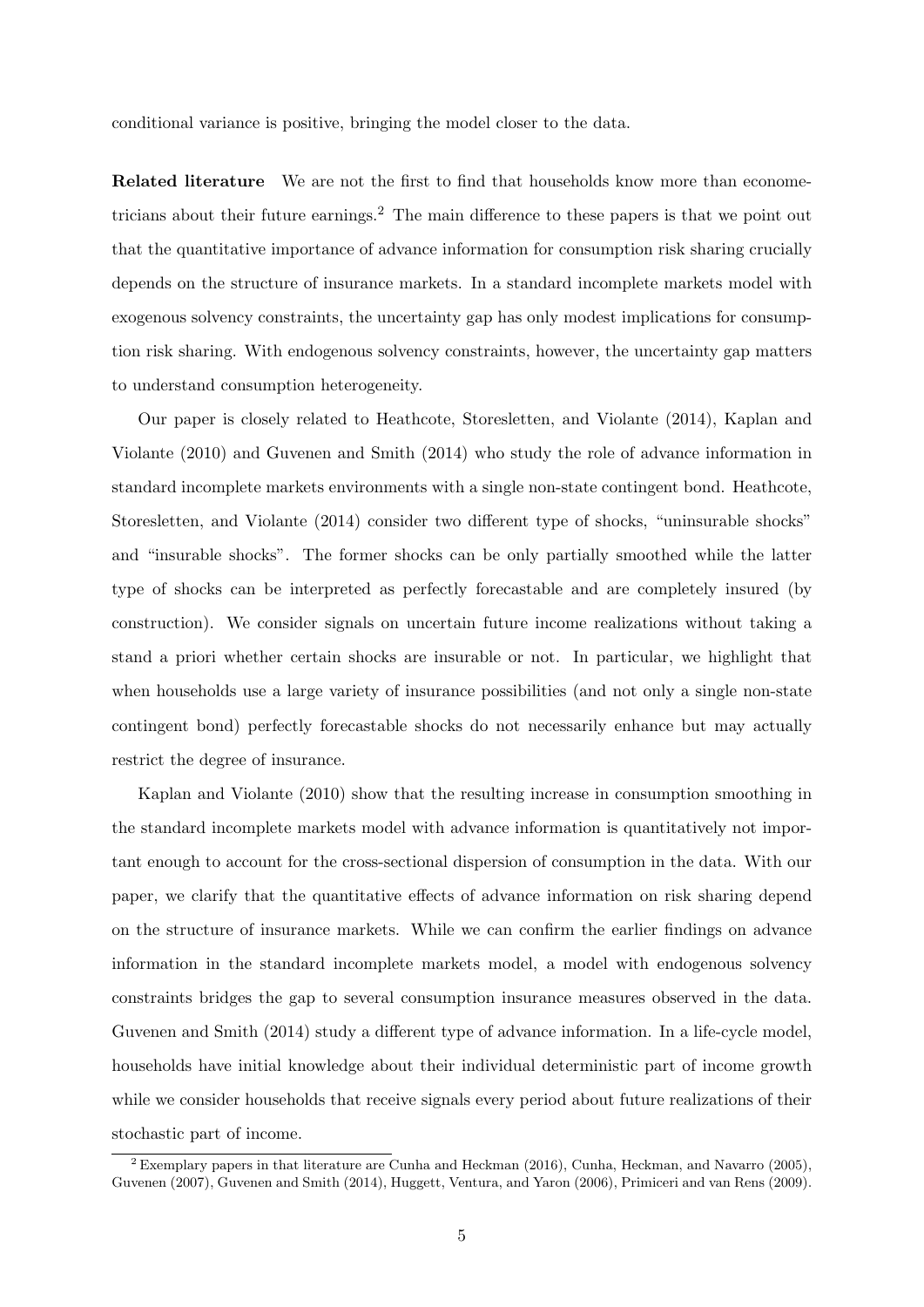conditional variance is positive, bringing the model closer to the data.

**Related literature** We are not the first to find that households know more than econometricians about their future earnings.[2] The main difference to these papers is that we point out that the quantitative importance of advance information for consumption risk sharing crucially depends on the structure of insurance markets. In a standard incomplete markets model with exogenous solvency constraints, the uncertainty gap has only modest implications for consumption risk sharing. With endogenous solvency constraints, however, the uncertainty gap matters to understand consumption heterogeneity.

Our paper is closely related to Heathcote, Storesletten, and Violante (2014), Kaplan and Violante (2010) and Guvenen and Smith (2014) who study the role of advance information in standard incomplete markets environments with a single non-state contingent bond. Heathcote, Storesletten, and Violante (2014) consider two different type of shocks, "uninsurable shocks" and "insurable shocks". The former shocks can be only partially smoothed while the latter type of shocks can be interpreted as perfectly forecastable and are completely insured (by construction). We consider signals on uncertain future income realizations without taking a stand a priori whether certain shocks are insurable or not. In particular, we highlight that when households use a large variety of insurance possibilities (and not only a single non-state contingent bond) perfectly forecastable shocks do not necessarily enhance but may actually restrict the degree of insurance.

Kaplan and Violante (2010) show that the resulting increase in consumption smoothing in the standard incomplete markets model with advance information is quantitatively not important enough to account for the cross-sectional dispersion of consumption in the data. With our paper, we clarify that the quantitative effects of advance information on risk sharing depend on the structure of insurance markets. While we can confirm the earlier findings on advance information in the standard incomplete markets model, a model with endogenous solvency constraints bridges the gap to several consumption insurance measures observed in the data. Guvenen and Smith (2014) study a different type of advance information. In a life-cycle model, households have initial knowledge about their individual deterministic part of income growth while we consider households that receive signals every period about future realizations of their stochastic part of income.

[2] Exemplary papers in that literature are Cunha and Heckman (2016), Cunha, Heckman, and Navarro (2005), Guvenen (2007), Guvenen and Smith (2014), Huggett, Ventura, and Yaron (2006), Primiceri and van Rens (2009).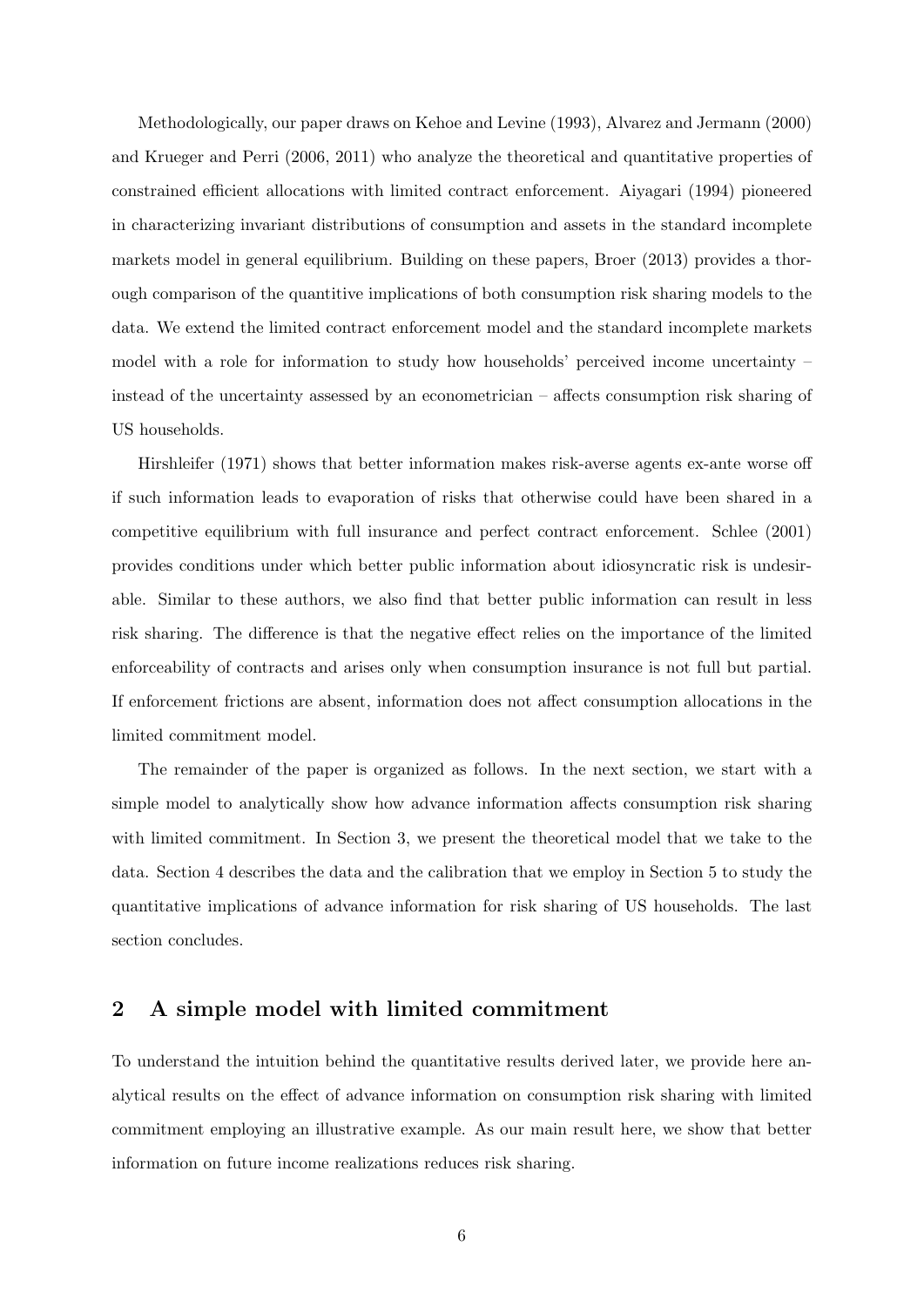Methodologically, our paper draws on Kehoe and Levine (1993), Alvarez and Jermann (2000) and Krueger and Perri (2006, 2011) who analyze the theoretical and quantitative properties of constrained efficient allocations with limited contract enforcement. Aiyagari (1994) pioneered in characterizing invariant distributions of consumption and assets in the standard incomplete markets model in general equilibrium. Building on these papers, Broer (2013) provides a thorough comparison of the quantitive implications of both consumption risk sharing models to the data. We extend the limited contract enforcement model and the standard incomplete markets model with a role for information to study how households' perceived income uncertainty – instead of the uncertainty assessed by an econometrician – affects consumption risk sharing of US households.

Hirshleifer (1971) shows that better information makes risk-averse agents ex-ante worse off if such information leads to evaporation of risks that otherwise could have been shared in a competitive equilibrium with full insurance and perfect contract enforcement. Schlee (2001) provides conditions under which better public information about idiosyncratic risk is undesirable. Similar to these authors, we also find that better public information can result in less risk sharing. The difference is that the negative effect relies on the importance of the limited enforceability of contracts and arises only when consumption insurance is not full but partial. If enforcement frictions are absent, information does not affect consumption allocations in the limited commitment model.

The remainder of the paper is organized as follows. In the next section, we start with a simple model to analytically show how advance information affects consumption risk sharing with limited commitment. In Section 3, we present the theoretical model that we take to the data. Section 4 describes the data and the calibration that we employ in Section 5 to study the quantitative implications of advance information for risk sharing of US households. The last section concludes.

## 2 A simple model with limited commitment

To understand the intuition behind the quantitative results derived later, we provide here analytical results on the effect of advance information on consumption risk sharing with limited commitment employing an illustrative example. As our main result here, we show that better information on future income realizations reduces risk sharing.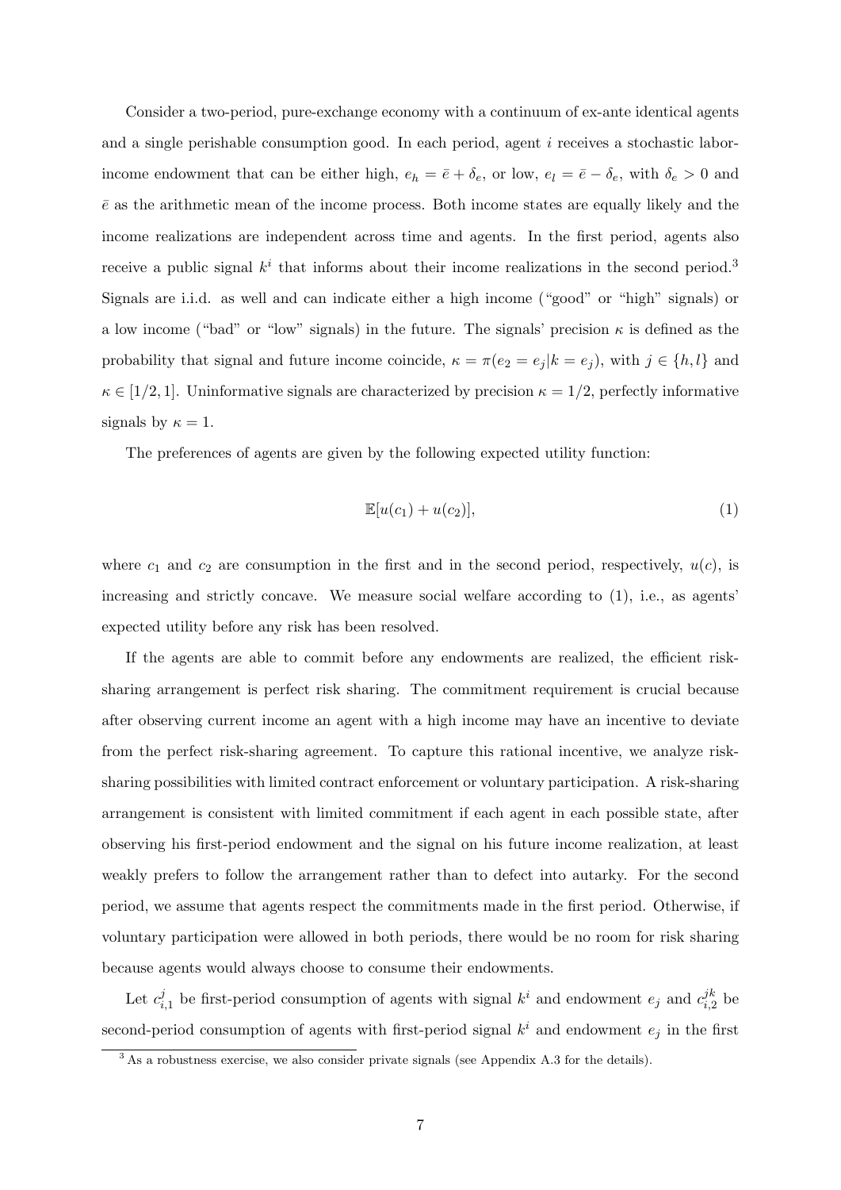Consider a two-period, pure-exchange economy with a continuum of ex-ante identical agents and a single perishable consumption good. In each period, agent $i$ receives a stochastic labor-income endowment that can be either high, $e_h = \bar{e} + \delta_e$, or low, $e_l = \bar{e} - \delta_e$, with $\delta_e > 0$ and $\bar{e}$ as the arithmetic mean of the income process. Both income states are equally likely and the income realizations are independent across time and agents. In the first period, agents also receive a public signal $k^i$ that informs about their income realizations in the second period.[3] Signals are i.i.d. as well and can indicate either a high income ("good" or "high" signals) or a low income ("bad" or "low" signals) in the future. The signals' precision $\kappa$ is defined as the probability that signal and future income coincide, $\kappa = \pi(e_2 = e_j | k = e_j)$, with $j \in \{h, l\}$ and $\kappa \in [1/2, 1]$. Uninformative signals are characterized by precision $\kappa = 1/2$, perfectly informative signals by $\kappa = 1$.

The preferences of agents are given by the following expected utility function:

$$\mathbb{E}[u(c_1) + u(c_2)], \tag{1}$$

where $c_1$ and $c_2$ are consumption in the first and in the second period, respectively, $u(c)$, is increasing and strictly concave. We measure social welfare according to (1), i.e., as agents' expected utility before any risk has been resolved.

If the agents are able to commit before any endowments are realized, the efficient risk-sharing arrangement is perfect risk sharing. The commitment requirement is crucial because after observing current income an agent with a high income may have an incentive to deviate from the perfect risk-sharing agreement. To capture this rational incentive, we analyze risk-sharing possibilities with limited contract enforcement or voluntary participation. A risk-sharing arrangement is consistent with limited commitment if each agent in each possible state, after observing his first-period endowment and the signal on his future income realization, at least weakly prefers to follow the arrangement rather than to defect into autarky. For the second period, we assume that agents respect the commitments made in the first period. Otherwise, if voluntary participation were allowed in both periods, there would be no room for risk sharing because agents would always choose to consume their endowments.

Let $c_{i,1}^{j}$ be first-period consumption of agents with signal $k^i$ and endowment $e_j$ and $c_{i,2}^{jk}$ be second-period consumption of agents with first-period signal $k^i$ and endowment $e_j$ in the first

[3] As a robustness exercise, we also consider private signals (see Appendix A.3 for the details).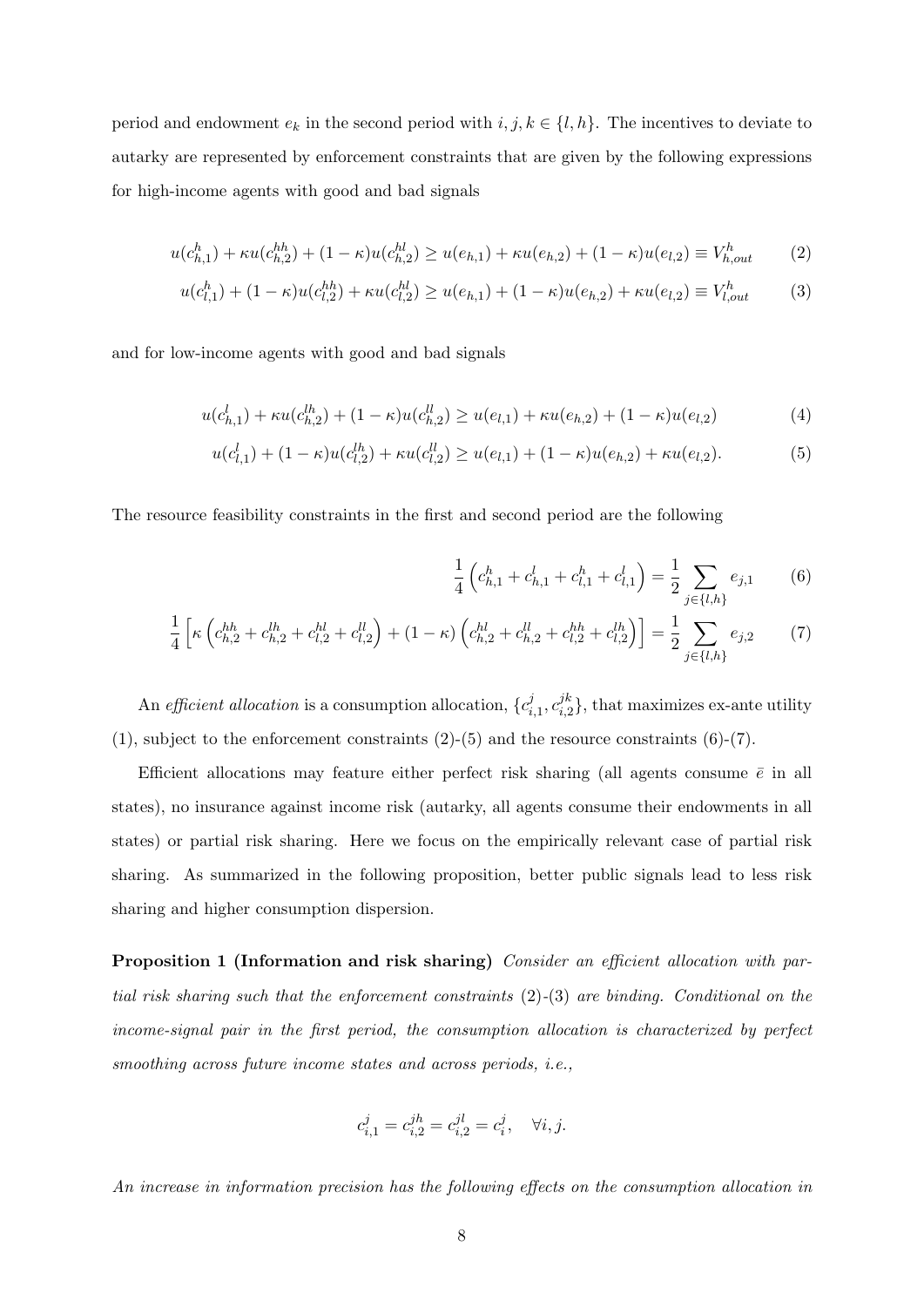period and endowment $e_k$ in the second period with $i, j, k \in \{l, h\}$. The incentives to deviate to autarky are represented by enforcement constraints that are given by the following expressions for high-income agents with good and bad signals

$$u(c^h_{h,1}) + \kappa u(c^{hh}_{h,2}) + (1-\kappa)u(c^{hl}_{h,2}) \geq u(e_{h,1}) + \kappa u(e_{h,2}) + (1-\kappa)u(e_{l,2}) \equiv V^h_{h,out} \tag{2}$$

$$u(c^h_{l,1}) + (1-\kappa)u(c^{hh}_{l,2}) + \kappa u(c^{hl}_{l,2}) \geq u(e_{h,1}) + (1-\kappa)u(e_{h,2}) + \kappa u(e_{l,2}) \equiv V^h_{l,out} \tag{3}$$

and for low-income agents with good and bad signals

$$u(c^l_{h,1}) + \kappa u(c^{lh}_{h,2}) + (1-\kappa)u(c^{ll}_{h,2}) \geq u(e_{l,1}) + \kappa u(e_{h,2}) + (1-\kappa)u(e_{l,2}) \tag{4}$$

$$u(c^l_{l,1}) + (1-\kappa)u(c^{lh}_{l,2}) + \kappa u(c^{ll}_{l,2}) \geq u(e_{l,1}) + (1-\kappa)u(e_{h,2}) + \kappa u(e_{l,2}). \tag{5}$$

The resource feasibility constraints in the first and second period are the following

$$\frac{1}{4}\left(c^h_{h,1} + c^l_{h,1} + c^h_{l,1} + c^l_{l,1}\right) = \frac{1}{2}\sum_{j\in\{l,h\}} e_{j,1} \tag{6}$$

$$\frac{1}{4}\left[\kappa\left(c^{hh}_{h,2} + c^{lh}_{h,2} + c^{hl}_{l,2} + c^{ll}_{l,2}\right) + (1-\kappa)\left(c^{hl}_{h,2} + c^{ll}_{h,2} + c^{hh}_{l,2} + c^{lh}_{l,2}\right)\right] = \frac{1}{2}\sum_{j\in\{l,h\}} e_{j,2} \tag{7}$$

An *efficient allocation* is a consumption allocation, $\{c^j_{i,1}, c^{jk}_{i,2}\}$, that maximizes ex-ante utility (1), subject to the enforcement constraints (2)-(5) and the resource constraints (6)-(7).

Efficient allocations may feature either perfect risk sharing (all agents consume $\bar{e}$ in all states), no insurance against income risk (autarky, all agents consume their endowments in all states) or partial risk sharing. Here we focus on the empirically relevant case of partial risk sharing. As summarized in the following proposition, better public signals lead to less risk sharing and higher consumption dispersion.

**Proposition 1 (Information and risk sharing)** *Consider an efficient allocation with partial risk sharing such that the enforcement constraints (2)-(3) are binding. Conditional on the income-signal pair in the first period, the consumption allocation is characterized by perfect smoothing across future income states and across periods, i.e.,*

$$c^j_{i,1} = c^{jh}_{i,2} = c^{jl}_{i,2} = c^j_i, \quad \forall i, j.$$

*An increase in information precision has the following effects on the consumption allocation in*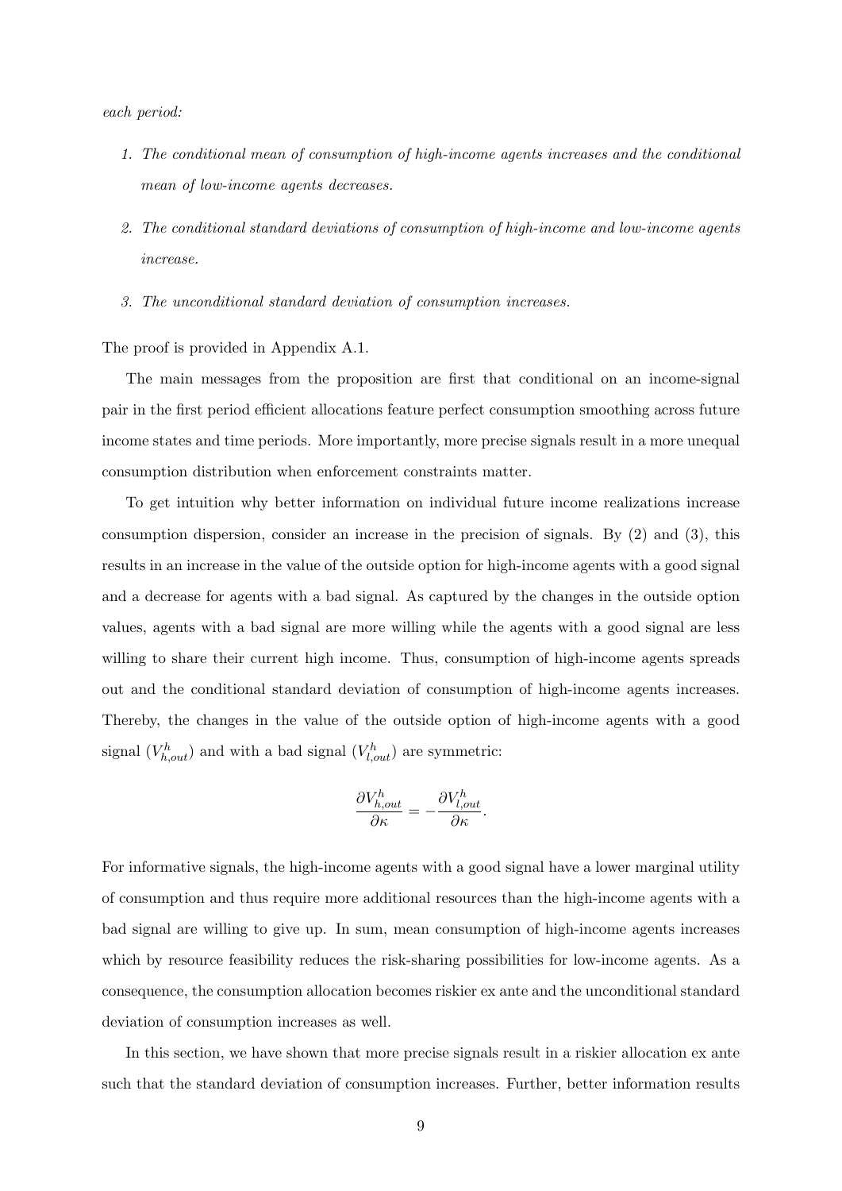*each period:*

1. *The conditional mean of consumption of high-income agents increases and the conditional mean of low-income agents decreases.*

2. *The conditional standard deviations of consumption of high-income and low-income agents increase.*

3. *The unconditional standard deviation of consumption increases.*

The proof is provided in Appendix A.1.

The main messages from the proposition are first that conditional on an income-signal pair in the first period efficient allocations feature perfect consumption smoothing across future income states and time periods. More importantly, more precise signals result in a more unequal consumption distribution when enforcement constraints matter.

To get intuition why better information on individual future income realizations increase consumption dispersion, consider an increase in the precision of signals. By (2) and (3), this results in an increase in the value of the outside option for high-income agents with a good signal and a decrease for agents with a bad signal. As captured by the changes in the outside option values, agents with a bad signal are more willing while the agents with a good signal are less willing to share their current high income. Thus, consumption of high-income agents spreads out and the conditional standard deviation of consumption of high-income agents increases. Thereby, the changes in the value of the outside option of high-income agents with a good signal ($V^h_{h,out}$) and with a bad signal ($V^h_{l,out}$) are symmetric:

$$\frac{\partial V^h_{h,out}}{\partial \kappa} = -\frac{\partial V^h_{l,out}}{\partial \kappa}.$$

For informative signals, the high-income agents with a good signal have a lower marginal utility of consumption and thus require more additional resources than the high-income agents with a bad signal are willing to give up. In sum, mean consumption of high-income agents increases which by resource feasibility reduces the risk-sharing possibilities for low-income agents. As a consequence, the consumption allocation becomes riskier ex ante and the unconditional standard deviation of consumption increases as well.

In this section, we have shown that more precise signals result in a riskier allocation ex ante such that the standard deviation of consumption increases. Further, better information results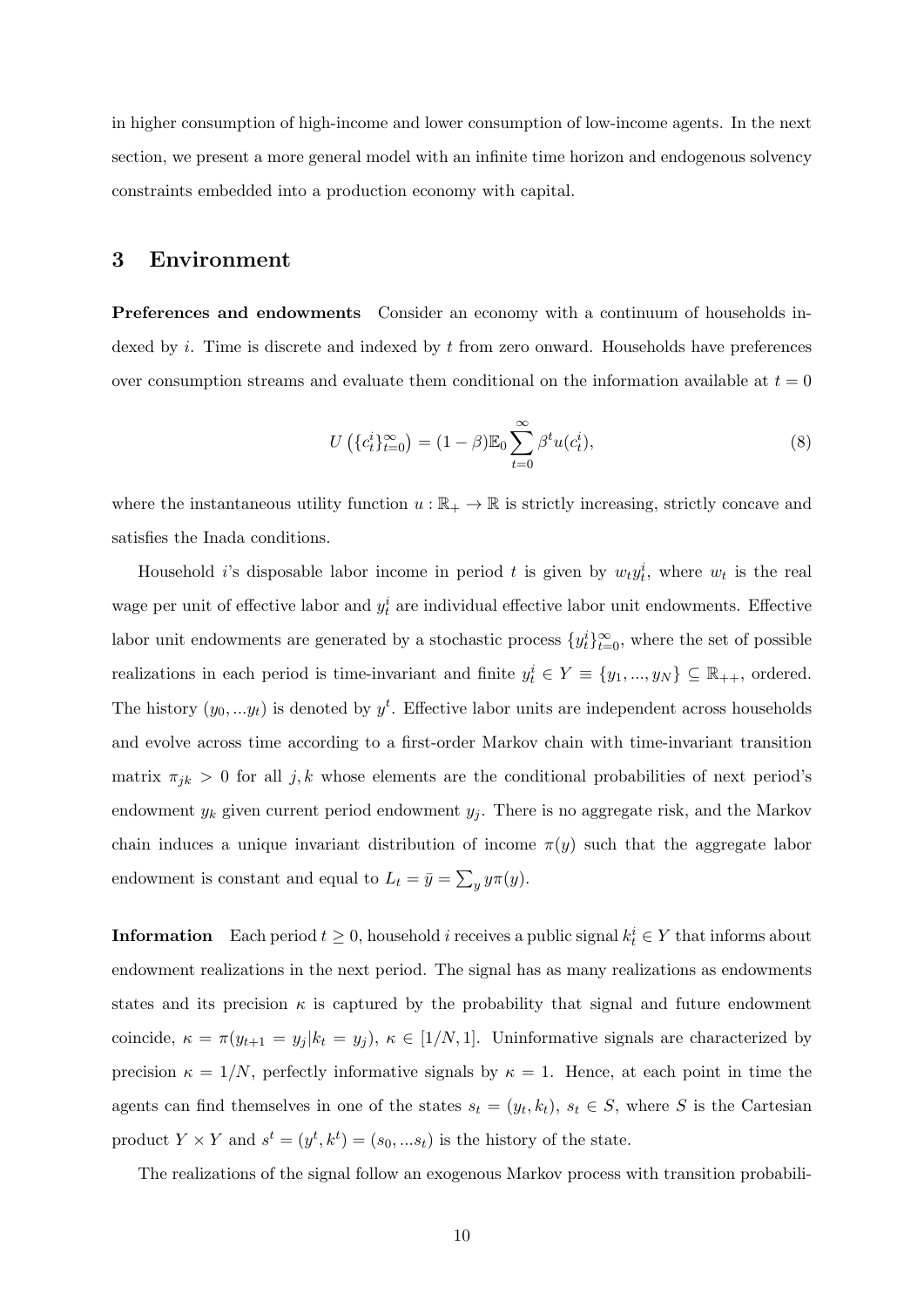in higher consumption of high-income and lower consumption of low-income agents. In the next section, we present a more general model with an infinite time horizon and endogenous solvency constraints embedded into a production economy with capital.

## 3 Environment

**Preferences and endowments** Consider an economy with a continuum of households indexed by $i$. Time is discrete and indexed by $t$ from zero onward. Households have preferences over consumption streams and evaluate them conditional on the information available at $t = 0$

$$U\left(\{c_t^i\}_{t=0}^{\infty}\right) = (1-\beta)\mathbb{E}_0 \sum_{t=0}^{\infty} \beta^t u(c_t^i), \tag{8}$$

where the instantaneous utility function $u : \mathbb{R}_+ \to \mathbb{R}$ is strictly increasing, strictly concave and satisfies the Inada conditions.

Household $i$'s disposable labor income in period $t$ is given by $w_t y_t^i$, where $w_t$ is the real wage per unit of effective labor and $y_t^i$ are individual effective labor unit endowments. Effective labor unit endowments are generated by a stochastic process $\{y_t^i\}_{t=0}^{\infty}$, where the set of possible realizations in each period is time-invariant and finite $y_t^i \in Y \equiv \{y_1, ..., y_N\} \subseteq \mathbb{R}_{++}$, ordered. The history $(y_0, ...y_t)$ is denoted by $y^t$. Effective labor units are independent across households and evolve across time according to a first-order Markov chain with time-invariant transition matrix $\pi_{jk} > 0$ for all $j, k$ whose elements are the conditional probabilities of next period's endowment $y_k$ given current period endowment $y_j$. There is no aggregate risk, and the Markov chain induces a unique invariant distribution of income $\pi(y)$ such that the aggregate labor endowment is constant and equal to $L_t = \bar{y} = \sum_y y\pi(y)$.

**Information** Each period $t \geq 0$, household $i$ receives a public signal $k_t^i \in Y$ that informs about endowment realizations in the next period. The signal has as many realizations as endowments states and its precision $\kappa$ is captured by the probability that signal and future endowment coincide, $\kappa = \pi(y_{t+1} = y_j | k_t = y_j)$, $\kappa \in [1/N, 1]$. Uninformative signals are characterized by precision $\kappa = 1/N$, perfectly informative signals by $\kappa = 1$. Hence, at each point in time the agents can find themselves in one of the states $s_t = (y_t, k_t)$, $s_t \in S$, where $S$ is the Cartesian product $Y \times Y$ and $s^t = (y^t, k^t) = (s_0, ...s_t)$ is the history of the state.

The realizations of the signal follow an exogenous Markov process with transition probabili-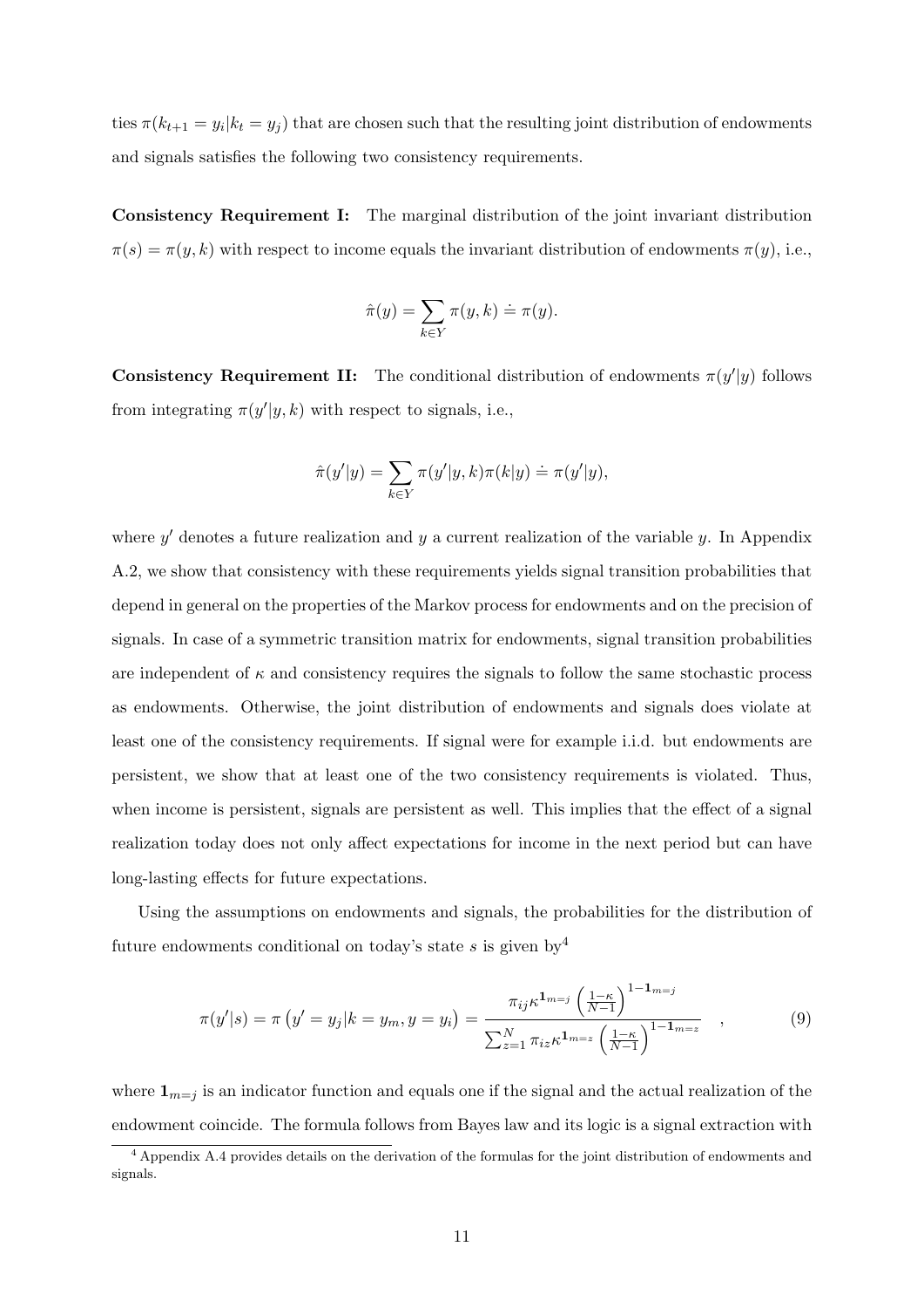ties $\pi(k_{t+1} = y_i | k_t = y_j)$ that are chosen such that the resulting joint distribution of endowments and signals satisfies the following two consistency requirements.

**Consistency Requirement I:** The marginal distribution of the joint invariant distribution $\pi(s) = \pi(y, k)$ with respect to income equals the invariant distribution of endowments $\pi(y)$, i.e.,

$$\hat{\pi}(y) = \sum_{k \in Y} \pi(y, k) \doteq \pi(y).$$

**Consistency Requirement II:** The conditional distribution of endowments $\pi(y'|y)$ follows from integrating $\pi(y'|y, k)$ with respect to signals, i.e.,

$$\hat{\pi}(y'|y) = \sum_{k \in Y} \pi(y'|y, k)\pi(k|y) \doteq \pi(y'|y),$$

where $y'$ denotes a future realization and $y$ a current realization of the variable $y$. In Appendix A.2, we show that consistency with these requirements yields signal transition probabilities that depend in general on the properties of the Markov process for endowments and on the precision of signals. In case of a symmetric transition matrix for endowments, signal transition probabilities are independent of $\kappa$ and consistency requires the signals to follow the same stochastic process as endowments. Otherwise, the joint distribution of endowments and signals does violate at least one of the consistency requirements. If signal were for example i.i.d. but endowments are persistent, we show that at least one of the two consistency requirements is violated. Thus, when income is persistent, signals are persistent as well. This implies that the effect of a signal realization today does not only affect expectations for income in the next period but can have long-lasting effects for future expectations.

Using the assumptions on endowments and signals, the probabilities for the distribution of future endowments conditional on today's state $s$ is given by[4]

$$\pi(y'|s) = \pi\left(y' = y_j | k = y_m, y = y_i\right) = \frac{\pi_{ij} \kappa^{\mathbf{1}_{m=j}} \left(\frac{1-\kappa}{N-1}\right)^{1-\mathbf{1}_{m=j}}}{\sum_{z=1}^{N} \pi_{iz} \kappa^{\mathbf{1}_{m=z}} \left(\frac{1-\kappa}{N-1}\right)^{1-\mathbf{1}_{m=z}}} \quad , \tag{9}$$

where $\mathbf{1}_{m=j}$ is an indicator function and equals one if the signal and the actual realization of the endowment coincide. The formula follows from Bayes law and its logic is a signal extraction with

[4] Appendix A.4 provides details on the derivation of the formulas for the joint distribution of endowments and signals.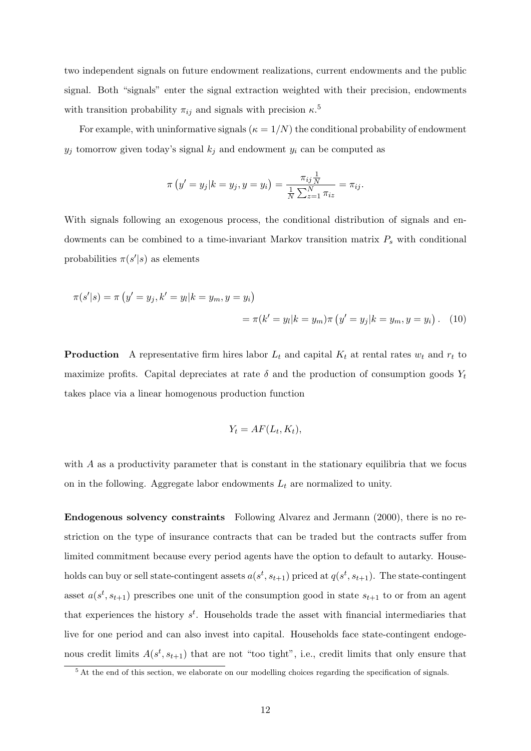two independent signals on future endowment realizations, current endowments and the public signal. Both "signals" enter the signal extraction weighted with their precision, endowments with transition probability $\pi_{ij}$ and signals with precision $\kappa$.[5]

For example, with uninformative signals ($\kappa = 1/N$) the conditional probability of endowment $y_j$ tomorrow given today's signal $k_j$ and endowment $y_i$ can be computed as

$$\pi\left(y' = y_j | k = y_j, y = y_i\right) = \frac{\pi_{ij}\frac{1}{N}}{\frac{1}{N}\sum_{z=1}^{N}\pi_{iz}} = \pi_{ij}.$$

With signals following an exogenous process, the conditional distribution of signals and endowments can be combined to a time-invariant Markov transition matrix $P_s$ with conditional probabilities $\pi(s'|s)$ as elements

$$\begin{aligned}\pi(s'|s) &= \pi\left(y' = y_j, k' = y_l | k = y_m, y = y_i\right) \\ &= \pi(k' = y_l | k = y_m)\pi\left(y' = y_j | k = y_m, y = y_i\right). \quad (10)\end{aligned}$$

**Production** A representative firm hires labor $L_t$ and capital $K_t$ at rental rates $w_t$ and $r_t$ to maximize profits. Capital depreciates at rate $\delta$ and the production of consumption goods $Y_t$ takes place via a linear homogenous production function

$$Y_t = AF(L_t, K_t),$$

with $A$ as a productivity parameter that is constant in the stationary equilibria that we focus on in the following. Aggregate labor endowments $L_t$ are normalized to unity.

**Endogenous solvency constraints** Following Alvarez and Jermann (2000), there is no restriction on the type of insurance contracts that can be traded but the contracts suffer from limited commitment because every period agents have the option to default to autarky. Households can buy or sell state-contingent assets $a(s^t, s_{t+1})$ priced at $q(s^t, s_{t+1})$. The state-contingent asset $a(s^t, s_{t+1})$ prescribes one unit of the consumption good in state $s_{t+1}$ to or from an agent that experiences the history $s^t$. Households trade the asset with financial intermediaries that live for one period and can also invest into capital. Households face state-contingent endogenous credit limits $A(s^t, s_{t+1})$ that are not "too tight", i.e., credit limits that only ensure that

[5] At the end of this section, we elaborate on our modelling choices regarding the specification of signals.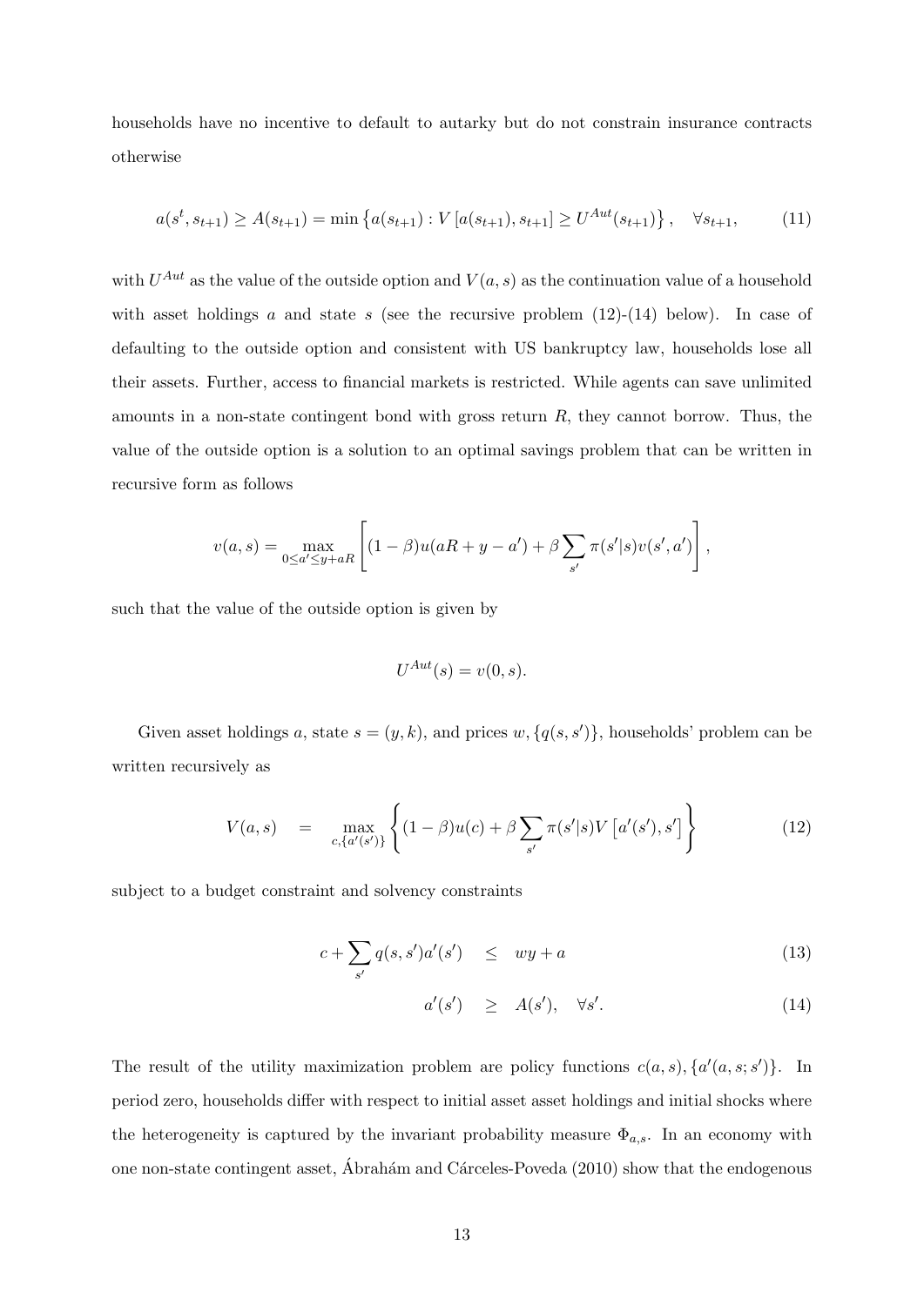households have no incentive to default to autarky but do not constrain insurance contracts otherwise

$$a(s^t, s_{t+1}) \geq A(s_{t+1}) = \min \left\{ a(s_{t+1}) : V\left[a(s_{t+1}), s_{t+1}\right] \geq U^{Aut}(s_{t+1}) \right\}, \quad \forall s_{t+1}, \tag{11}$$

with $U^{Aut}$ as the value of the outside option and $V(a, s)$ as the continuation value of a household with asset holdings $a$ and state $s$ (see the recursive problem (12)-(14) below). In case of defaulting to the outside option and consistent with US bankruptcy law, households lose all their assets. Further, access to financial markets is restricted. While agents can save unlimited amounts in a non-state contingent bond with gross return $R$, they cannot borrow. Thus, the value of the outside option is a solution to an optimal savings problem that can be written in recursive form as follows

$$v(a, s) = \max_{0 \leq a' \leq y + aR} \left[ (1-\beta)u(aR + y - a') + \beta \sum_{s'} \pi(s'|s) v(s', a') \right],$$

such that the value of the outside option is given by

$$U^{Aut}(s) = v(0, s).$$

Given asset holdings $a$, state $s = (y, k)$, and prices $w, \{q(s, s')\}$, households' problem can be written recursively as

$$V(a, s) \quad = \quad \max_{c, \{a'(s')\}} \left\{ (1-\beta)u(c) + \beta \sum_{s'} \pi(s'|s) V\left[a'(s'), s'\right] \right\} \tag{12}$$

subject to a budget constraint and solvency constraints

$$c + \sum_{s'} q(s, s') a'(s') \quad \leq \quad wy + a \tag{13}$$

$$a'(s') \quad \geq \quad A(s'), \quad \forall s'. \tag{14}$$

The result of the utility maximization problem are policy functions $c(a, s), \{a'(a, s; s')\}$. In period zero, households differ with respect to initial asset asset holdings and initial shocks where the heterogeneity is captured by the invariant probability measure $\Phi_{a,s}$. In an economy with one non-state contingent asset, Ábrahám and Cárceles-Poveda (2010) show that the endogenous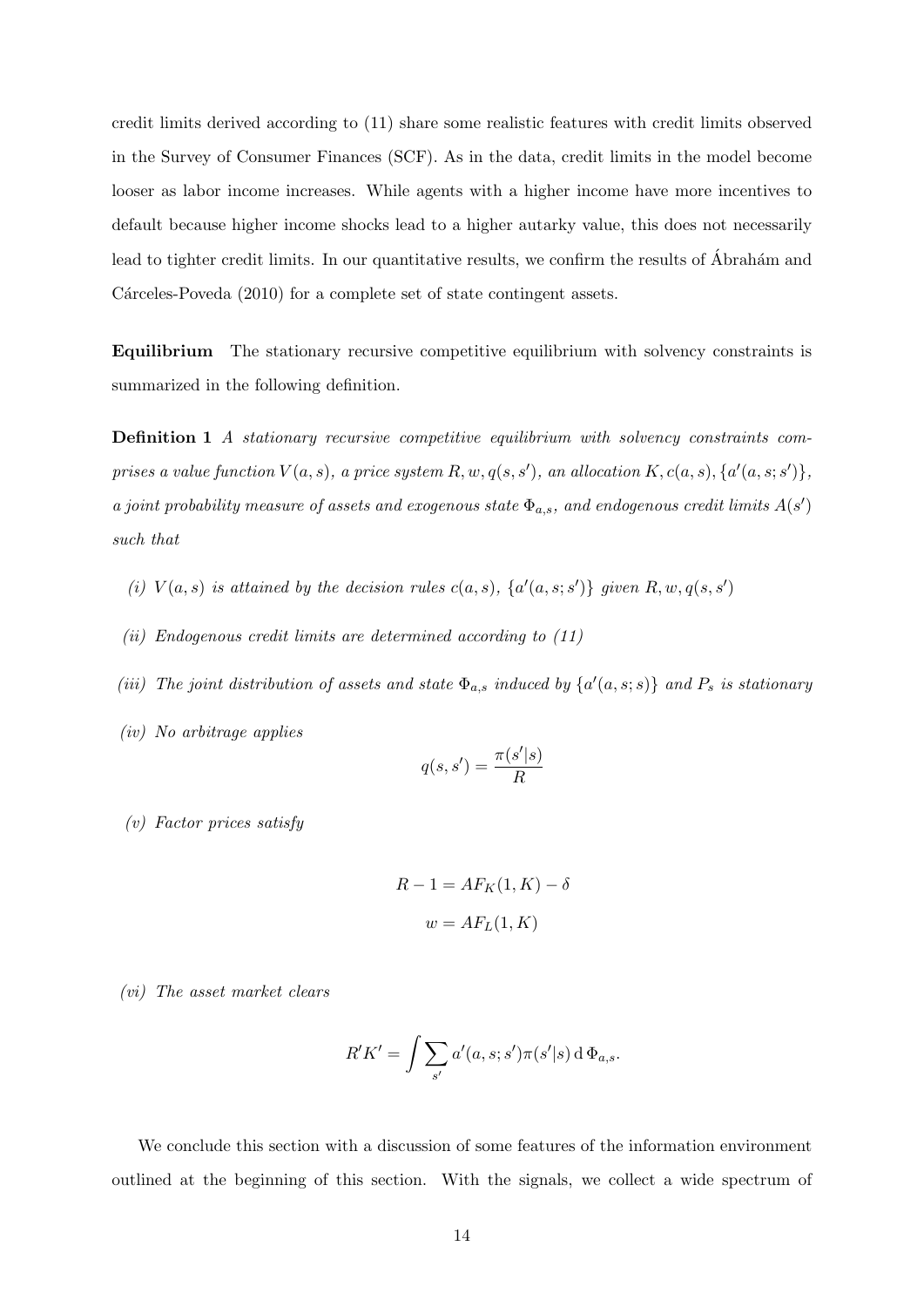credit limits derived according to (11) share some realistic features with credit limits observed in the Survey of Consumer Finances (SCF). As in the data, credit limits in the model become looser as labor income increases. While agents with a higher income have more incentives to default because higher income shocks lead to a higher autarky value, this does not necessarily lead to tighter credit limits. In our quantitative results, we confirm the results of Ábrahám and Cárceles-Poveda (2010) for a complete set of state contingent assets.

**Equilibrium** The stationary recursive competitive equilibrium with solvency constraints is summarized in the following definition.

**Definition 1** *A stationary recursive competitive equilibrium with solvency constraints comprises a value function $V(a, s)$, a price system $R, w, q(s, s')$, an allocation $K, c(a, s), \{a'(a, s; s')\}$, a joint probability measure of assets and exogenous state $\Phi_{a,s}$, and endogenous credit limits $A(s')$ such that*

*(i) $V(a, s)$ is attained by the decision rules $c(a, s)$, $\{a'(a, s; s')\}$ given $R, w, q(s, s')$*

*(ii) Endogenous credit limits are determined according to (11)*

*(iii) The joint distribution of assets and state $\Phi_{a,s}$ induced by $\{a'(a, s; s)\}$ and $P_s$ is stationary*

*(iv) No arbitrage applies*

$$q(s, s') = \frac{\pi(s'|s)}{R}$$

*(v) Factor prices satisfy*

$$R - 1 = AF_K(1, K) - \delta$$

$$w = AF_L(1, K)$$

*(vi) The asset market clears*

$$R'K' = \int \sum_{s'} a'(a, s; s')\pi(s'|s) \, \mathrm{d}\, \Phi_{a,s}.$$

We conclude this section with a discussion of some features of the information environment outlined at the beginning of this section. With the signals, we collect a wide spectrum of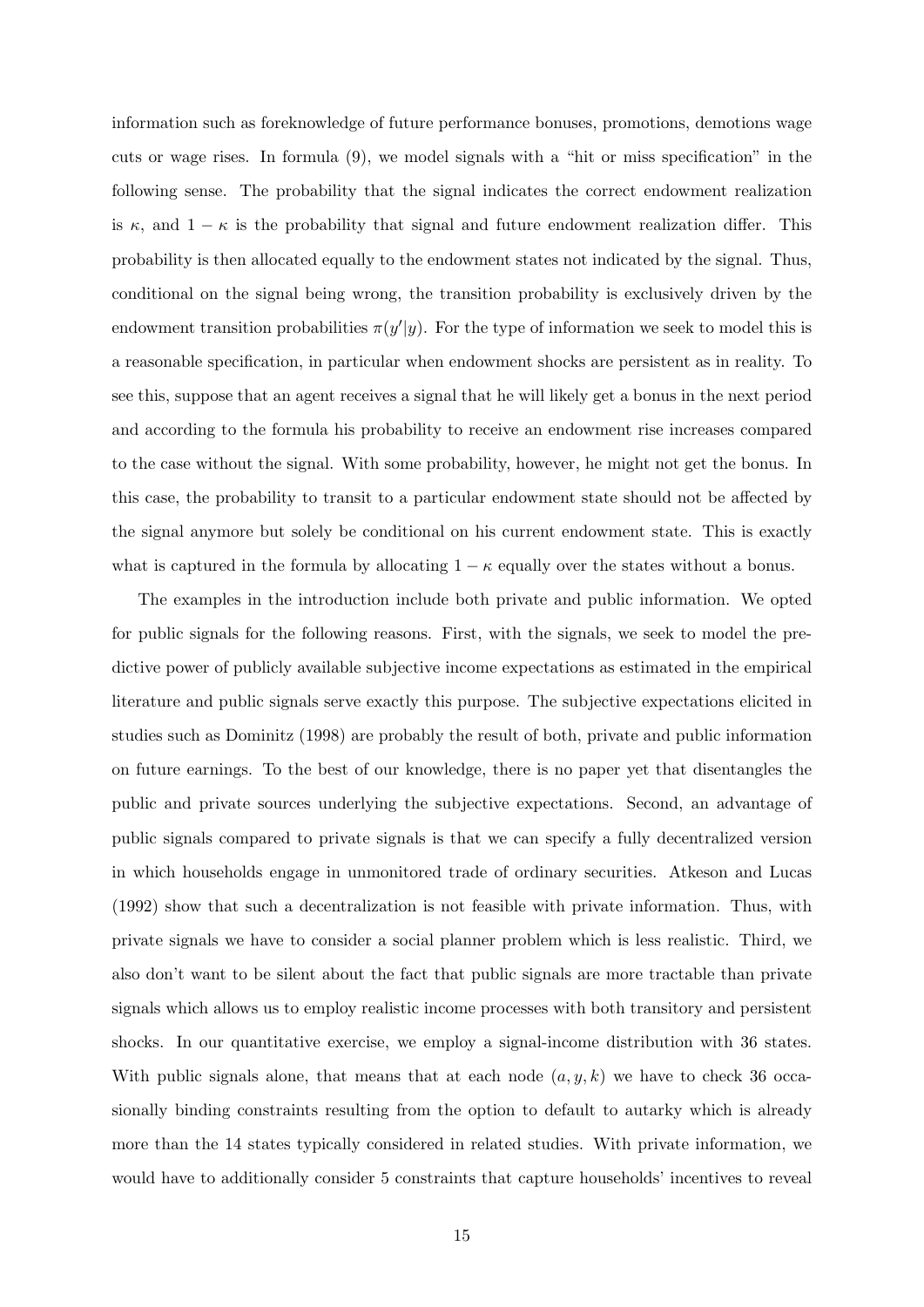information such as foreknowledge of future performance bonuses, promotions, demotions wage cuts or wage rises. In formula (9), we model signals with a "hit or miss specification" in the following sense. The probability that the signal indicates the correct endowment realization is $\kappa$, and $1 - \kappa$ is the probability that signal and future endowment realization differ. This probability is then allocated equally to the endowment states not indicated by the signal. Thus, conditional on the signal being wrong, the transition probability is exclusively driven by the endowment transition probabilities $\pi(y'|y)$. For the type of information we seek to model this is a reasonable specification, in particular when endowment shocks are persistent as in reality. To see this, suppose that an agent receives a signal that he will likely get a bonus in the next period and according to the formula his probability to receive an endowment rise increases compared to the case without the signal. With some probability, however, he might not get the bonus. In this case, the probability to transit to a particular endowment state should not be affected by the signal anymore but solely be conditional on his current endowment state. This is exactly what is captured in the formula by allocating $1 - \kappa$ equally over the states without a bonus.

The examples in the introduction include both private and public information. We opted for public signals for the following reasons. First, with the signals, we seek to model the predictive power of publicly available subjective income expectations as estimated in the empirical literature and public signals serve exactly this purpose. The subjective expectations elicited in studies such as Dominitz (1998) are probably the result of both, private and public information on future earnings. To the best of our knowledge, there is no paper yet that disentangles the public and private sources underlying the subjective expectations. Second, an advantage of public signals compared to private signals is that we can specify a fully decentralized version in which households engage in unmonitored trade of ordinary securities. Atkeson and Lucas (1992) show that such a decentralization is not feasible with private information. Thus, with private signals we have to consider a social planner problem which is less realistic. Third, we also don't want to be silent about the fact that public signals are more tractable than private signals which allows us to employ realistic income processes with both transitory and persistent shocks. In our quantitative exercise, we employ a signal-income distribution with 36 states. With public signals alone, that means that at each node $(a, y, k)$ we have to check 36 occasionally binding constraints resulting from the option to default to autarky which is already more than the 14 states typically considered in related studies. With private information, we would have to additionally consider 5 constraints that capture households' incentives to reveal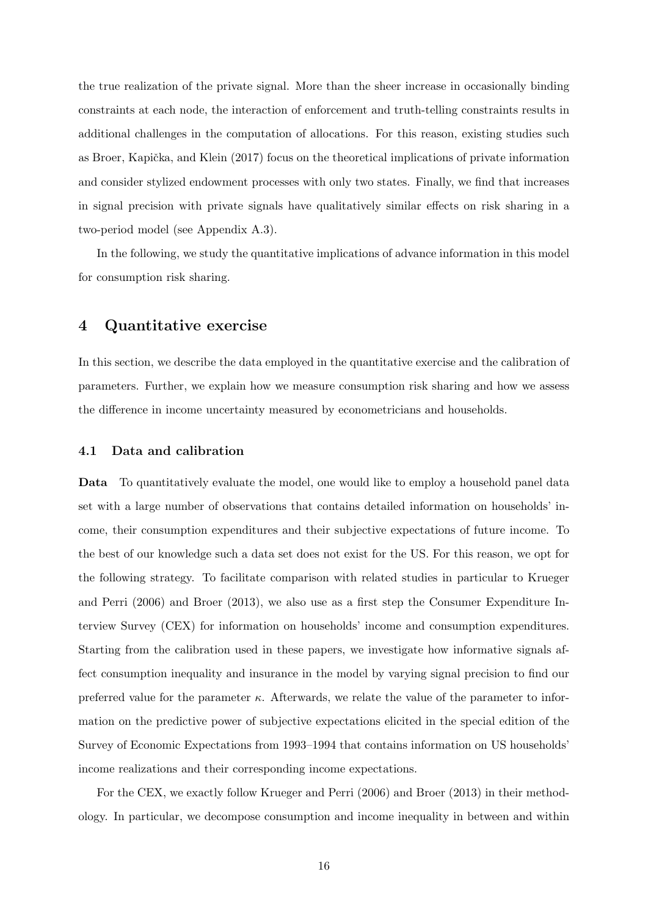the true realization of the private signal. More than the sheer increase in occasionally binding constraints at each node, the interaction of enforcement and truth-telling constraints results in additional challenges in the computation of allocations. For this reason, existing studies such as Broer, Kapička, and Klein (2017) focus on the theoretical implications of private information and consider stylized endowment processes with only two states. Finally, we find that increases in signal precision with private signals have qualitatively similar effects on risk sharing in a two-period model (see Appendix A.3).

In the following, we study the quantitative implications of advance information in this model for consumption risk sharing.

## 4 Quantitative exercise

In this section, we describe the data employed in the quantitative exercise and the calibration of parameters. Further, we explain how we measure consumption risk sharing and how we assess the difference in income uncertainty measured by econometricians and households.

### 4.1 Data and calibration

**Data** To quantitatively evaluate the model, one would like to employ a household panel data set with a large number of observations that contains detailed information on households' income, their consumption expenditures and their subjective expectations of future income. To the best of our knowledge such a data set does not exist for the US. For this reason, we opt for the following strategy. To facilitate comparison with related studies in particular to Krueger and Perri (2006) and Broer (2013), we also use as a first step the Consumer Expenditure Interview Survey (CEX) for information on households' income and consumption expenditures. Starting from the calibration used in these papers, we investigate how informative signals affect consumption inequality and insurance in the model by varying signal precision to find our preferred value for the parameter $\kappa$. Afterwards, we relate the value of the parameter to information on the predictive power of subjective expectations elicited in the special edition of the Survey of Economic Expectations from 1993–1994 that contains information on US households' income realizations and their corresponding income expectations.

For the CEX, we exactly follow Krueger and Perri (2006) and Broer (2013) in their methodology. In particular, we decompose consumption and income inequality in between and within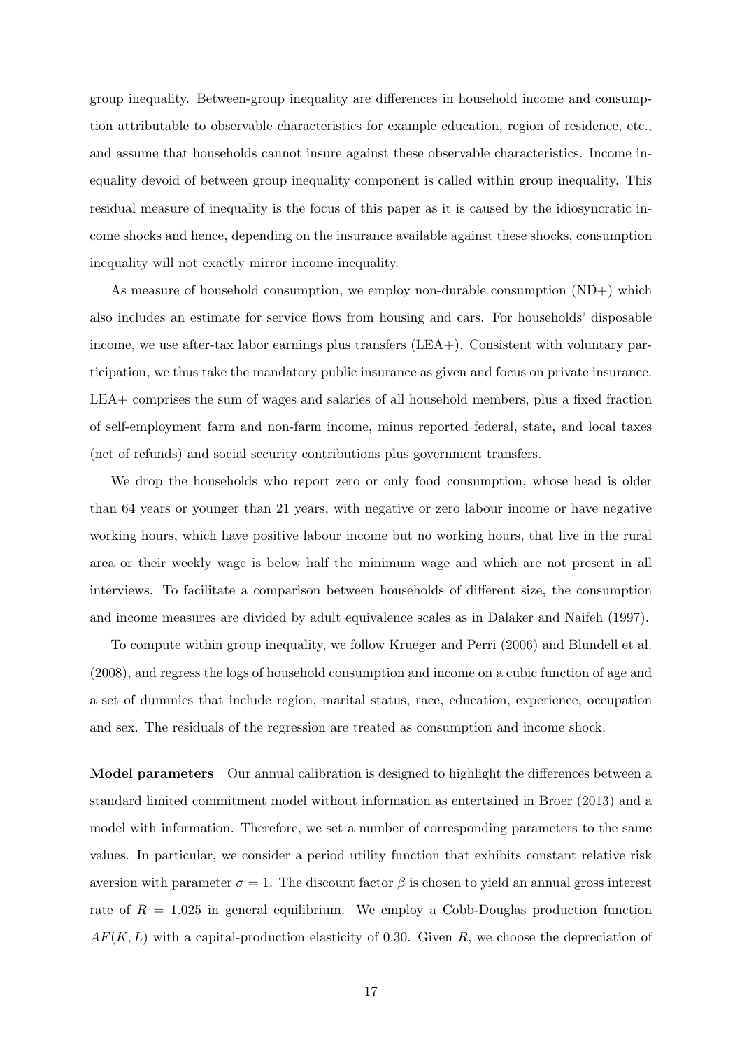group inequality. Between-group inequality are differences in household income and consumption attributable to observable characteristics for example education, region of residence, etc., and assume that households cannot insure against these observable characteristics. Income inequality devoid of between group inequality component is called within group inequality. This residual measure of inequality is the focus of this paper as it is caused by the idiosyncratic income shocks and hence, depending on the insurance available against these shocks, consumption inequality will not exactly mirror income inequality.

As measure of household consumption, we employ non-durable consumption (ND+) which also includes an estimate for service flows from housing and cars. For households' disposable income, we use after-tax labor earnings plus transfers (LEA+). Consistent with voluntary participation, we thus take the mandatory public insurance as given and focus on private insurance. LEA+ comprises the sum of wages and salaries of all household members, plus a fixed fraction of self-employment farm and non-farm income, minus reported federal, state, and local taxes (net of refunds) and social security contributions plus government transfers.

We drop the households who report zero or only food consumption, whose head is older than 64 years or younger than 21 years, with negative or zero labour income or have negative working hours, which have positive labour income but no working hours, that live in the rural area or their weekly wage is below half the minimum wage and which are not present in all interviews. To facilitate a comparison between households of different size, the consumption and income measures are divided by adult equivalence scales as in Dalaker and Naifeh (1997).

To compute within group inequality, we follow Krueger and Perri (2006) and Blundell et al. (2008), and regress the logs of household consumption and income on a cubic function of age and a set of dummies that include region, marital status, race, education, experience, occupation and sex. The residuals of the regression are treated as consumption and income shock.

**Model parameters** Our annual calibration is designed to highlight the differences between a standard limited commitment model without information as entertained in Broer (2013) and a model with information. Therefore, we set a number of corresponding parameters to the same values. In particular, we consider a period utility function that exhibits constant relative risk aversion with parameter $\sigma = 1$. The discount factor $\beta$ is chosen to yield an annual gross interest rate of $R = 1.025$ in general equilibrium. We employ a Cobb-Douglas production function $AF(K, L)$ with a capital-production elasticity of 0.30. Given $R$, we choose the depreciation of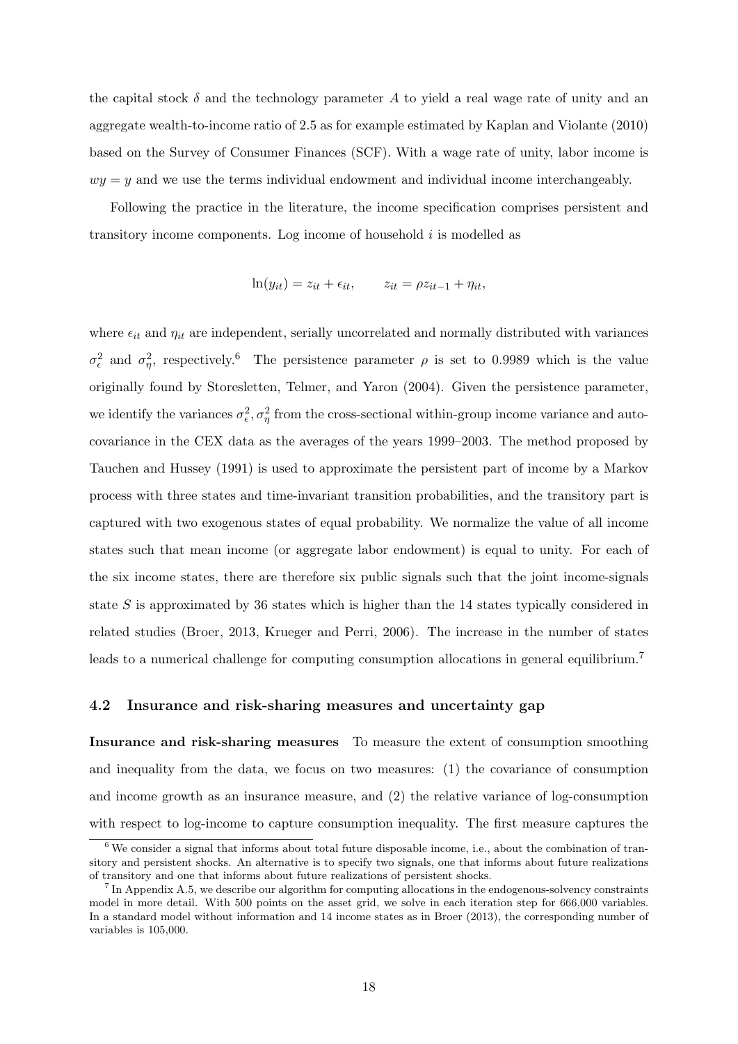the capital stock $\delta$ and the technology parameter $A$ to yield a real wage rate of unity and an aggregate wealth-to-income ratio of 2.5 as for example estimated by Kaplan and Violante (2010) based on the Survey of Consumer Finances (SCF). With a wage rate of unity, labor income is $wy = y$ and we use the terms individual endowment and individual income interchangeably.

Following the practice in the literature, the income specification comprises persistent and transitory income components. Log income of household $i$ is modelled as

$$\ln(y_{it}) = z_{it} + \epsilon_{it}, \qquad z_{it} = \rho z_{it-1} + \eta_{it},$$

where $\epsilon_{it}$ and $\eta_{it}$ are independent, serially uncorrelated and normally distributed with variances $\sigma_\epsilon^2$ and $\sigma_\eta^2$, respectively.[6] The persistence parameter $\rho$ is set to 0.9989 which is the value originally found by Storesletten, Telmer, and Yaron (2004). Given the persistence parameter, we identify the variances $\sigma_\epsilon^2, \sigma_\eta^2$ from the cross-sectional within-group income variance and auto-covariance in the CEX data as the averages of the years 1999–2003. The method proposed by Tauchen and Hussey (1991) is used to approximate the persistent part of income by a Markov process with three states and time-invariant transition probabilities, and the transitory part is captured with two exogenous states of equal probability. We normalize the value of all income states such that mean income (or aggregate labor endowment) is equal to unity. For each of the six income states, there are therefore six public signals such that the joint income-signals state $S$ is approximated by 36 states which is higher than the 14 states typically considered in related studies (Broer, 2013, Krueger and Perri, 2006). The increase in the number of states leads to a numerical challenge for computing consumption allocations in general equilibrium.[7]

### 4.2 Insurance and risk-sharing measures and uncertainty gap

**Insurance and risk-sharing measures** To measure the extent of consumption smoothing and inequality from the data, we focus on two measures: (1) the covariance of consumption and income growth as an insurance measure, and (2) the relative variance of log-consumption with respect to log-income to capture consumption inequality. The first measure captures the

[6] We consider a signal that informs about total future disposable income, i.e., about the combination of transitory and persistent shocks. An alternative is to specify two signals, one that informs about future realizations of transitory and one that informs about future realizations of persistent shocks.

[7] In Appendix A.5, we describe our algorithm for computing allocations in the endogenous-solvency constraints model in more detail. With 500 points on the asset grid, we solve in each iteration step for 666,000 variables. In a standard model without information and 14 income states as in Broer (2013), the corresponding number of variables is 105,000.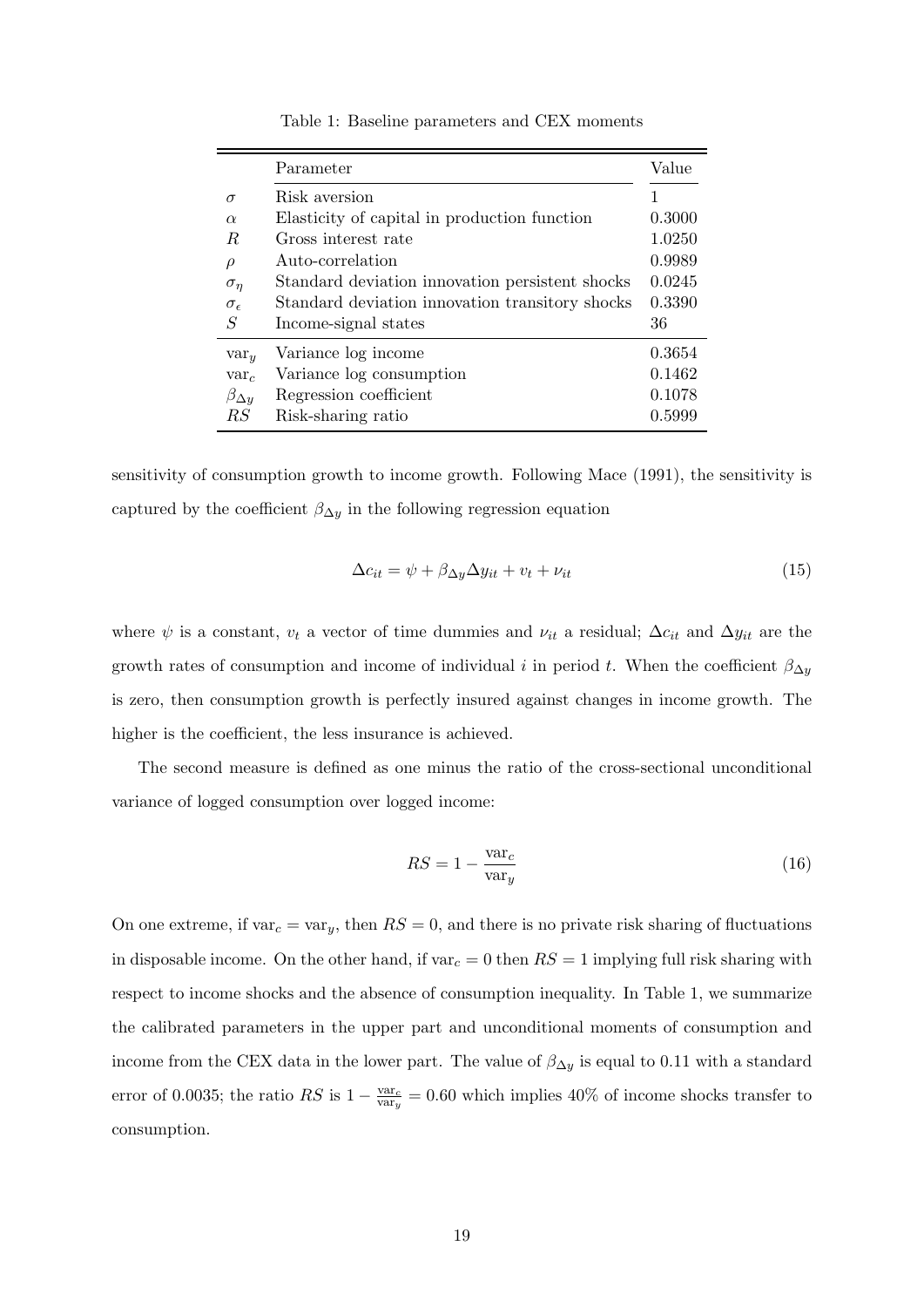Table 1: Baseline parameters and CEX moments

| | Parameter | Value |
|---|---|---|
| $\sigma$ | Risk aversion | 1 |
| $\alpha$ | Elasticity of capital in production function | 0.3000 |
| $R$ | Gross interest rate | 1.0250 |
| $\rho$ | Auto-correlation | 0.9989 |
| $\sigma_\eta$ | Standard deviation innovation persistent shocks | 0.0245 |
| $\sigma_\epsilon$ | Standard deviation innovation transitory shocks | 0.3390 |
| $S$ | Income-signal states | 36 |
| $\text{var}_y$ | Variance log income | 0.3654 |
| $\text{var}_c$ | Variance log consumption | 0.1462 |
| $\beta_{\Delta y}$ | Regression coefficient | 0.1078 |
| $RS$ | Risk-sharing ratio | 0.5999 |

sensitivity of consumption growth to income growth. Following Mace (1991), the sensitivity is captured by the coefficient $\beta_{\Delta y}$ in the following regression equation

$$\Delta c_{it} = \psi + \beta_{\Delta y} \Delta y_{it} + v_t + \nu_{it} \tag{15}$$

where $\psi$ is a constant, $v_t$ a vector of time dummies and $\nu_{it}$ a residual; $\Delta c_{it}$ and $\Delta y_{it}$ are the growth rates of consumption and income of individual $i$ in period $t$. When the coefficient $\beta_{\Delta y}$ is zero, then consumption growth is perfectly insured against changes in income growth. The higher is the coefficient, the less insurance is achieved.

The second measure is defined as one minus the ratio of the cross-sectional unconditional variance of logged consumption over logged income:

$$RS = 1 - \frac{\text{var}_c}{\text{var}_y} \tag{16}$$

On one extreme, if $\text{var}_c = \text{var}_y$, then $RS = 0$, and there is no private risk sharing of fluctuations in disposable income. On the other hand, if $\text{var}_c = 0$ then $RS = 1$ implying full risk sharing with respect to income shocks and the absence of consumption inequality. In Table 1, we summarize the calibrated parameters in the upper part and unconditional moments of consumption and income from the CEX data in the lower part. The value of $\beta_{\Delta y}$ is equal to 0.11 with a standard error of 0.0035; the ratio $RS$ is $1 - \frac{\text{var}_c}{\text{var}_y} = 0.60$ which implies 40% of income shocks transfer to consumption.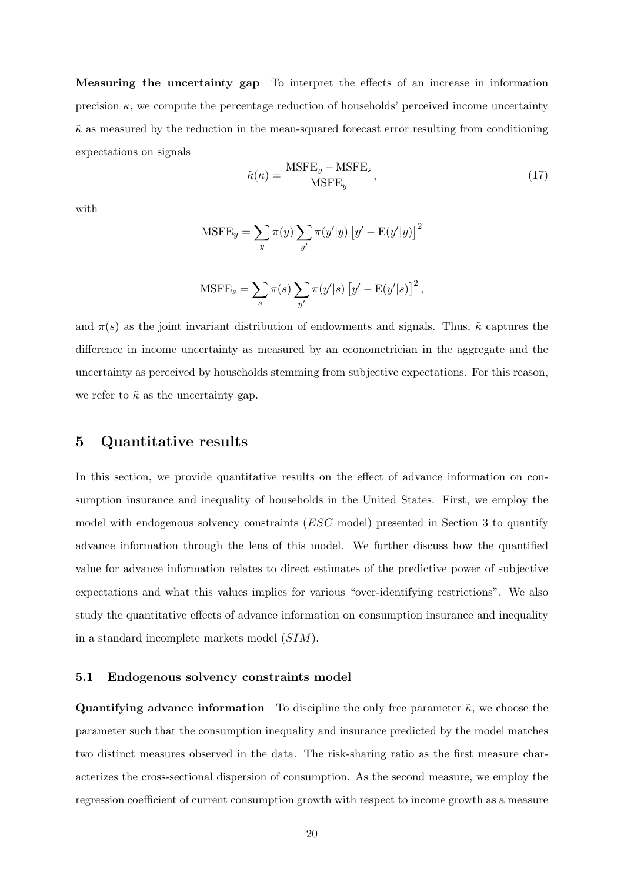**Measuring the uncertainty gap** To interpret the effects of an increase in information precision $\kappa$, we compute the percentage reduction of households' perceived income uncertainty $\tilde{\kappa}$ as measured by the reduction in the mean-squared forecast error resulting from conditioning expectations on signals

$$
\tilde{\kappa}(\kappa) = \frac{\text{MSFE}_y - \text{MSFE}_s}{\text{MSFE}_y}, \tag{17}
$$

with

$$
\text{MSFE}_y = \sum_y \pi(y) \sum_{y'} \pi(y'|y) \left[ y' - \text{E}(y'|y) \right]^2
$$

$$
\text{MSFE}_s = \sum_s \pi(s) \sum_{y'} \pi(y'|s) \left[ y' - \text{E}(y'|s) \right]^2,
$$

and $\pi(s)$ as the joint invariant distribution of endowments and signals. Thus, $\tilde{\kappa}$ captures the difference in income uncertainty as measured by an econometrician in the aggregate and the uncertainty as perceived by households stemming from subjective expectations. For this reason, we refer to $\tilde{\kappa}$ as the uncertainty gap.

# 5 Quantitative results

In this section, we provide quantitative results on the effect of advance information on consumption insurance and inequality of households in the United States. First, we employ the model with endogenous solvency constraints (*ESC* model) presented in Section 3 to quantify advance information through the lens of this model. We further discuss how the quantified value for advance information relates to direct estimates of the predictive power of subjective expectations and what this values implies for various "over-identifying restrictions". We also study the quantitative effects of advance information on consumption insurance and inequality in a standard incomplete markets model (*SIM*).

## 5.1 Endogenous solvency constraints model

**Quantifying advance information** To discipline the only free parameter $\tilde{\kappa}$, we choose the parameter such that the consumption inequality and insurance predicted by the model matches two distinct measures observed in the data. The risk-sharing ratio as the first measure characterizes the cross-sectional dispersion of consumption. As the second measure, we employ the regression coefficient of current consumption growth with respect to income growth as a measure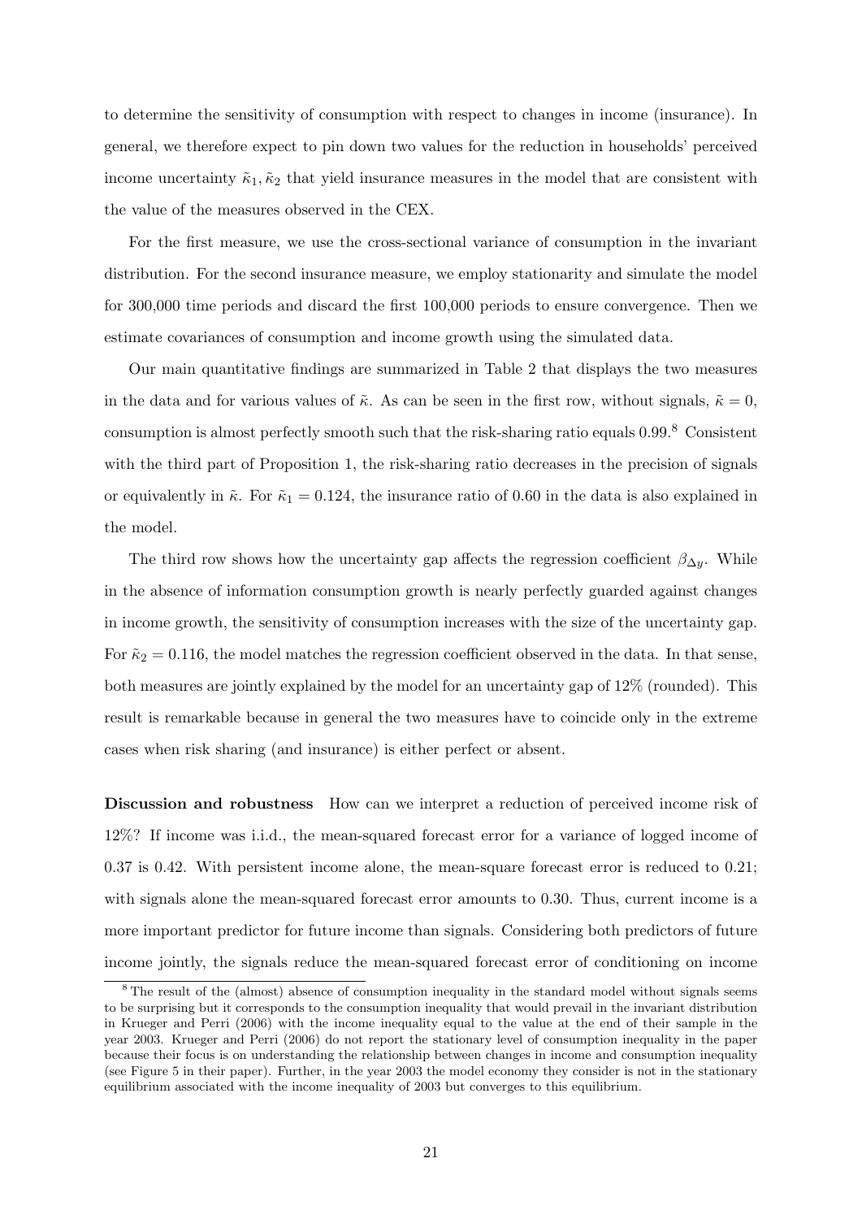to determine the sensitivity of consumption with respect to changes in income (insurance). In general, we therefore expect to pin down two values for the reduction in households' perceived income uncertainty $\tilde{\kappa}_1, \tilde{\kappa}_2$ that yield insurance measures in the model that are consistent with the value of the measures observed in the CEX.

For the first measure, we use the cross-sectional variance of consumption in the invariant distribution. For the second insurance measure, we employ stationarity and simulate the model for 300,000 time periods and discard the first 100,000 periods to ensure convergence. Then we estimate covariances of consumption and income growth using the simulated data.

Our main quantitative findings are summarized in Table 2 that displays the two measures in the data and for various values of $\tilde{\kappa}$. As can be seen in the first row, without signals, $\tilde{\kappa} = 0$, consumption is almost perfectly smooth such that the risk-sharing ratio equals 0.99.[8] Consistent with the third part of Proposition 1, the risk-sharing ratio decreases in the precision of signals or equivalently in $\tilde{\kappa}$. For $\tilde{\kappa}_1 = 0.124$, the insurance ratio of 0.60 in the data is also explained in the model.

The third row shows how the uncertainty gap affects the regression coefficient $\beta_{\Delta y}$. While in the absence of information consumption growth is nearly perfectly guarded against changes in income growth, the sensitivity of consumption increases with the size of the uncertainty gap. For $\tilde{\kappa}_2 = 0.116$, the model matches the regression coefficient observed in the data. In that sense, both measures are jointly explained by the model for an uncertainty gap of 12% (rounded). This result is remarkable because in general the two measures have to coincide only in the extreme cases when risk sharing (and insurance) is either perfect or absent.

**Discussion and robustness** How can we interpret a reduction of perceived income risk of 12%? If income was i.i.d., the mean-squared forecast error for a variance of logged income of 0.37 is 0.42. With persistent income alone, the mean-square forecast error is reduced to 0.21; with signals alone the mean-squared forecast error amounts to 0.30. Thus, current income is a more important predictor for future income than signals. Considering both predictors of future income jointly, the signals reduce the mean-squared forecast error of conditioning on income

[8] The result of the (almost) absence of consumption inequality in the standard model without signals seems to be surprising but it corresponds to the consumption inequality that would prevail in the invariant distribution in Krueger and Perri (2006) with the income inequality equal to the value at the end of their sample in the year 2003. Krueger and Perri (2006) do not report the stationary level of consumption inequality in the paper because their focus is on understanding the relationship between changes in income and consumption inequality (see Figure 5 in their paper). Further, in the year 2003 the model economy they consider is not in the stationary equilibrium associated with the income inequality of 2003 but converges to this equilibrium.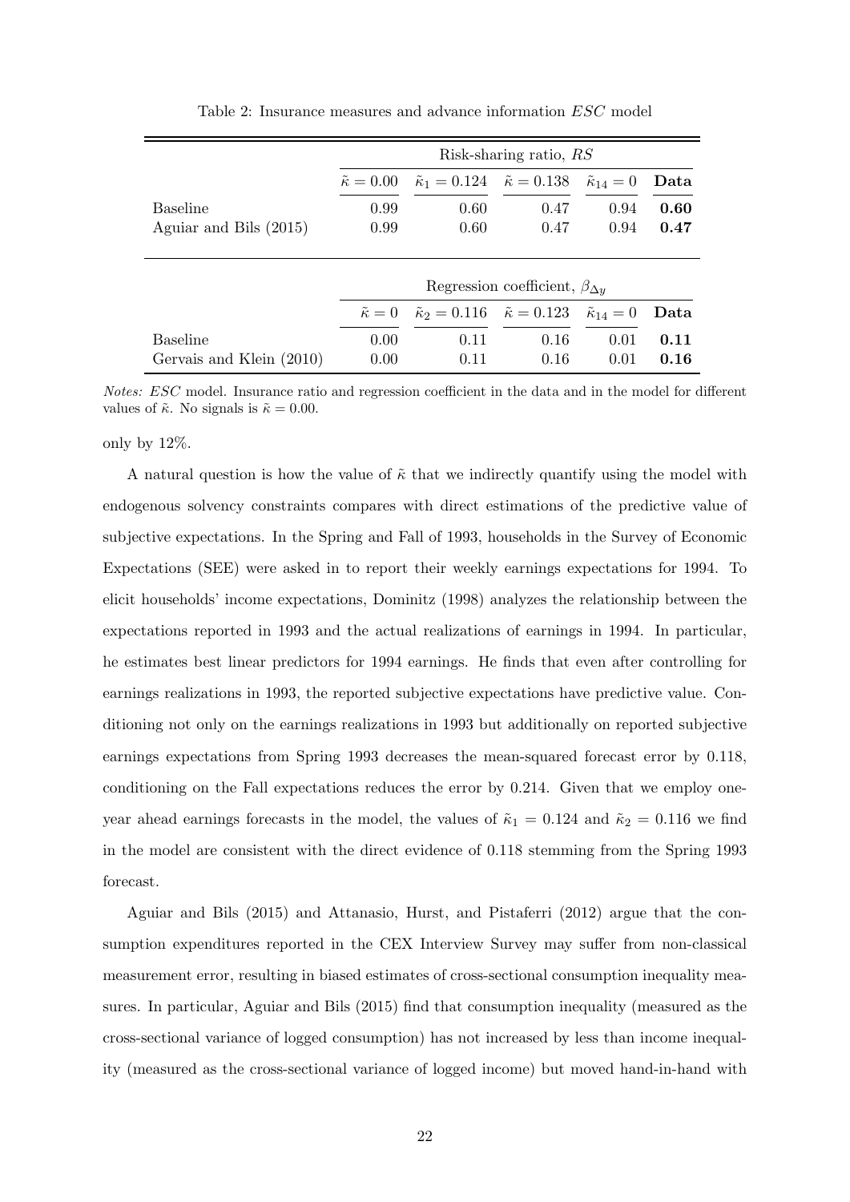Table 2: Insurance measures and advance information *ESC* model

| | Risk-sharing ratio, $RS$ | | | | |
|---|---|---|---|---|---|
| | $\tilde{\kappa} = 0.00$ | $\tilde{\kappa}_1 = 0.124$ | $\tilde{\kappa} = 0.138$ | $\tilde{\kappa}_{14} = 0$ | **Data** |
| Baseline | 0.99 | 0.60 | 0.47 | 0.94 | **0.60** |
| Aguiar and Bils (2015) | 0.99 | 0.60 | 0.47 | 0.94 | **0.47** |
| | Regression coefficient, $\beta_{\Delta y}$ | | | | |
| | $\tilde{\kappa} = 0$ | $\tilde{\kappa}_2 = 0.116$ | $\tilde{\kappa} = 0.123$ | $\tilde{\kappa}_{14} = 0$ | **Data** |
| Baseline | 0.00 | 0.11 | 0.16 | 0.01 | **0.11** |
| Gervais and Klein (2010) | 0.00 | 0.11 | 0.16 | 0.01 | **0.16** |

*Notes: ESC* model. Insurance ratio and regression coefficient in the data and in the model for different values of $\tilde{\kappa}$. No signals is $\tilde{\kappa} = 0.00$.

only by 12%.

A natural question is how the value of $\tilde{\kappa}$ that we indirectly quantify using the model with endogenous solvency constraints compares with direct estimations of the predictive value of subjective expectations. In the Spring and Fall of 1993, households in the Survey of Economic Expectations (SEE) were asked in to report their weekly earnings expectations for 1994. To elicit households' income expectations, Dominitz (1998) analyzes the relationship between the expectations reported in 1993 and the actual realizations of earnings in 1994. In particular, he estimates best linear predictors for 1994 earnings. He finds that even after controlling for earnings realizations in 1993, the reported subjective expectations have predictive value. Conditioning not only on the earnings realizations in 1993 but additionally on reported subjective earnings expectations from Spring 1993 decreases the mean-squared forecast error by 0.118, conditioning on the Fall expectations reduces the error by 0.214. Given that we employ one-year ahead earnings forecasts in the model, the values of $\tilde{\kappa}_1 = 0.124$ and $\tilde{\kappa}_2 = 0.116$ we find in the model are consistent with the direct evidence of 0.118 stemming from the Spring 1993 forecast.

Aguiar and Bils (2015) and Attanasio, Hurst, and Pistaferri (2012) argue that the consumption expenditures reported in the CEX Interview Survey may suffer from non-classical measurement error, resulting in biased estimates of cross-sectional consumption inequality measures. In particular, Aguiar and Bils (2015) find that consumption inequality (measured as the cross-sectional variance of logged consumption) has not increased by less than income inequality (measured as the cross-sectional variance of logged income) but moved hand-in-hand with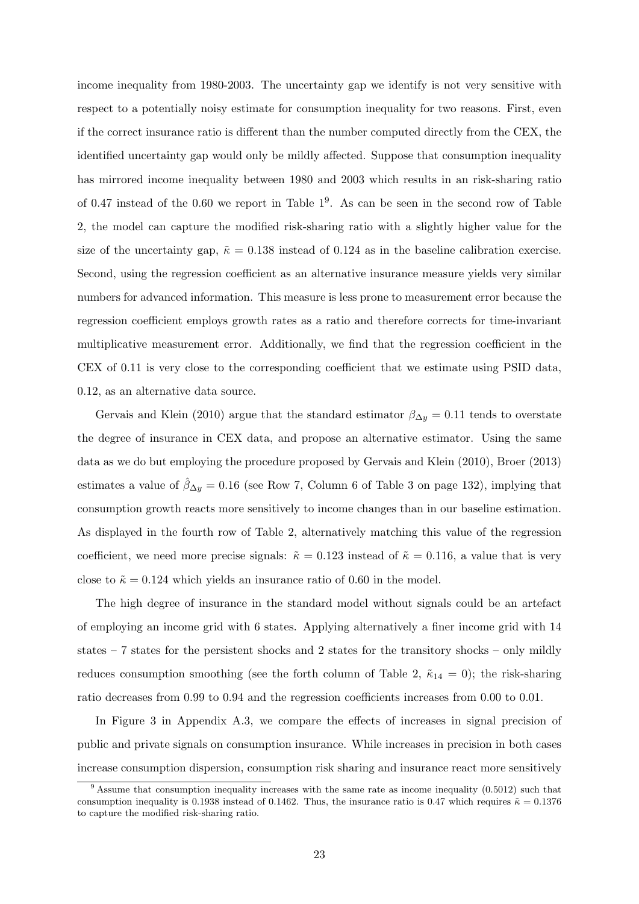income inequality from 1980-2003. The uncertainty gap we identify is not very sensitive with respect to a potentially noisy estimate for consumption inequality for two reasons. First, even if the correct insurance ratio is different than the number computed directly from the CEX, the identified uncertainty gap would only be mildly affected. Suppose that consumption inequality has mirrored income inequality between 1980 and 2003 which results in an risk-sharing ratio of 0.47 instead of the 0.60 we report in Table 1[9]. As can be seen in the second row of Table 2, the model can capture the modified risk-sharing ratio with a slightly higher value for the size of the uncertainty gap, $\tilde{\kappa} = 0.138$ instead of 0.124 as in the baseline calibration exercise. Second, using the regression coefficient as an alternative insurance measure yields very similar numbers for advanced information. This measure is less prone to measurement error because the regression coefficient employs growth rates as a ratio and therefore corrects for time-invariant multiplicative measurement error. Additionally, we find that the regression coefficient in the CEX of 0.11 is very close to the corresponding coefficient that we estimate using PSID data, 0.12, as an alternative data source.

Gervais and Klein (2010) argue that the standard estimator $\beta_{\Delta y} = 0.11$ tends to overstate the degree of insurance in CEX data, and propose an alternative estimator. Using the same data as we do but employing the procedure proposed by Gervais and Klein (2010), Broer (2013) estimates a value of $\hat{\beta}_{\Delta y} = 0.16$ (see Row 7, Column 6 of Table 3 on page 132), implying that consumption growth reacts more sensitively to income changes than in our baseline estimation. As displayed in the fourth row of Table 2, alternatively matching this value of the regression coefficient, we need more precise signals: $\tilde{\kappa} = 0.123$ instead of $\tilde{\kappa} = 0.116$, a value that is very close to $\tilde{\kappa} = 0.124$ which yields an insurance ratio of 0.60 in the model.

The high degree of insurance in the standard model without signals could be an artefact of employing an income grid with 6 states. Applying alternatively a finer income grid with 14 states – 7 states for the persistent shocks and 2 states for the transitory shocks – only mildly reduces consumption smoothing (see the forth column of Table 2, $\tilde{\kappa}_{14} = 0$); the risk-sharing ratio decreases from 0.99 to 0.94 and the regression coefficients increases from 0.00 to 0.01.

In Figure 3 in Appendix A.3, we compare the effects of increases in signal precision of public and private signals on consumption insurance. While increases in precision in both cases increase consumption dispersion, consumption risk sharing and insurance react more sensitively

[9] Assume that consumption inequality increases with the same rate as income inequality (0.5012) such that consumption inequality is 0.1938 instead of 0.1462. Thus, the insurance ratio is 0.47 which requires $\tilde{\kappa} = 0.1376$ to capture the modified risk-sharing ratio.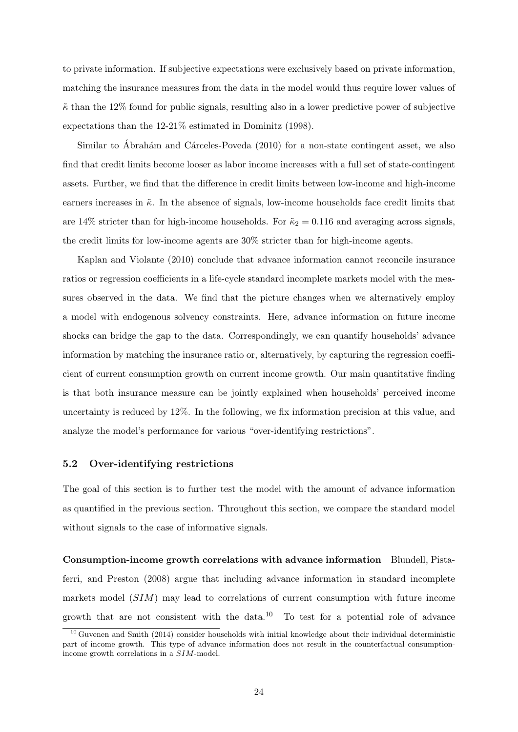to private information. If subjective expectations were exclusively based on private information, matching the insurance measures from the data in the model would thus require lower values of $\tilde{\kappa}$ than the 12% found for public signals, resulting also in a lower predictive power of subjective expectations than the 12-21% estimated in Dominitz (1998).

Similar to Ábrahám and Cárceles-Poveda (2010) for a non-state contingent asset, we also find that credit limits become looser as labor income increases with a full set of state-contingent assets. Further, we find that the difference in credit limits between low-income and high-income earners increases in $\tilde{\kappa}$. In the absence of signals, low-income households face credit limits that are 14% stricter than for high-income households. For $\tilde{\kappa}_2 = 0.116$ and averaging across signals, the credit limits for low-income agents are 30% stricter than for high-income agents.

Kaplan and Violante (2010) conclude that advance information cannot reconcile insurance ratios or regression coefficients in a life-cycle standard incomplete markets model with the measures observed in the data. We find that the picture changes when we alternatively employ a model with endogenous solvency constraints. Here, advance information on future income shocks can bridge the gap to the data. Correspondingly, we can quantify households' advance information by matching the insurance ratio or, alternatively, by capturing the regression coefficient of current consumption growth on current income growth. Our main quantitative finding is that both insurance measure can be jointly explained when households' perceived income uncertainty is reduced by 12%. In the following, we fix information precision at this value, and analyze the model's performance for various "over-identifying restrictions".

### 5.2 Over-identifying restrictions

The goal of this section is to further test the model with the amount of advance information as quantified in the previous section. Throughout this section, we compare the standard model without signals to the case of informative signals.

**Consumption-income growth correlations with advance information** Blundell, Pistaferri, and Preston (2008) argue that including advance information in standard incomplete markets model ($SIM$) may lead to correlations of current consumption with future income growth that are not consistent with the data.[10] To test for a potential role of advance

[10] Guvenen and Smith (2014) consider households with initial knowledge about their individual deterministic part of income growth. This type of advance information does not result in the counterfactual consumption-income growth correlations in a $SIM$-model.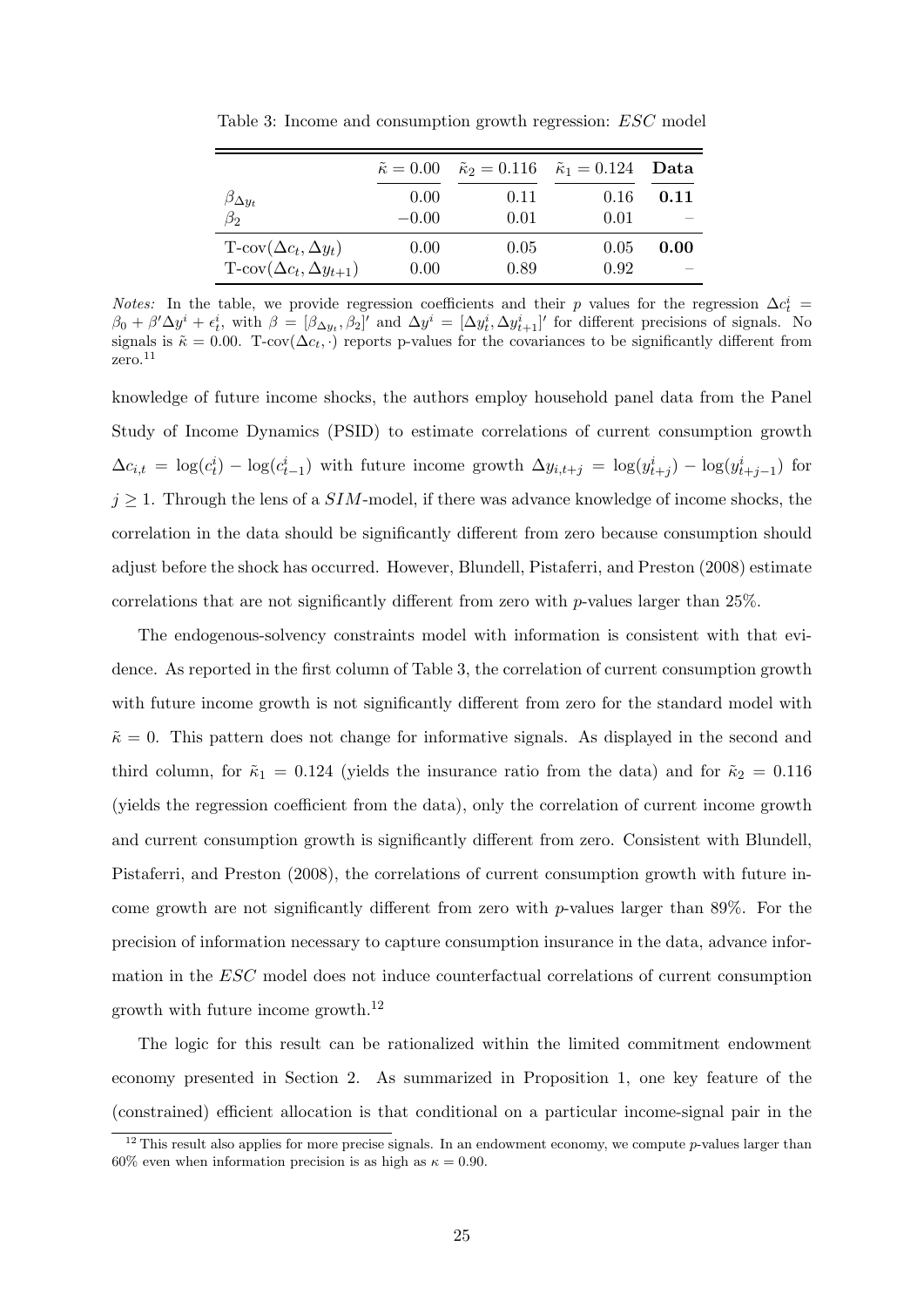Table 3: Income and consumption growth regression: *ESC* model

| | $\tilde{\kappa} = 0.00$ | $\tilde{\kappa}_2 = 0.116$ | $\tilde{\kappa}_1 = 0.124$ | **Data** |
|---|---|---|---|---|
| $\beta_{\Delta y_t}$ | 0.00 | 0.11 | 0.16 | **0.11** |
| $\beta_2$ | $-0.00$ | 0.01 | 0.01 | – |
| T-cov$(\Delta c_t, \Delta y_t)$ | 0.00 | 0.05 | 0.05 | **0.00** |
| T-cov$(\Delta c_t, \Delta y_{t+1})$ | 0.00 | 0.89 | 0.92 | – |

*Notes:* In the table, we provide regression coefficients and their $p$ values for the regression $\Delta c_t^i = \beta_0 + \beta' \Delta y^i + \epsilon_t^i$, with $\beta = [\beta_{\Delta y_t}, \beta_2]'$ and $\Delta y^i = [\Delta y_t^i, \Delta y_{t+1}^i]'$ for different precisions of signals. No signals is $\tilde{\kappa} = 0.00$. T-cov$(\Delta c_t, \cdot)$ reports p-values for the covariances to be significantly different from zero.[11]

knowledge of future income shocks, the authors employ household panel data from the Panel Study of Income Dynamics (PSID) to estimate correlations of current consumption growth $\Delta c_{i,t} = \log(c_t^i) - \log(c_{t-1}^i)$ with future income growth $\Delta y_{i,t+j} = \log(y_{t+j}^i) - \log(y_{t+j-1}^i)$ for $j \geq 1$. Through the lens of a *SIM*-model, if there was advance knowledge of income shocks, the correlation in the data should be significantly different from zero because consumption should adjust before the shock has occurred. However, Blundell, Pistaferri, and Preston (2008) estimate correlations that are not significantly different from zero with $p$-values larger than 25%.

The endogenous-solvency constraints model with information is consistent with that evidence. As reported in the first column of Table 3, the correlation of current consumption growth with future income growth is not significantly different from zero for the standard model with $\tilde{\kappa} = 0$. This pattern does not change for informative signals. As displayed in the second and third column, for $\tilde{\kappa}_1 = 0.124$ (yields the insurance ratio from the data) and for $\tilde{\kappa}_2 = 0.116$ (yields the regression coefficient from the data), only the correlation of current income growth and current consumption growth is significantly different from zero. Consistent with Blundell, Pistaferri, and Preston (2008), the correlations of current consumption growth with future income growth are not significantly different from zero with $p$-values larger than 89%. For the precision of information necessary to capture consumption insurance in the data, advance information in the *ESC* model does not induce counterfactual correlations of current consumption growth with future income growth.[12]

The logic for this result can be rationalized within the limited commitment endowment economy presented in Section 2. As summarized in Proposition 1, one key feature of the (constrained) efficient allocation is that conditional on a particular income-signal pair in the

[12] This result also applies for more precise signals. In an endowment economy, we compute $p$-values larger than 60% even when information precision is as high as $\kappa = 0.90$.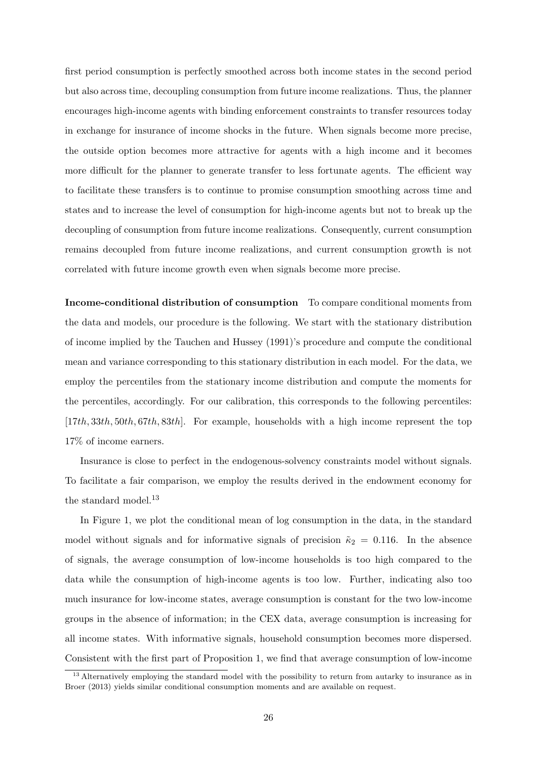first period consumption is perfectly smoothed across both income states in the second period but also across time, decoupling consumption from future income realizations. Thus, the planner encourages high-income agents with binding enforcement constraints to transfer resources today in exchange for insurance of income shocks in the future. When signals become more precise, the outside option becomes more attractive for agents with a high income and it becomes more difficult for the planner to generate transfer to less fortunate agents. The efficient way to facilitate these transfers is to continue to promise consumption smoothing across time and states and to increase the level of consumption for high-income agents but not to break up the decoupling of consumption from future income realizations. Consequently, current consumption remains decoupled from future income realizations, and current consumption growth is not correlated with future income growth even when signals become more precise.

**Income-conditional distribution of consumption** To compare conditional moments from the data and models, our procedure is the following. We start with the stationary distribution of income implied by the Tauchen and Hussey (1991)'s procedure and compute the conditional mean and variance corresponding to this stationary distribution in each model. For the data, we employ the percentiles from the stationary income distribution and compute the moments for the percentiles, accordingly. For our calibration, this corresponds to the following percentiles: $[17th, 33th, 50th, 67th, 83th]$. For example, households with a high income represent the top 17% of income earners.

Insurance is close to perfect in the endogenous-solvency constraints model without signals. To facilitate a fair comparison, we employ the results derived in the endowment economy for the standard model.[13]

In Figure 1, we plot the conditional mean of log consumption in the data, in the standard model without signals and for informative signals of precision $\tilde{\kappa}_2 = 0.116$. In the absence of signals, the average consumption of low-income households is too high compared to the data while the consumption of high-income agents is too low. Further, indicating also too much insurance for low-income states, average consumption is constant for the two low-income groups in the absence of information; in the CEX data, average consumption is increasing for all income states. With informative signals, household consumption becomes more dispersed. Consistent with the first part of Proposition 1, we find that average consumption of low-income

[13] Alternatively employing the standard model with the possibility to return from autarky to insurance as in Broer (2013) yields similar conditional consumption moments and are available on request.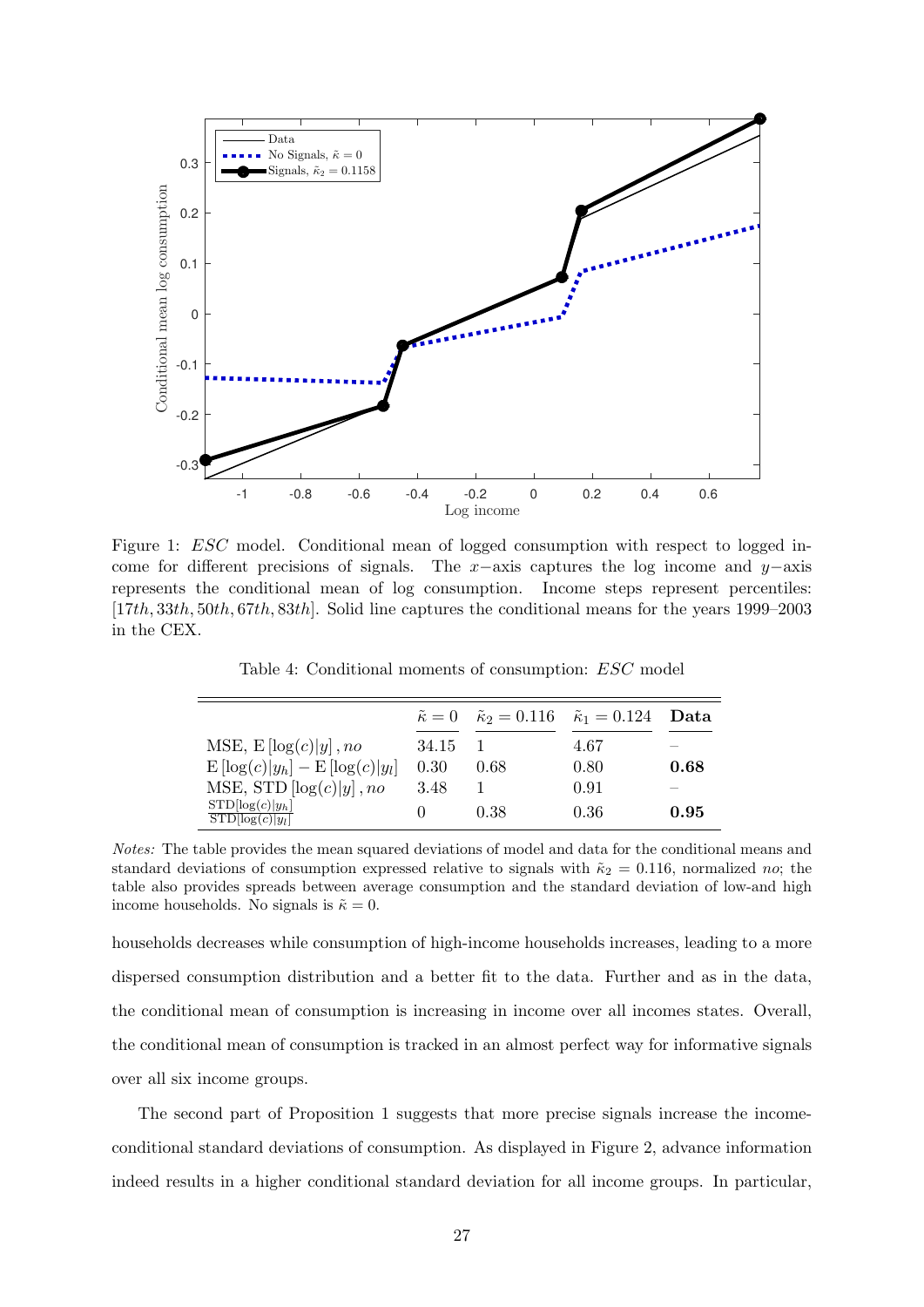Figure 1: *ESC* model. Conditional mean of logged consumption with respect to logged income for different precisions of signals. The $x$−axis captures the log income and $y$−axis represents the conditional mean of log consumption. Income steps represent percentiles: $[17th, 33th, 50th, 67th, 83th]$. Solid line captures the conditional means for the years 1999–2003 in the CEX.

Table 4: Conditional moments of consumption: *ESC* model

| | $\tilde{\kappa} = 0$ | $\tilde{\kappa}_2 = 0.116$ | $\tilde{\kappa}_1 = 0.124$ | **Data** |
|---|---|---|---|---|
| MSE, $\mathrm{E}[\log(c)\|y]$ , $no$ | 34.15 | 1 | 4.67 | – |
| $\mathrm{E}[\log(c)\|y_h] - \mathrm{E}[\log(c)\|y_l]$ | 0.30 | 0.68 | 0.80 | **0.68** |
| MSE, STD $[\log(c)\|y]$ , $no$ | 3.48 | 1 | 0.91 | – |
| $\frac{\mathrm{STD}[\log(c)\|y_h]}{\mathrm{STD}[\log(c)\|y_l]}$ | 0 | 0.38 | 0.36 | **0.95** |

*Notes:* The table provides the mean squared deviations of model and data for the conditional means and standard deviations of consumption expressed relative to signals with $\tilde{\kappa}_2 = 0.116$, normalized $no$; the table also provides spreads between average consumption and the standard deviation of low-and high income households. No signals is $\tilde{\kappa} = 0$.

households decreases while consumption of high-income households increases, leading to a more dispersed consumption distribution and a better fit to the data. Further and as in the data, the conditional mean of consumption is increasing in income over all incomes states. Overall, the conditional mean of consumption is tracked in an almost perfect way for informative signals over all six income groups.

The second part of Proposition 1 suggests that more precise signals increase the income-conditional standard deviations of consumption. As displayed in Figure 2, advance information indeed results in a higher conditional standard deviation for all income groups. In particular,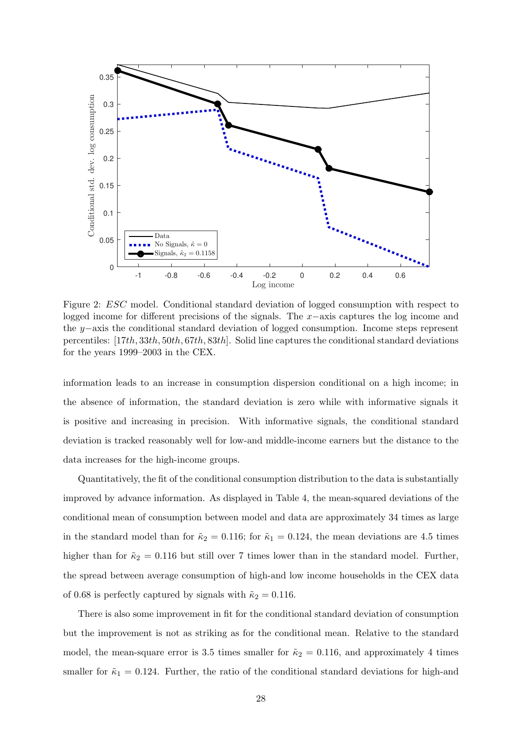Figure 2: *ESC* model. Conditional standard deviation of logged consumption with respect to logged income for different precisions of the signals. The $x-$axis captures the log income and the $y-$axis the conditional standard deviation of logged consumption. Income steps represent percentiles: $[17th, 33th, 50th, 67th, 83th]$. Solid line captures the conditional standard deviations for the years 1999–2003 in the CEX.

information leads to an increase in consumption dispersion conditional on a high income; in the absence of information, the standard deviation is zero while with informative signals it is positive and increasing in precision. With informative signals, the conditional standard deviation is tracked reasonably well for low-and middle-income earners but the distance to the data increases for the high-income groups.

Quantitatively, the fit of the conditional consumption distribution to the data is substantially improved by advance information. As displayed in Table 4, the mean-squared deviations of the conditional mean of consumption between model and data are approximately 34 times as large in the standard model than for $\tilde{\kappa}_2 = 0.116$; for $\tilde{\kappa}_1 = 0.124$, the mean deviations are 4.5 times higher than for $\tilde{\kappa}_2 = 0.116$ but still over 7 times lower than in the standard model. Further, the spread between average consumption of high-and low income households in the CEX data of 0.68 is perfectly captured by signals with $\tilde{\kappa}_2 = 0.116$.

There is also some improvement in fit for the conditional standard deviation of consumption but the improvement is not as striking as for the conditional mean. Relative to the standard model, the mean-square error is 3.5 times smaller for $\tilde{\kappa}_2 = 0.116$, and approximately 4 times smaller for $\tilde{\kappa}_1 = 0.124$. Further, the ratio of the conditional standard deviations for high-and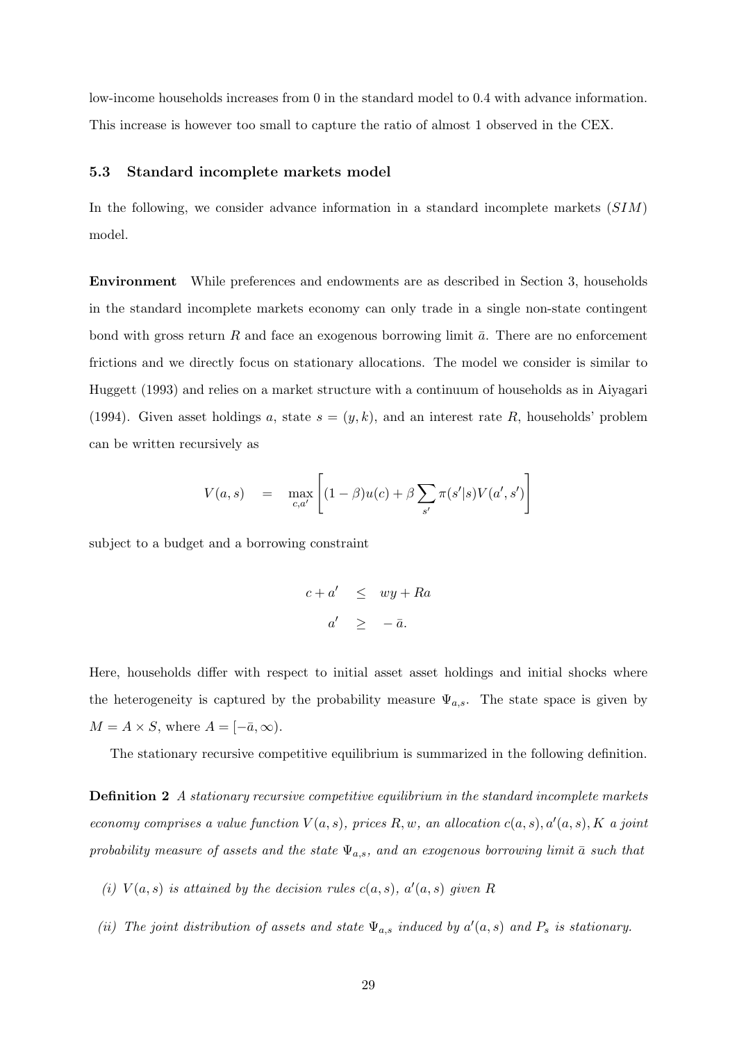low-income households increases from 0 in the standard model to 0.4 with advance information. This increase is however too small to capture the ratio of almost 1 observed in the CEX.

### 5.3 Standard incomplete markets model

In the following, we consider advance information in a standard incomplete markets ($SIM$) model.

**Environment** While preferences and endowments are as described in Section 3, households in the standard incomplete markets economy can only trade in a single non-state contingent bond with gross return $R$ and face an exogenous borrowing limit $\bar{a}$. There are no enforcement frictions and we directly focus on stationary allocations. The model we consider is similar to Huggett (1993) and relies on a market structure with a continuum of households as in Aiyagari (1994). Given asset holdings $a$, state $s = (y, k)$, and an interest rate $R$, households' problem can be written recursively as

$$V(a,s) \quad = \quad \max_{c,a'} \left[ (1-\beta)u(c) + \beta \sum_{s'} \pi(s'|s) V(a',s') \right]$$

subject to a budget and a borrowing constraint

$$\begin{aligned} c + a' \quad &\leq \quad wy + Ra \\ a' \quad &\geq \quad -\bar{a}. \end{aligned}$$

Here, households differ with respect to initial asset asset holdings and initial shocks where the heterogeneity is captured by the probability measure $\Psi_{a,s}$. The state space is given by $M = A \times S$, where $A = [-\bar{a}, \infty)$.

The stationary recursive competitive equilibrium is summarized in the following definition.

**Definition 2** *A stationary recursive competitive equilibrium in the standard incomplete markets economy comprises a value function $V(a,s)$, prices $R, w$, an allocation $c(a,s), a'(a,s), K$ a joint probability measure of assets and the state $\Psi_{a,s}$, and an exogenous borrowing limit $\bar{a}$ such that*

*(i) $V(a,s)$ is attained by the decision rules $c(a,s)$, $a'(a,s)$ given $R$*

*(ii) The joint distribution of assets and state $\Psi_{a,s}$ induced by $a'(a,s)$ and $P_s$ is stationary.*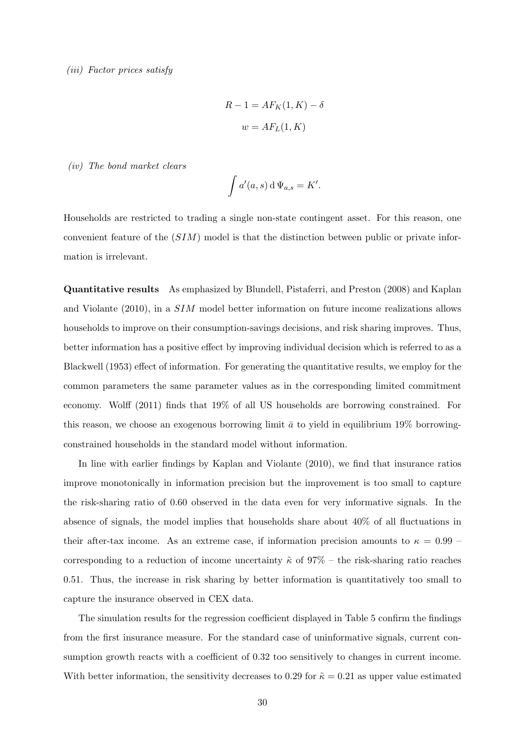*(iii) Factor prices satisfy*

$$R - 1 = AF_K(1, K) - \delta$$

$$w = AF_L(1, K)$$

*(iv) The bond market clears*

$$\int a'(a, s) \, \mathrm{d}\, \Psi_{a,s} = K'.$$

Households are restricted to trading a single non-state contingent asset. For this reason, one convenient feature of the $(SIM)$ model is that the distinction between public or private information is irrelevant.

**Quantitative results** As emphasized by Blundell, Pistaferri, and Preston (2008) and Kaplan and Violante (2010), in a $SIM$ model better information on future income realizations allows households to improve on their consumption-savings decisions, and risk sharing improves. Thus, better information has a positive effect by improving individual decision which is referred to as a Blackwell (1953) effect of information. For generating the quantitative results, we employ for the common parameters the same parameter values as in the corresponding limited commitment economy. Wolff (2011) finds that 19% of all US households are borrowing constrained. For this reason, we choose an exogenous borrowing limit $\bar{a}$ to yield in equilibrium 19% borrowing-constrained households in the standard model without information.

In line with earlier findings by Kaplan and Violante (2010), we find that insurance ratios improve monotonically in information precision but the improvement is too small to capture the risk-sharing ratio of 0.60 observed in the data even for very informative signals. In the absence of signals, the model implies that households share about 40% of all fluctuations in their after-tax income. As an extreme case, if information precision amounts to $\kappa = 0.99$ – corresponding to a reduction of income uncertainty $\tilde{\kappa}$ of 97% – the risk-sharing ratio reaches 0.51. Thus, the increase in risk sharing by better information is quantitatively too small to capture the insurance observed in CEX data.

The simulation results for the regression coefficient displayed in Table 5 confirm the findings from the first insurance measure. For the standard case of uninformative signals, current consumption growth reacts with a coefficient of 0.32 too sensitively to changes in current income. With better information, the sensitivity decreases to 0.29 for $\tilde{\kappa} = 0.21$ as upper value estimated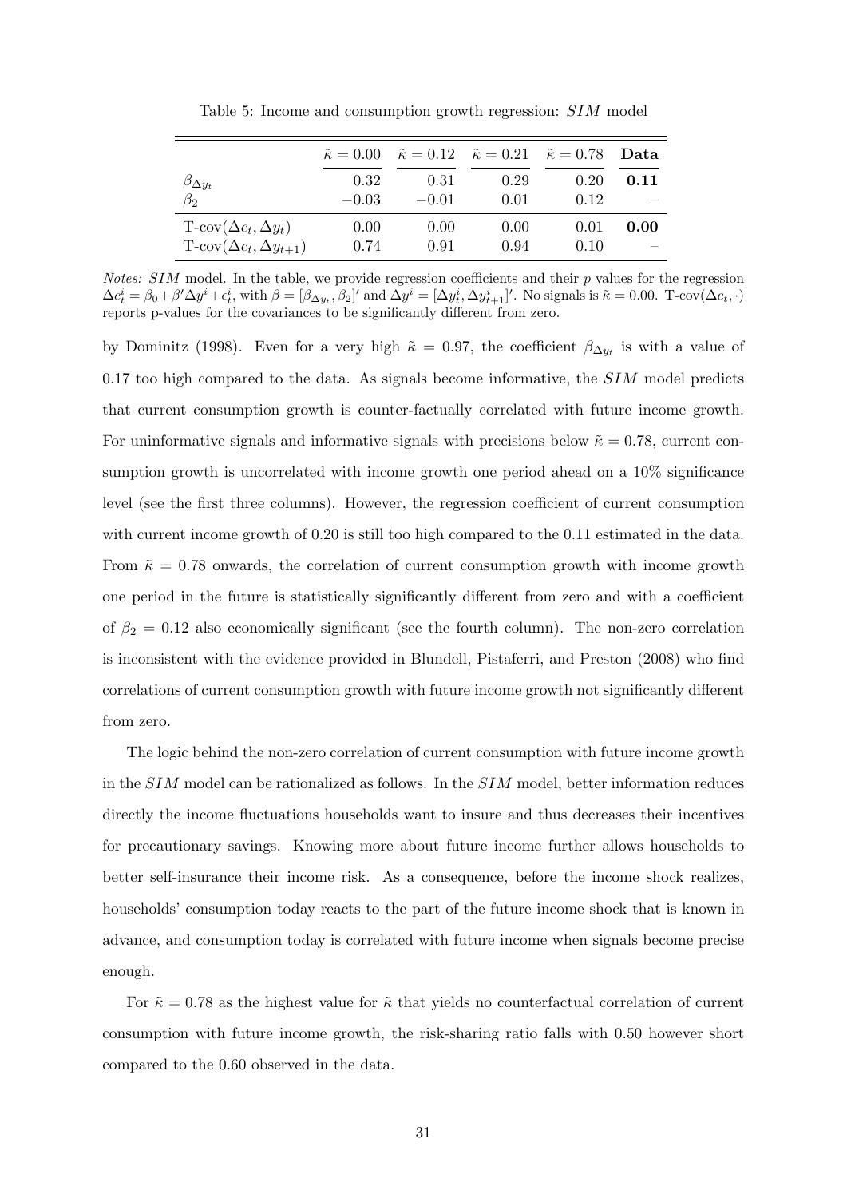Table 5: Income and consumption growth regression: *SIM* model

| | $\tilde{\kappa} = 0.00$ | $\tilde{\kappa} = 0.12$ | $\tilde{\kappa} = 0.21$ | $\tilde{\kappa} = 0.78$ | **Data** |
|---|---|---|---|---|---|
| $\beta_{\Delta y_t}$ | 0.32 | 0.31 | 0.29 | 0.20 | **0.11** |
| $\beta_2$ | $-0.03$ | $-0.01$ | 0.01 | 0.12 | – |
| T-cov$(\Delta c_t, \Delta y_t)$ | 0.00 | 0.00 | 0.00 | 0.01 | **0.00** |
| T-cov$(\Delta c_t, \Delta y_{t+1})$ | 0.74 | 0.91 | 0.94 | 0.10 | – |

*Notes: SIM* model. In the table, we provide regression coefficients and their $p$ values for the regression $\Delta c_t^i = \beta_0 + \beta' \Delta y^i + \epsilon_t^i$, with $\beta = [\beta_{\Delta y_t}, \beta_2]'$ and $\Delta y^i = [\Delta y_t^i, \Delta y_{t+1}^i]'$. No signals is $\tilde{\kappa} = 0.00$. T-cov$(\Delta c_t, \cdot)$ reports p-values for the covariances to be significantly different from zero.

by Dominitz (1998). Even for a very high $\tilde{\kappa} = 0.97$, the coefficient $\beta_{\Delta y_t}$ is with a value of 0.17 too high compared to the data. As signals become informative, the *SIM* model predicts that current consumption growth is counter-factually correlated with future income growth. For uninformative signals and informative signals with precisions below $\tilde{\kappa} = 0.78$, current consumption growth is uncorrelated with income growth one period ahead on a 10% significance level (see the first three columns). However, the regression coefficient of current consumption with current income growth of 0.20 is still too high compared to the 0.11 estimated in the data. From $\tilde{\kappa} = 0.78$ onwards, the correlation of current consumption growth with income growth one period in the future is statistically significantly different from zero and with a coefficient of $\beta_2 = 0.12$ also economically significant (see the fourth column). The non-zero correlation is inconsistent with the evidence provided in Blundell, Pistaferri, and Preston (2008) who find correlations of current consumption growth with future income growth not significantly different from zero.

The logic behind the non-zero correlation of current consumption with future income growth in the *SIM* model can be rationalized as follows. In the *SIM* model, better information reduces directly the income fluctuations households want to insure and thus decreases their incentives for precautionary savings. Knowing more about future income further allows households to better self-insurance their income risk. As a consequence, before the income shock realizes, households' consumption today reacts to the part of the future income shock that is known in advance, and consumption today is correlated with future income when signals become precise enough.

For $\tilde{\kappa} = 0.78$ as the highest value for $\tilde{\kappa}$ that yields no counterfactual correlation of current consumption with future income growth, the risk-sharing ratio falls with 0.50 however short compared to the 0.60 observed in the data.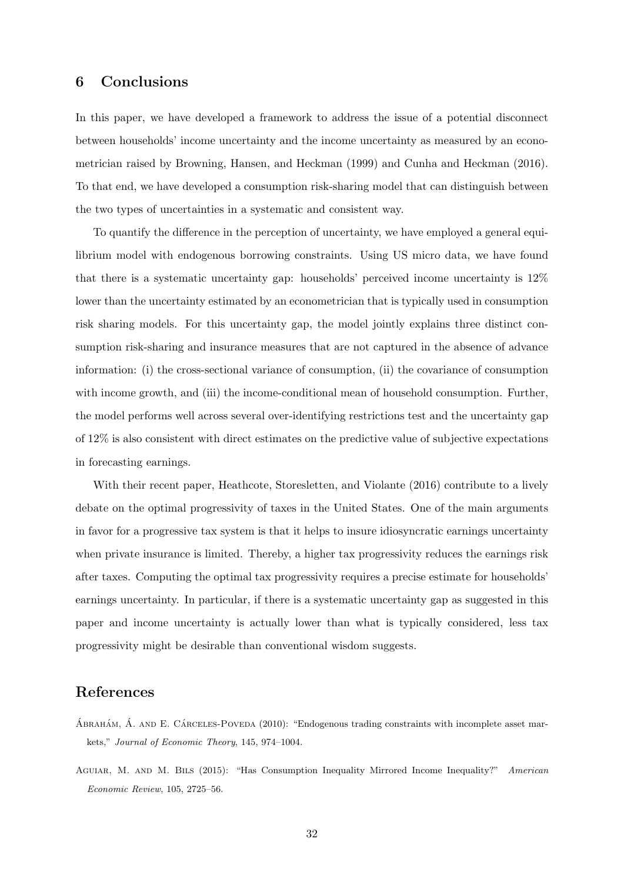## 6 Conclusions

In this paper, we have developed a framework to address the issue of a potential disconnect between households' income uncertainty and the income uncertainty as measured by an econometrician raised by Browning, Hansen, and Heckman (1999) and Cunha and Heckman (2016). To that end, we have developed a consumption risk-sharing model that can distinguish between the two types of uncertainties in a systematic and consistent way.

To quantify the difference in the perception of uncertainty, we have employed a general equilibrium model with endogenous borrowing constraints. Using US micro data, we have found that there is a systematic uncertainty gap: households' perceived income uncertainty is 12% lower than the uncertainty estimated by an econometrician that is typically used in consumption risk sharing models. For this uncertainty gap, the model jointly explains three distinct consumption risk-sharing and insurance measures that are not captured in the absence of advance information: (i) the cross-sectional variance of consumption, (ii) the covariance of consumption with income growth, and (iii) the income-conditional mean of household consumption. Further, the model performs well across several over-identifying restrictions test and the uncertainty gap of 12% is also consistent with direct estimates on the predictive value of subjective expectations in forecasting earnings.

With their recent paper, Heathcote, Storesletten, and Violante (2016) contribute to a lively debate on the optimal progressivity of taxes in the United States. One of the main arguments in favor for a progressive tax system is that it helps to insure idiosyncratic earnings uncertainty when private insurance is limited. Thereby, a higher tax progressivity reduces the earnings risk after taxes. Computing the optimal tax progressivity requires a precise estimate for households' earnings uncertainty. In particular, if there is a systematic uncertainty gap as suggested in this paper and income uncertainty is actually lower than what is typically considered, less tax progressivity might be desirable than conventional wisdom suggests.

## References

Ábrahám, Á. and E. Cárceles-Poveda (2010): "Endogenous trading constraints with incomplete asset markets," *Journal of Economic Theory*, 145, 974–1004.

Aguiar, M. and M. Bils (2015): "Has Consumption Inequality Mirrored Income Inequality?" *American Economic Review*, 105, 2725–56.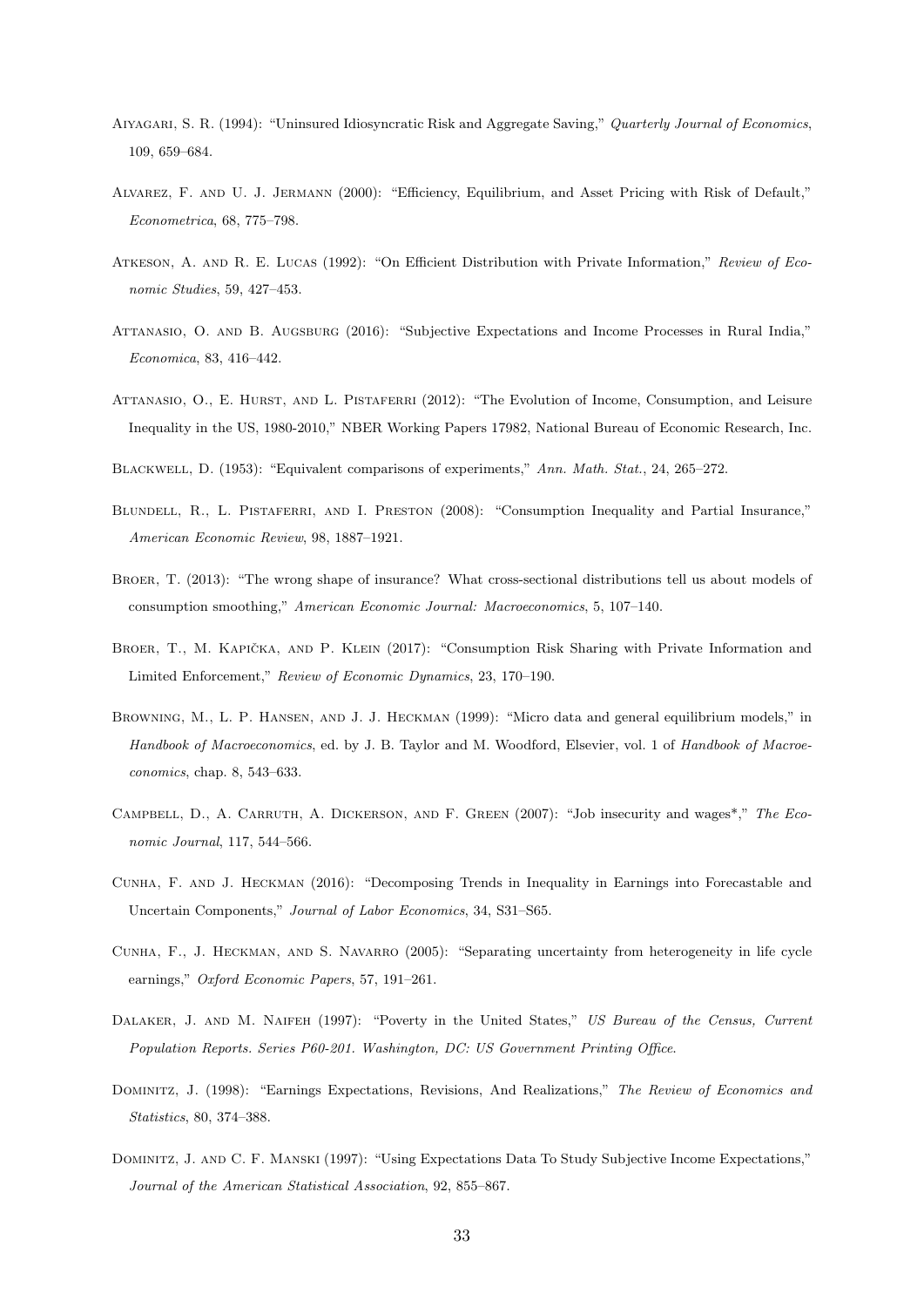Aiyagari, S. R. (1994): "Uninsured Idiosyncratic Risk and Aggregate Saving," *Quarterly Journal of Economics*, 109, 659–684.

Alvarez, F. and U. J. Jermann (2000): "Efficiency, Equilibrium, and Asset Pricing with Risk of Default," *Econometrica*, 68, 775–798.

Atkeson, A. and R. E. Lucas (1992): "On Efficient Distribution with Private Information," *Review of Economic Studies*, 59, 427–453.

Attanasio, O. and B. Augsburg (2016): "Subjective Expectations and Income Processes in Rural India," *Economica*, 83, 416–442.

Attanasio, O., E. Hurst, and L. Pistaferri (2012): "The Evolution of Income, Consumption, and Leisure Inequality in the US, 1980-2010," NBER Working Papers 17982, National Bureau of Economic Research, Inc.

Blackwell, D. (1953): "Equivalent comparisons of experiments," *Ann. Math. Stat.*, 24, 265–272.

Blundell, R., L. Pistaferri, and I. Preston (2008): "Consumption Inequality and Partial Insurance," *American Economic Review*, 98, 1887–1921.

Broer, T. (2013): "The wrong shape of insurance? What cross-sectional distributions tell us about models of consumption smoothing," *American Economic Journal: Macroeconomics*, 5, 107–140.

Broer, T., M. Kapička, and P. Klein (2017): "Consumption Risk Sharing with Private Information and Limited Enforcement," *Review of Economic Dynamics*, 23, 170–190.

Browning, M., L. P. Hansen, and J. J. Heckman (1999): "Micro data and general equilibrium models," in *Handbook of Macroeconomics*, ed. by J. B. Taylor and M. Woodford, Elsevier, vol. 1 of *Handbook of Macroeconomics*, chap. 8, 543–633.

Campbell, D., A. Carruth, A. Dickerson, and F. Green (2007): "Job insecurity and wages*," *The Economic Journal*, 117, 544–566.

Cunha, F. and J. Heckman (2016): "Decomposing Trends in Inequality in Earnings into Forecastable and Uncertain Components," *Journal of Labor Economics*, 34, S31–S65.

Cunha, F., J. Heckman, and S. Navarro (2005): "Separating uncertainty from heterogeneity in life cycle earnings," *Oxford Economic Papers*, 57, 191–261.

Dalaker, J. and M. Naifeh (1997): "Poverty in the United States," *US Bureau of the Census, Current Population Reports. Series P60-201. Washington, DC: US Government Printing Office*.

Dominitz, J. (1998): "Earnings Expectations, Revisions, And Realizations," *The Review of Economics and Statistics*, 80, 374–388.

Dominitz, J. and C. F. Manski (1997): "Using Expectations Data To Study Subjective Income Expectations," *Journal of the American Statistical Association*, 92, 855–867.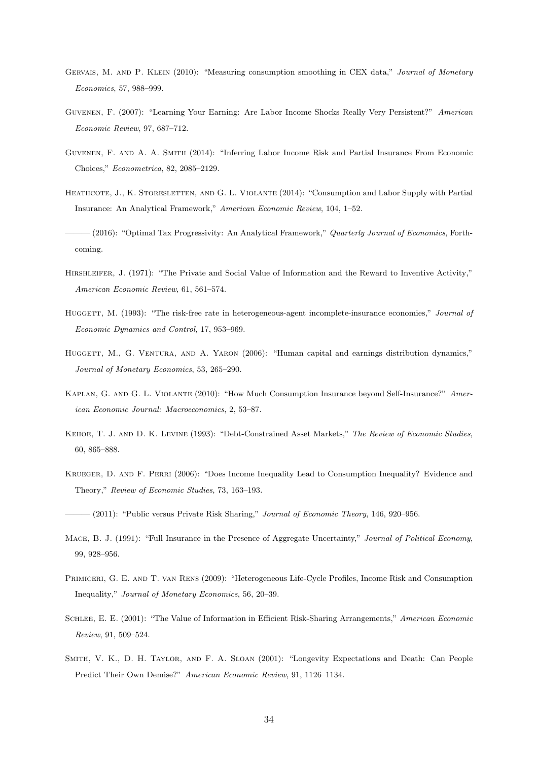Gervais, M. and P. Klein (2010): "Measuring consumption smoothing in CEX data," *Journal of Monetary Economics*, 57, 988–999.

Guvenen, F. (2007): "Learning Your Earning: Are Labor Income Shocks Really Very Persistent?" *American Economic Review*, 97, 687–712.

Guvenen, F. and A. A. Smith (2014): "Inferring Labor Income Risk and Partial Insurance From Economic Choices," *Econometrica*, 82, 2085–2129.

Heathcote, J., K. Storesletten, and G. L. Violante (2014): "Consumption and Labor Supply with Partial Insurance: An Analytical Framework," *American Economic Review*, 104, 1–52.

——— (2016): "Optimal Tax Progressivity: An Analytical Framework," *Quarterly Journal of Economics*, Forthcoming.

Hirshleifer, J. (1971): "The Private and Social Value of Information and the Reward to Inventive Activity," *American Economic Review*, 61, 561–574.

Huggett, M. (1993): "The risk-free rate in heterogeneous-agent incomplete-insurance economies," *Journal of Economic Dynamics and Control*, 17, 953–969.

Huggett, M., G. Ventura, and A. Yaron (2006): "Human capital and earnings distribution dynamics," *Journal of Monetary Economics*, 53, 265–290.

Kaplan, G. and G. L. Violante (2010): "How Much Consumption Insurance beyond Self-Insurance?" *American Economic Journal: Macroeconomics*, 2, 53–87.

Kehoe, T. J. and D. K. Levine (1993): "Debt-Constrained Asset Markets," *The Review of Economic Studies*, 60, 865–888.

Krueger, D. and F. Perri (2006): "Does Income Inequality Lead to Consumption Inequality? Evidence and Theory," *Review of Economic Studies*, 73, 163–193.

——— (2011): "Public versus Private Risk Sharing," *Journal of Economic Theory*, 146, 920–956.

Mace, B. J. (1991): "Full Insurance in the Presence of Aggregate Uncertainty," *Journal of Political Economy*, 99, 928–956.

Primiceri, G. E. and T. van Rens (2009): "Heterogeneous Life-Cycle Profiles, Income Risk and Consumption Inequality," *Journal of Monetary Economics*, 56, 20–39.

Schlee, E. E. (2001): "The Value of Information in Efficient Risk-Sharing Arrangements," *American Economic Review*, 91, 509–524.

Smith, V. K., D. H. Taylor, and F. A. Sloan (2001): "Longevity Expectations and Death: Can People Predict Their Own Demise?" *American Economic Review*, 91, 1126–1134.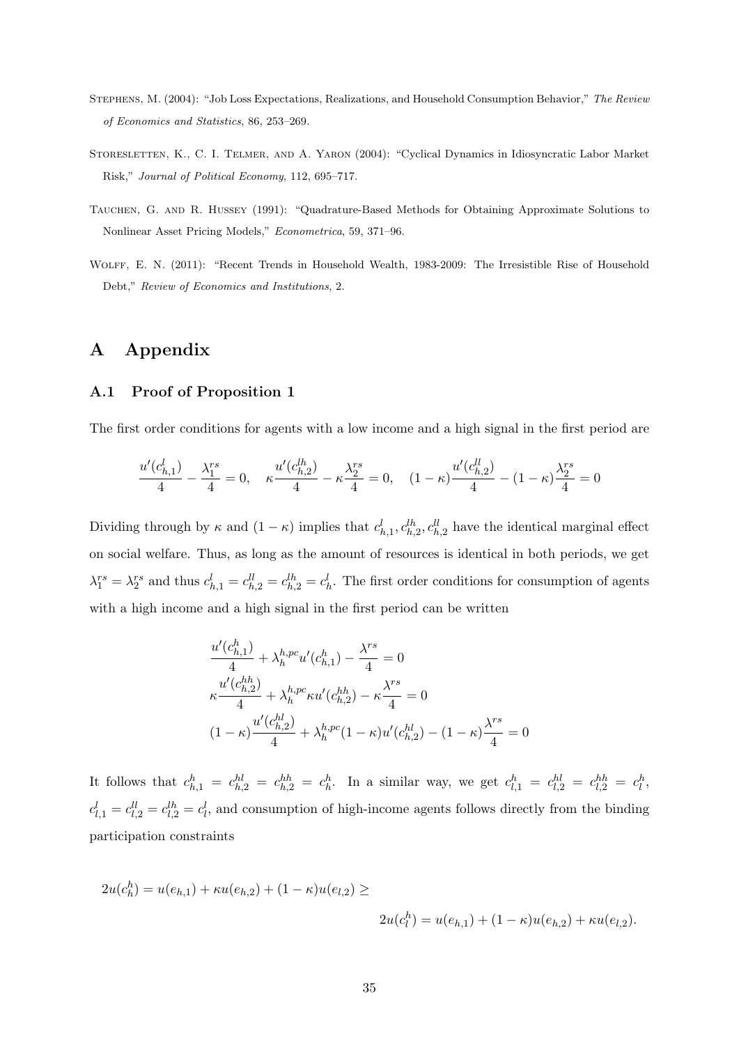Stephens, M. (2004): "Job Loss Expectations, Realizations, and Household Consumption Behavior," *The Review of Economics and Statistics*, 86, 253–269.

Storesletten, K., C. I. Telmer, and A. Yaron (2004): "Cyclical Dynamics in Idiosyncratic Labor Market Risk," *Journal of Political Economy*, 112, 695–717.

Tauchen, G. and R. Hussey (1991): "Quadrature-Based Methods for Obtaining Approximate Solutions to Nonlinear Asset Pricing Models," *Econometrica*, 59, 371–96.

Wolff, E. N. (2011): "Recent Trends in Household Wealth, 1983-2009: The Irresistible Rise of Household Debt," *Review of Economics and Institutions*, 2.

# A Appendix

## A.1 Proof of Proposition 1

The first order conditions for agents with a low income and a high signal in the first period are

$$\frac{u'(c_{h,1}^l)}{4} - \frac{\lambda_1^{rs}}{4} = 0, \quad \kappa\frac{u'(c_{h,2}^{lh})}{4} - \kappa\frac{\lambda_2^{rs}}{4} = 0, \quad (1-\kappa)\frac{u'(c_{h,2}^{ll})}{4} - (1-\kappa)\frac{\lambda_2^{rs}}{4} = 0$$

Dividing through by $\kappa$ and $(1-\kappa)$ implies that $c_{h,1}^l, c_{h,2}^{lh}, c_{h,2}^{ll}$ have the identical marginal effect on social welfare. Thus, as long as the amount of resources is identical in both periods, we get $\lambda_1^{rs} = \lambda_2^{rs}$ and thus $c_{h,1}^l = c_{h,2}^{ll} = c_{h,2}^{lh} = c_h^l$. The first order conditions for consumption of agents with a high income and a high signal in the first period can be written

$$\begin{aligned}
&\frac{u'(c_{h,1}^h)}{4} + \lambda_h^{h,pc}u'(c_{h,1}^h) - \frac{\lambda^{rs}}{4} = 0 \\
&\kappa\frac{u'(c_{h,2}^{hh})}{4} + \lambda_h^{h,pc}\kappa u'(c_{h,2}^{hh}) - \kappa\frac{\lambda^{rs}}{4} = 0 \\
&(1-\kappa)\frac{u'(c_{h,2}^{hl})}{4} + \lambda_h^{h,pc}(1-\kappa)u'(c_{h,2}^{hl}) - (1-\kappa)\frac{\lambda^{rs}}{4} = 0
\end{aligned}$$

It follows that $c_{h,1}^h = c_{h,2}^{hl} = c_{h,2}^{hh} = c_h^h$. In a similar way, we get $c_{l,1}^h = c_{l,2}^{hl} = c_{l,2}^{hh} = c_l^h$, $c_{l,1}^l = c_{l,2}^{ll} = c_{l,2}^{lh} = c_l^l$, and consumption of high-income agents follows directly from the binding participation constraints

$$2u(c_h^h) = u(e_{h,1}) + \kappa u(e_{h,2}) + (1-\kappa)u(e_{l,2}) \geq$$

$$2u(c_l^h) = u(e_{h,1}) + (1-\kappa)u(e_{h,2}) + \kappa u(e_{l,2}).$$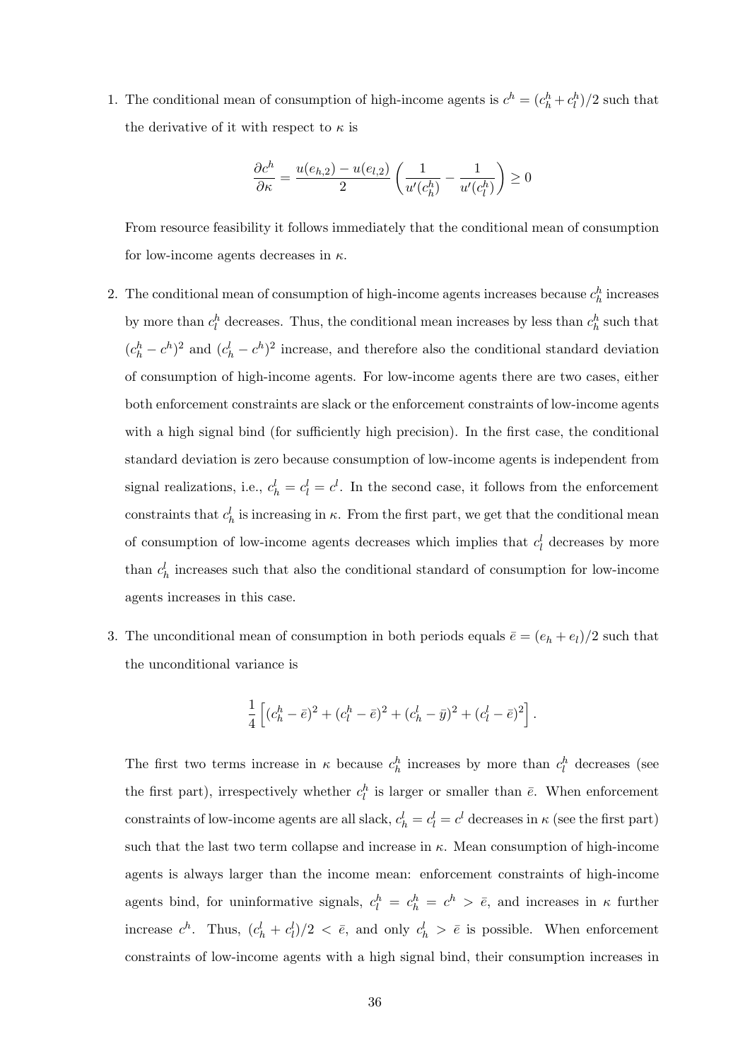1. The conditional mean of consumption of high-income agents is $c^h = (c_h^h + c_l^h)/2$ such that the derivative of it with respect to $\kappa$ is

$$\frac{\partial c^h}{\partial \kappa} = \frac{u(e_{h,2}) - u(e_{l,2})}{2} \left( \frac{1}{u'(c_h^h)} - \frac{1}{u'(c_l^h)} \right) \geq 0$$

From resource feasibility it follows immediately that the conditional mean of consumption for low-income agents decreases in $\kappa$.

2. The conditional mean of consumption of high-income agents increases because $c_h^h$ increases by more than $c_l^h$ decreases. Thus, the conditional mean increases by less than $c_h^h$ such that $(c_h^h - c^h)^2$ and $(c_h^l - c^h)^2$ increase, and therefore also the conditional standard deviation of consumption of high-income agents. For low-income agents there are two cases, either both enforcement constraints are slack or the enforcement constraints of low-income agents with a high signal bind (for sufficiently high precision). In the first case, the conditional standard deviation is zero because consumption of low-income agents is independent from signal realizations, i.e., $c_h^l = c_l^l = c^l$. In the second case, it follows from the enforcement constraints that $c_h^l$ is increasing in $\kappa$. From the first part, we get that the conditional mean of consumption of low-income agents decreases which implies that $c_l^l$ decreases by more than $c_h^l$ increases such that also the conditional standard of consumption for low-income agents increases in this case.

3. The unconditional mean of consumption in both periods equals $\bar{e} = (e_h + e_l)/2$ such that the unconditional variance is

$$\frac{1}{4} \left[ (c_h^h - \bar{e})^2 + (c_l^h - \bar{e})^2 + (c_h^l - \bar{y})^2 + (c_l^l - \bar{e})^2 \right].$$

The first two terms increase in $\kappa$ because $c_h^h$ increases by more than $c_l^h$ decreases (see the first part), irrespectively whether $c_l^h$ is larger or smaller than $\bar{e}$. When enforcement constraints of low-income agents are all slack, $c_h^l = c_l^l = c^l$ decreases in $\kappa$ (see the first part) such that the last two term collapse and increase in $\kappa$. Mean consumption of high-income agents is always larger than the income mean: enforcement constraints of high-income agents bind, for uninformative signals, $c_l^h = c_h^h = c^h > \bar{e}$, and increases in $\kappa$ further increase $c^h$. Thus, $(c_h^l + c_l^l)/2 < \bar{e}$, and only $c_h^l > \bar{e}$ is possible. When enforcement constraints of low-income agents with a high signal bind, their consumption increases in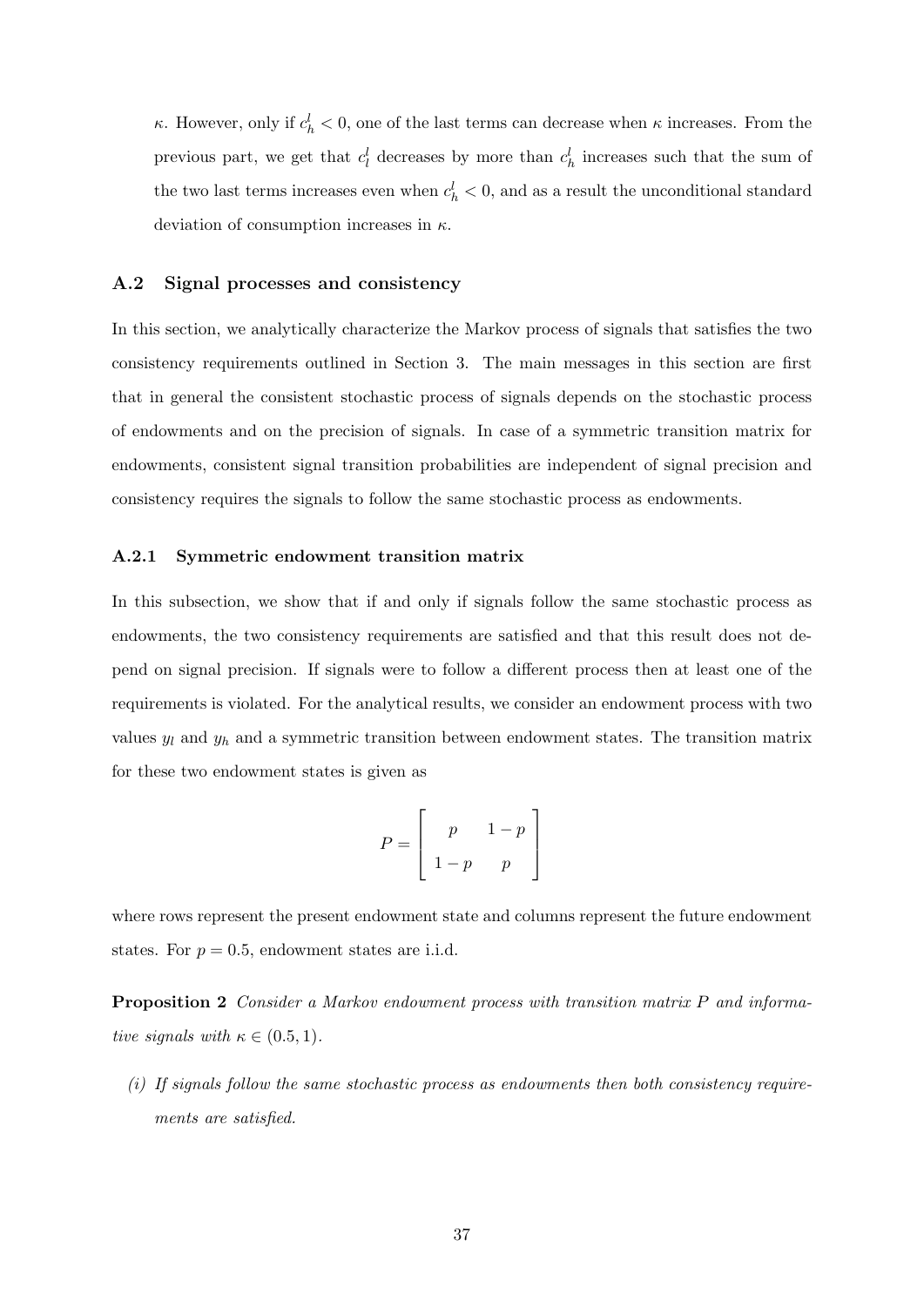$\kappa$. However, only if $c_h^l < 0$, one of the last terms can decrease when $\kappa$ increases. From the previous part, we get that $c_l^l$ decreases by more than $c_h^l$ increases such that the sum of the two last terms increases even when $c_h^l < 0$, and as a result the unconditional standard deviation of consumption increases in $\kappa$.

## A.2 Signal processes and consistency

In this section, we analytically characterize the Markov process of signals that satisfies the two consistency requirements outlined in Section 3. The main messages in this section are first that in general the consistent stochastic process of signals depends on the stochastic process of endowments and on the precision of signals. In case of a symmetric transition matrix for endowments, consistent signal transition probabilities are independent of signal precision and consistency requires the signals to follow the same stochastic process as endowments.

### A.2.1 Symmetric endowment transition matrix

In this subsection, we show that if and only if signals follow the same stochastic process as endowments, the two consistency requirements are satisfied and that this result does not depend on signal precision. If signals were to follow a different process then at least one of the requirements is violated. For the analytical results, we consider an endowment process with two values $y_l$ and $y_h$ and a symmetric transition between endowment states. The transition matrix for these two endowment states is given as

$$P = \begin{bmatrix} p & 1-p \\ 1-p & p \end{bmatrix}$$

where rows represent the present endowment state and columns represent the future endowment states. For $p = 0.5$, endowment states are i.i.d.

**Proposition 2** *Consider a Markov endowment process with transition matrix $P$ and informative signals with $\kappa \in (0.5, 1)$.*

*(i) If signals follow the same stochastic process as endowments then both consistency requirements are satisfied.*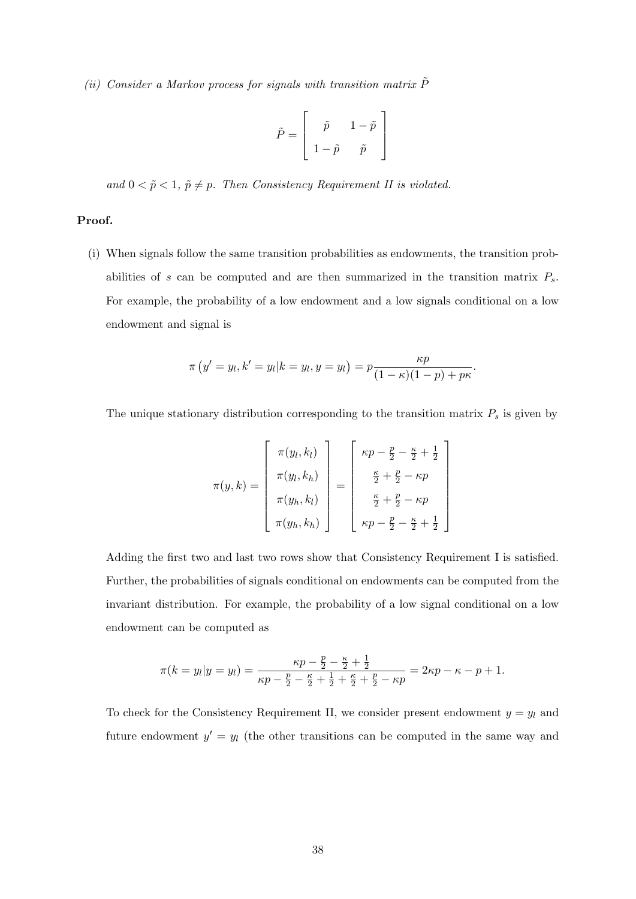*(ii) Consider a Markov process for signals with transition matrix $\tilde{P}$*

$$\tilde{P} = \begin{bmatrix} \tilde{p} & 1-\tilde{p} \\ 1-\tilde{p} & \tilde{p} \end{bmatrix}$$

*and $0 < \tilde{p} < 1$, $\tilde{p} \neq p$. Then Consistency Requirement II is violated.*

**Proof.**

(i) When signals follow the same transition probabilities as endowments, the transition probabilities of $s$ can be computed and are then summarized in the transition matrix $P_s$. For example, the probability of a low endowment and a low signals conditional on a low endowment and signal is

$$\pi\left(y' = y_l, k' = y_l | k = y_l, y = y_l\right) = p\frac{\kappa p}{(1-\kappa)(1-p) + p\kappa}.$$

The unique stationary distribution corresponding to the transition matrix $P_s$ is given by

$$\pi(y,k) = \begin{bmatrix} \pi(y_l, k_l) \\ \pi(y_l, k_h) \\ \pi(y_h, k_l) \\ \pi(y_h, k_h) \end{bmatrix} = \begin{bmatrix} \kappa p - \frac{p}{2} - \frac{\kappa}{2} + \frac{1}{2} \\ \frac{\kappa}{2} + \frac{p}{2} - \kappa p \\ \frac{\kappa}{2} + \frac{p}{2} - \kappa p \\ \kappa p - \frac{p}{2} - \frac{\kappa}{2} + \frac{1}{2} \end{bmatrix}$$

Adding the first two and last two rows show that Consistency Requirement I is satisfied. Further, the probabilities of signals conditional on endowments can be computed from the invariant distribution. For example, the probability of a low signal conditional on a low endowment can be computed as

$$\pi(k = y_l | y = y_l) = \frac{\kappa p - \frac{p}{2} - \frac{\kappa}{2} + \frac{1}{2}}{\kappa p - \frac{p}{2} - \frac{\kappa}{2} + \frac{1}{2} + \frac{\kappa}{2} + \frac{p}{2} - \kappa p} = 2\kappa p - \kappa - p + 1.$$

To check for the Consistency Requirement II, we consider present endowment $y = y_l$ and future endowment $y' = y_l$ (the other transitions can be computed in the same way and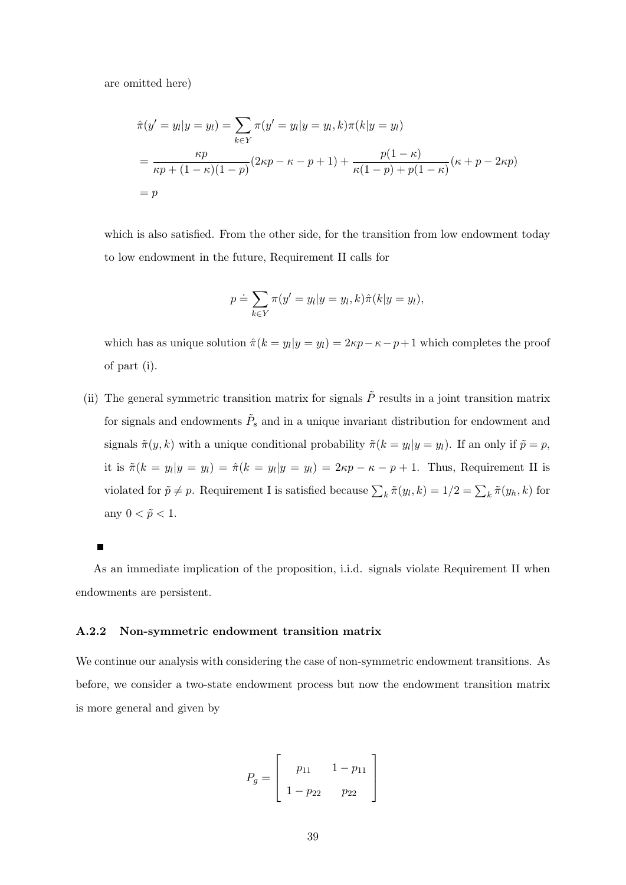are omitted here)

$$
\begin{aligned}
\hat{\pi}(y' = y_l | y = y_l) &= \sum_{k \in Y} \pi(y' = y_l | y = y_l, k) \pi(k | y = y_l) \\
&= \frac{\kappa p}{\kappa p + (1-\kappa)(1-p)}(2\kappa p - \kappa - p + 1) + \frac{p(1-\kappa)}{\kappa(1-p) + p(1-\kappa)}(\kappa + p - 2\kappa p) \\
&= p
\end{aligned}
$$

which is also satisfied. From the other side, for the transition from low endowment today to low endowment in the future, Requirement II calls for

$$
p \doteq \sum_{k \in Y} \pi(y' = y_l | y = y_l, k) \hat{\pi}(k | y = y_l),
$$

which has as unique solution $\hat{\pi}(k = y_l | y = y_l) = 2\kappa p - \kappa - p + 1$ which completes the proof of part (i).

(ii) The general symmetric transition matrix for signals $\tilde{P}$ results in a joint transition matrix for signals and endowments $\tilde{P}_s$ and in a unique invariant distribution for endowment and signals $\tilde{\pi}(y, k)$ with a unique conditional probability $\tilde{\pi}(k = y_l | y = y_l)$. If an only if $\tilde{p} = p$, it is $\tilde{\pi}(k = y_l | y = y_l) = \hat{\pi}(k = y_l | y = y_l) = 2\kappa p - \kappa - p + 1$. Thus, Requirement II is violated for $\tilde{p} \neq p$. Requirement I is satisfied because $\sum_k \tilde{\pi}(y_l, k) = 1/2 = \sum_k \tilde{\pi}(y_h, k)$ for any $0 < \tilde{p} < 1$.

■

As an immediate implication of the proposition, i.i.d. signals violate Requirement II when endowments are persistent.

### A.2.2 Non-symmetric endowment transition matrix

We continue our analysis with considering the case of non-symmetric endowment transitions. As before, we consider a two-state endowment process but now the endowment transition matrix is more general and given by

$$
P_g = \begin{bmatrix} p_{11} & 1 - p_{11} \\ 1 - p_{22} & p_{22} \end{bmatrix}
$$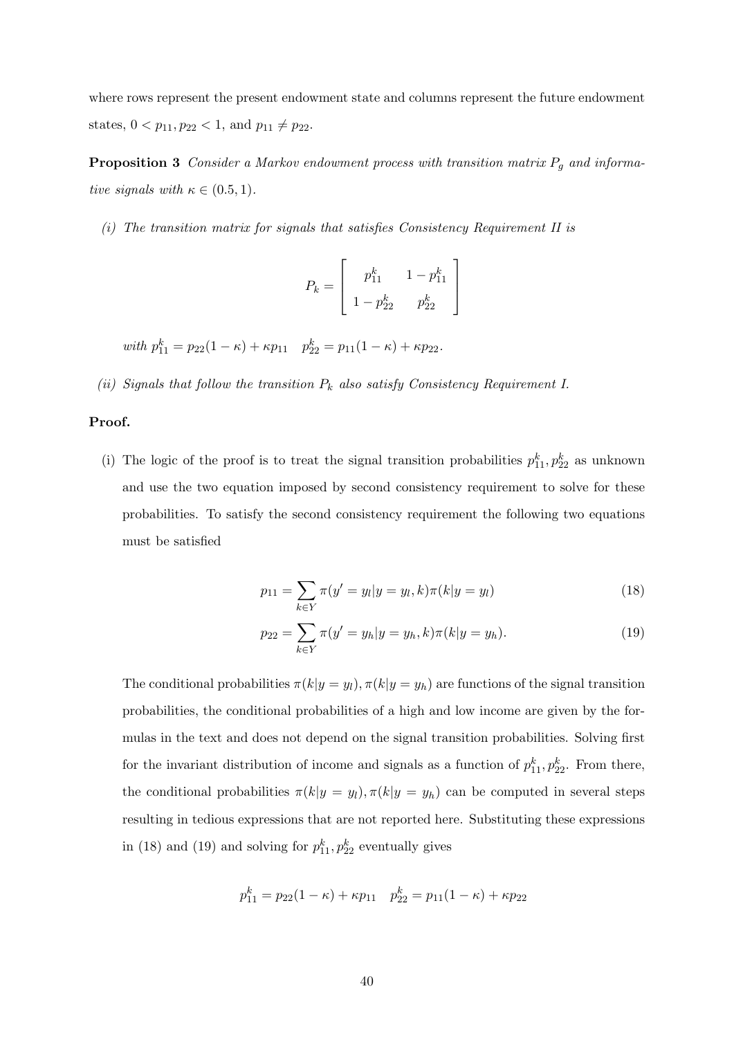where rows represent the present endowment state and columns represent the future endowment states, $0 < p_{11}, p_{22} < 1$, and $p_{11} \neq p_{22}$.

**Proposition 3** *Consider a Markov endowment process with transition matrix $P_g$ and informative signals with $\kappa \in (0.5, 1)$.*

*(i) The transition matrix for signals that satisfies Consistency Requirement II is*

$$P_k = \begin{bmatrix} p_{11}^k & 1 - p_{11}^k \\ 1 - p_{22}^k & p_{22}^k \end{bmatrix}$$

*with $p_{11}^k = p_{22}(1-\kappa) + \kappa p_{11} \quad p_{22}^k = p_{11}(1-\kappa) + \kappa p_{22}$.*

*(ii) Signals that follow the transition $P_k$ also satisfy Consistency Requirement I.*

**Proof.**

(i) The logic of the proof is to treat the signal transition probabilities $p_{11}^k, p_{22}^k$ as unknown and use the two equation imposed by second consistency requirement to solve for these probabilities. To satisfy the second consistency requirement the following two equations must be satisfied

$$p_{11} = \sum_{k \in Y} \pi(y' = y_l | y = y_l, k) \pi(k | y = y_l) \tag{18}$$

$$p_{22} = \sum_{k \in Y} \pi(y' = y_h | y = y_h, k) \pi(k | y = y_h). \tag{19}$$

The conditional probabilities $\pi(k|y = y_l), \pi(k|y = y_h)$ are functions of the signal transition probabilities, the conditional probabilities of a high and low income are given by the formulas in the text and does not depend on the signal transition probabilities. Solving first for the invariant distribution of income and signals as a function of $p_{11}^k, p_{22}^k$. From there, the conditional probabilities $\pi(k|y = y_l), \pi(k|y = y_h)$ can be computed in several steps resulting in tedious expressions that are not reported here. Substituting these expressions in (18) and (19) and solving for $p_{11}^k, p_{22}^k$ eventually gives

$$p_{11}^k = p_{22}(1-\kappa) + \kappa p_{11} \quad p_{22}^k = p_{11}(1-\kappa) + \kappa p_{22}$$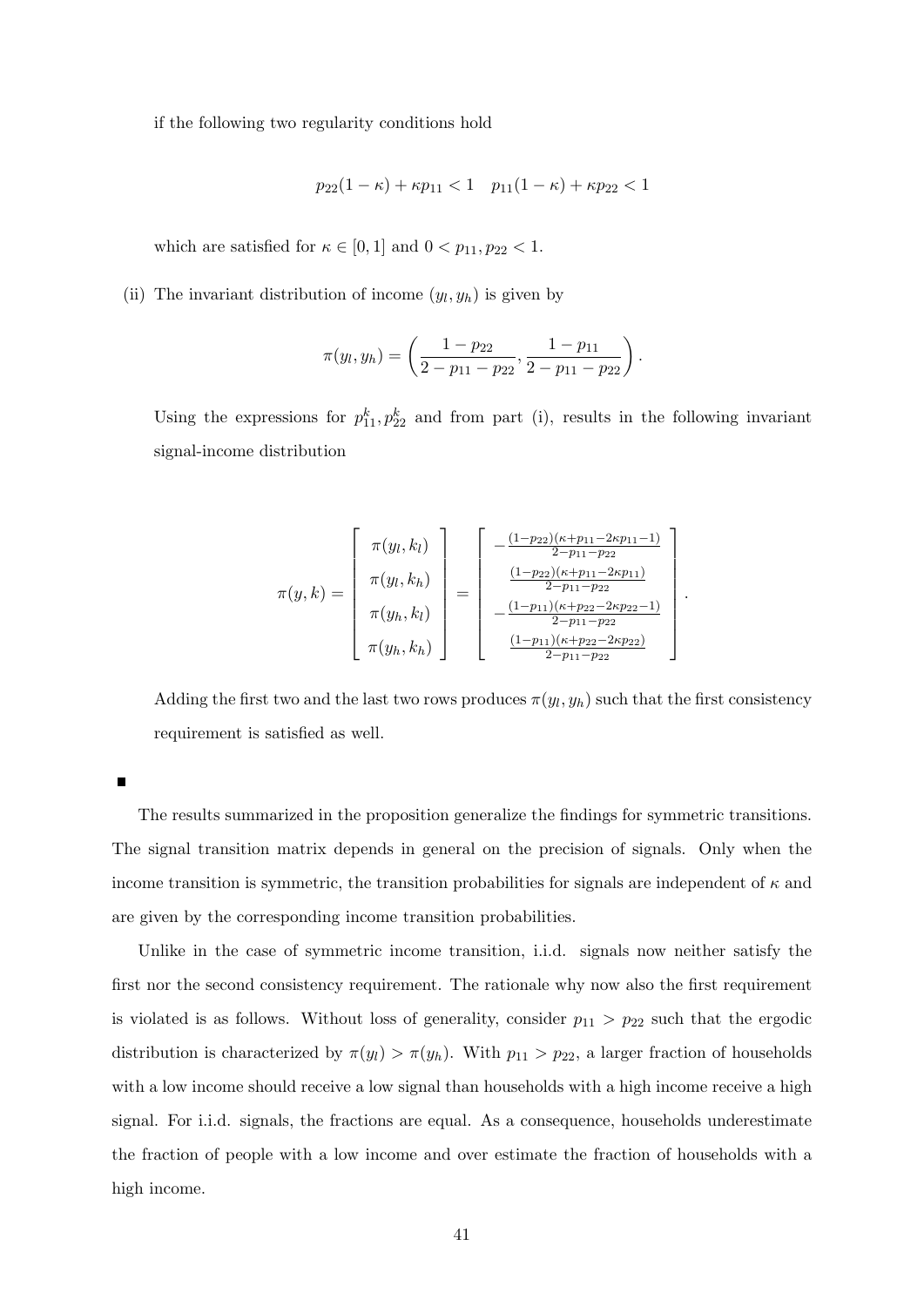if the following two regularity conditions hold

$$p_{22}(1-\kappa) + \kappa p_{11} < 1 \quad p_{11}(1-\kappa) + \kappa p_{22} < 1$$

which are satisfied for $\kappa \in [0,1]$ and $0 < p_{11}, p_{22} < 1$.

(ii) The invariant distribution of income $(y_l, y_h)$ is given by

$$\pi(y_l, y_h) = \left( \frac{1-p_{22}}{2-p_{11}-p_{22}}, \frac{1-p_{11}}{2-p_{11}-p_{22}} \right).$$

Using the expressions for $p_{11}^k, p_{22}^k$ and from part (i), results in the following invariant signal-income distribution

$$\pi(y,k) = \begin{bmatrix} \pi(y_l, k_l) \\ \pi(y_l, k_h) \\ \pi(y_h, k_l) \\ \pi(y_h, k_h) \end{bmatrix} = \begin{bmatrix} -\frac{(1-p_{22})(\kappa+p_{11}-2\kappa p_{11}-1)}{2-p_{11}-p_{22}} \\ \frac{(1-p_{22})(\kappa+p_{11}-2\kappa p_{11})}{2-p_{11}-p_{22}} \\ -\frac{(1-p_{11})(\kappa+p_{22}-2\kappa p_{22}-1)}{2-p_{11}-p_{22}} \\ \frac{(1-p_{11})(\kappa+p_{22}-2\kappa p_{22})}{2-p_{11}-p_{22}} \end{bmatrix}.$$

Adding the first two and the last two rows produces $\pi(y_l, y_h)$ such that the first consistency requirement is satisfied as well.

■

The results summarized in the proposition generalize the findings for symmetric transitions. The signal transition matrix depends in general on the precision of signals. Only when the income transition is symmetric, the transition probabilities for signals are independent of $\kappa$ and are given by the corresponding income transition probabilities.

Unlike in the case of symmetric income transition, i.i.d. signals now neither satisfy the first nor the second consistency requirement. The rationale why now also the first requirement is violated is as follows. Without loss of generality, consider $p_{11} > p_{22}$ such that the ergodic distribution is characterized by $\pi(y_l) > \pi(y_h)$. With $p_{11} > p_{22}$, a larger fraction of households with a low income should receive a low signal than households with a high income receive a high signal. For i.i.d. signals, the fractions are equal. As a consequence, households underestimate the fraction of people with a low income and over estimate the fraction of households with a high income.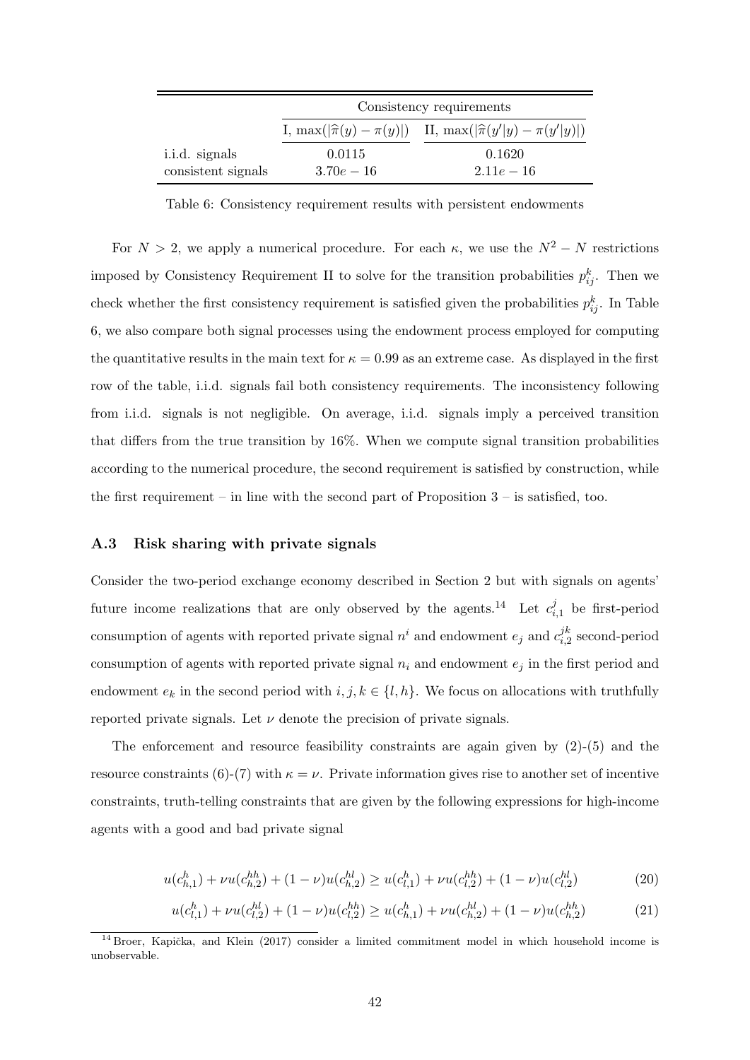|  | Consistency requirements |  |
| --- | --- | --- |
|  | I, $\max(\lvert\widehat{\pi}(y) - \pi(y)\rvert)$ | II, $\max(\lvert\widehat{\pi}(y'\vert y) - \pi(y'\vert y)\rvert)$ |
| i.i.d. signals | 0.0115 | 0.1620 |
| consistent signals | $3.70e-16$ | $2.11e-16$ |

Table 6: Consistency requirement results with persistent endowments

For $N > 2$, we apply a numerical procedure. For each $\kappa$, we use the $N^2 - N$ restrictions imposed by Consistency Requirement II to solve for the transition probabilities $p_{ij}^k$. Then we check whether the first consistency requirement is satisfied given the probabilities $p_{ij}^k$. In Table 6, we also compare both signal processes using the endowment process employed for computing the quantitative results in the main text for $\kappa = 0.99$ as an extreme case. As displayed in the first row of the table, i.i.d. signals fail both consistency requirements. The inconsistency following from i.i.d. signals is not negligible. On average, i.i.d. signals imply a perceived transition that differs from the true transition by 16%. When we compute signal transition probabilities according to the numerical procedure, the second requirement is satisfied by construction, while the first requirement – in line with the second part of Proposition 3 – is satisfied, too.

### A.3 Risk sharing with private signals

Consider the two-period exchange economy described in Section 2 but with signals on agents' future income realizations that are only observed by the agents.[14] Let $c_{i,1}^j$ be first-period consumption of agents with reported private signal $n^i$ and endowment $e_j$ and $c_{i,2}^{jk}$ second-period consumption of agents with reported private signal $n_i$ and endowment $e_j$ in the first period and endowment $e_k$ in the second period with $i, j, k \in \{l, h\}$. We focus on allocations with truthfully reported private signals. Let $\nu$ denote the precision of private signals.

The enforcement and resource feasibility constraints are again given by (2)-(5) and the resource constraints (6)-(7) with $\kappa = \nu$. Private information gives rise to another set of incentive constraints, truth-telling constraints that are given by the following expressions for high-income agents with a good and bad private signal

$$u(c_{h,1}^h) + \nu u(c_{h,2}^{hh}) + (1-\nu)u(c_{h,2}^{hl}) \geq u(c_{l,1}^h) + \nu u(c_{l,2}^{hh}) + (1-\nu)u(c_{l,2}^{hl}) \tag{20}$$

$$u(c_{l,1}^h) + \nu u(c_{l,2}^{hl}) + (1-\nu)u(c_{l,2}^{hh}) \geq u(c_{h,1}^h) + \nu u(c_{h,2}^{hl}) + (1-\nu)u(c_{h,2}^{hh}) \tag{21}$$

[14] Broer, Kapička, and Klein (2017) consider a limited commitment model in which household income is unobservable.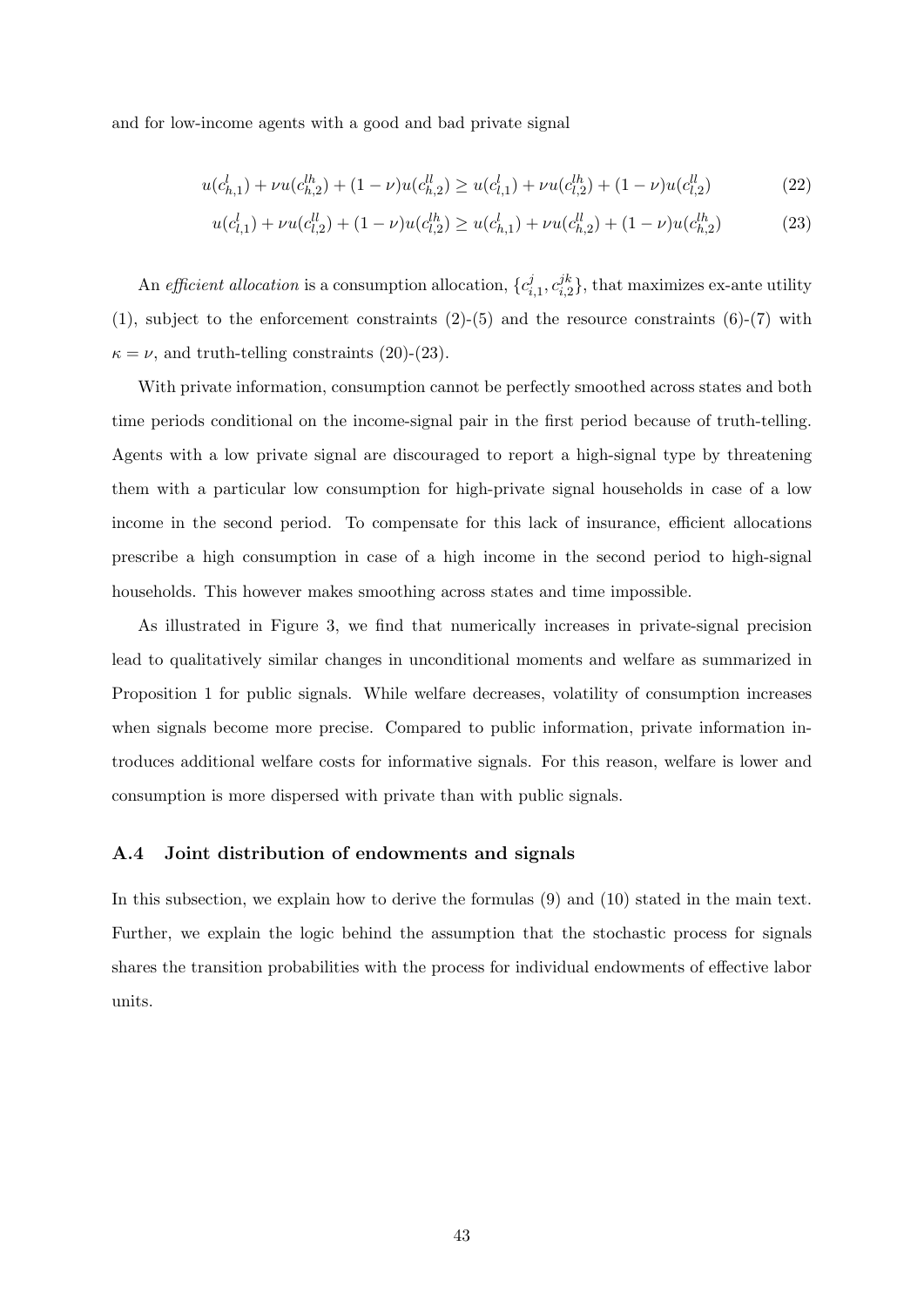and for low-income agents with a good and bad private signal

$$u(c^l_{h,1}) + \nu u(c^{lh}_{h,2}) + (1-\nu) u(c^{ll}_{h,2}) \geq u(c^l_{l,1}) + \nu u(c^{lh}_{l,2}) + (1-\nu) u(c^{ll}_{l,2}) \tag{22}$$

$$u(c^l_{l,1}) + \nu u(c^{ll}_{l,2}) + (1-\nu) u(c^{lh}_{l,2}) \geq u(c^l_{h,1}) + \nu u(c^{ll}_{h,2}) + (1-\nu) u(c^{lh}_{h,2}) \tag{23}$$

An *efficient allocation* is a consumption allocation, $\{c^j_{i,1}, c^{jk}_{i,2}\}$, that maximizes ex-ante utility (1), subject to the enforcement constraints (2)-(5) and the resource constraints (6)-(7) with $\kappa = \nu$, and truth-telling constraints (20)-(23).

With private information, consumption cannot be perfectly smoothed across states and both time periods conditional on the income-signal pair in the first period because of truth-telling. Agents with a low private signal are discouraged to report a high-signal type by threatening them with a particular low consumption for high-private signal households in case of a low income in the second period. To compensate for this lack of insurance, efficient allocations prescribe a high consumption in case of a high income in the second period to high-signal households. This however makes smoothing across states and time impossible.

As illustrated in Figure 3, we find that numerically increases in private-signal precision lead to qualitatively similar changes in unconditional moments and welfare as summarized in Proposition 1 for public signals. While welfare decreases, volatility of consumption increases when signals become more precise. Compared to public information, private information introduces additional welfare costs for informative signals. For this reason, welfare is lower and consumption is more dispersed with private than with public signals.

### A.4 Joint distribution of endowments and signals

In this subsection, we explain how to derive the formulas (9) and (10) stated in the main text. Further, we explain the logic behind the assumption that the stochastic process for signals shares the transition probabilities with the process for individual endowments of effective labor units.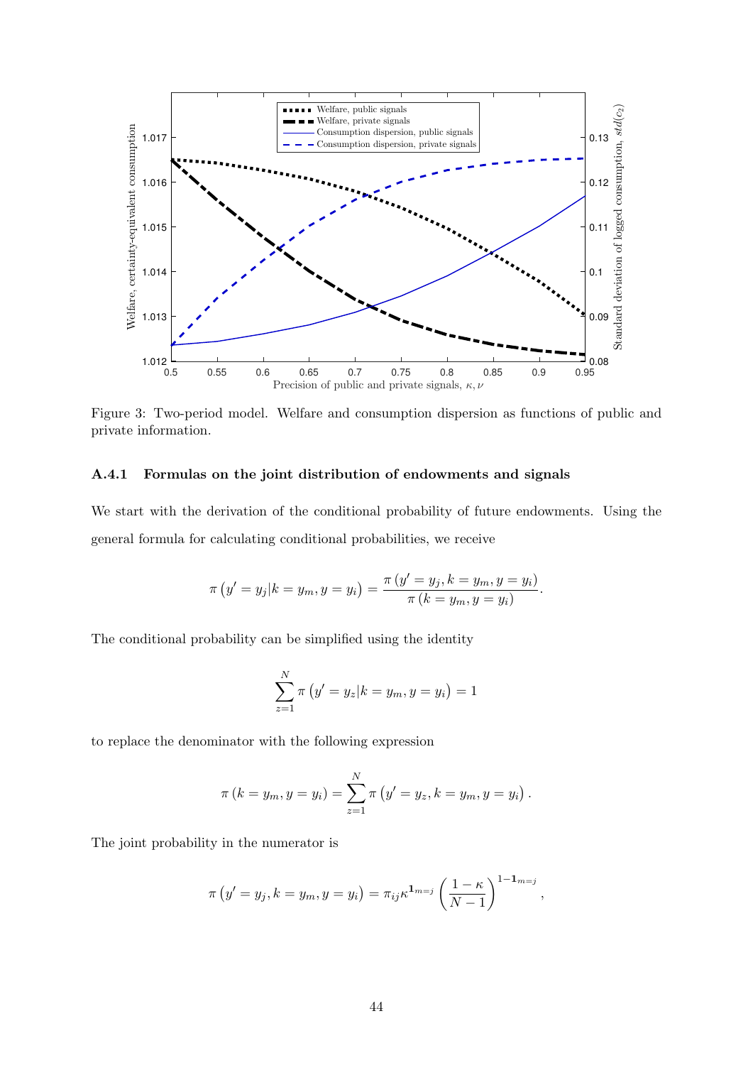Figure 3: Two-period model. Welfare and consumption dispersion as functions of public and private information.

### A.4.1 Formulas on the joint distribution of endowments and signals

We start with the derivation of the conditional probability of future endowments. Using the general formula for calculating conditional probabilities, we receive

$$\pi\left(y' = y_j | k = y_m, y = y_i\right) = \frac{\pi\left(y' = y_j, k = y_m, y = y_i\right)}{\pi\left(k = y_m, y = y_i\right)}.$$

The conditional probability can be simplified using the identity

$$\sum_{z=1}^{N} \pi\left(y' = y_z | k = y_m, y = y_i\right) = 1$$

to replace the denominator with the following expression

$$\pi\left(k = y_m, y = y_i\right) = \sum_{z=1}^{N} \pi\left(y' = y_z, k = y_m, y = y_i\right).$$

The joint probability in the numerator is

$$\pi\left(y' = y_j, k = y_m, y = y_i\right) = \pi_{ij} \kappa^{\mathbf{1}_{m=j}} \left(\frac{1-\kappa}{N-1}\right)^{1-\mathbf{1}_{m=j}},$$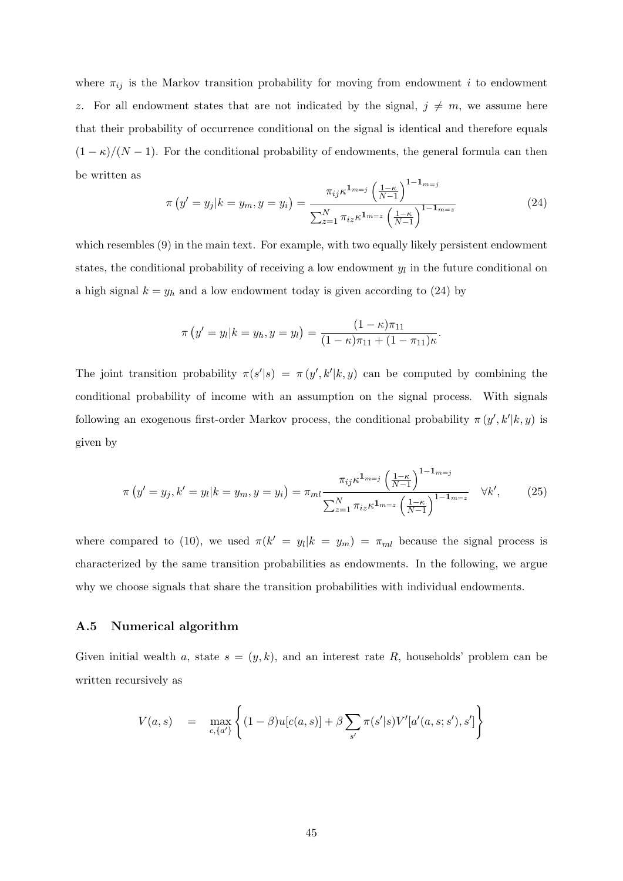where $\pi_{ij}$ is the Markov transition probability for moving from endowment $i$ to endowment $z$. For all endowment states that are not indicated by the signal, $j \neq m$, we assume here that their probability of occurrence conditional on the signal is identical and therefore equals $(1-\kappa)/(N-1)$. For the conditional probability of endowments, the general formula can then be written as

$$\pi\left(y' = y_j | k = y_m, y = y_i\right) = \frac{\pi_{ij} \kappa^{\mathbf{1}_{m=j}} \left(\frac{1-\kappa}{N-1}\right)^{1-\mathbf{1}_{m=j}}}{\sum_{z=1}^{N} \pi_{iz} \kappa^{\mathbf{1}_{m=z}} \left(\frac{1-\kappa}{N-1}\right)^{1-\mathbf{1}_{m=z}}} \tag{24}$$

which resembles (9) in the main text. For example, with two equally likely persistent endowment states, the conditional probability of receiving a low endowment $y_l$ in the future conditional on a high signal $k = y_h$ and a low endowment today is given according to (24) by

$$\pi\left(y' = y_l | k = y_h, y = y_l\right) = \frac{(1-\kappa)\pi_{11}}{(1-\kappa)\pi_{11} + (1-\pi_{11})\kappa}.$$

The joint transition probability $\pi(s'|s) = \pi(y', k'|k, y)$ can be computed by combining the conditional probability of income with an assumption on the signal process. With signals following an exogenous first-order Markov process, the conditional probability $\pi(y', k'|k, y)$ is given by

$$\pi\left(y' = y_j, k' = y_l | k = y_m, y = y_i\right) = \pi_{ml} \frac{\pi_{ij} \kappa^{\mathbf{1}_{m=j}} \left(\frac{1-\kappa}{N-1}\right)^{1-\mathbf{1}_{m=j}}}{\sum_{z=1}^{N} \pi_{iz} \kappa^{\mathbf{1}_{m=z}} \left(\frac{1-\kappa}{N-1}\right)^{1-\mathbf{1}_{m=z}}} \quad \forall k', \tag{25}$$

where compared to (10), we used $\pi(k' = y_l | k = y_m) = \pi_{ml}$ because the signal process is characterized by the same transition probabilities as endowments. In the following, we argue why we choose signals that share the transition probabilities with individual endowments.

### A.5 Numerical algorithm

Given initial wealth $a$, state $s = (y, k)$, and an interest rate $R$, households' problem can be written recursively as

$$V(a, s) \quad = \quad \max_{c, \{a'\}} \left\{ (1-\beta) u[c(a, s)] + \beta \sum_{s'} \pi(s'|s) V'[a'(a, s; s'), s'] \right\}$$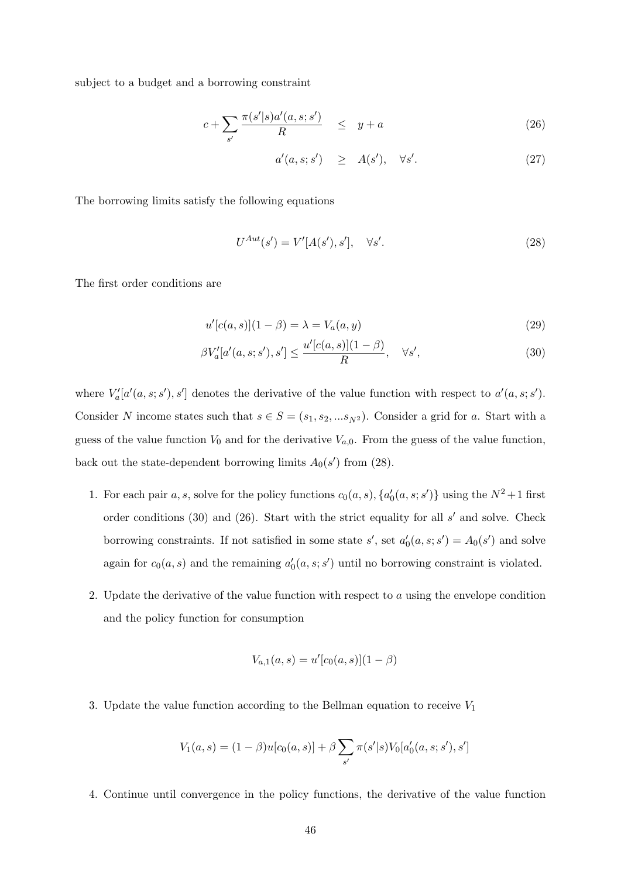subject to a budget and a borrowing constraint

$$c + \sum_{s'} \frac{\pi(s'|s)a'(a,s;s')}{R} \quad \leq \quad y + a \tag{26}$$

$$a'(a,s;s') \quad \geq \quad A(s'), \quad \forall s'. \tag{27}$$

The borrowing limits satisfy the following equations

$$U^{Aut}(s') = V'[A(s'), s'], \quad \forall s'. \tag{28}$$

The first order conditions are

$$u'[c(a,s)](1-\beta) = \lambda = V_a(a,y) \tag{29}$$

$$\beta V_a'[a'(a,s;s'), s'] \leq \frac{u'[c(a,s)](1-\beta)}{R}, \quad \forall s', \tag{30}$$

where $V_a'[a'(a,s;s'), s']$ denotes the derivative of the value function with respect to $a'(a,s;s')$. Consider $N$ income states such that $s \in S = (s_1, s_2, ...s_{N^2})$. Consider a grid for $a$. Start with a guess of the value function $V_0$ and for the derivative $V_{a,0}$. From the guess of the value function, back out the state-dependent borrowing limits $A_0(s')$ from (28).

1. For each pair $a, s$, solve for the policy functions $c_0(a,s), \{a_0'(a,s;s')\}$ using the $N^2+1$ first order conditions (30) and (26). Start with the strict equality for all $s'$ and solve. Check borrowing constraints. If not satisfied in some state $s'$, set $a_0'(a,s;s') = A_0(s')$ and solve again for $c_0(a,s)$ and the remaining $a_0'(a,s;s')$ until no borrowing constraint is violated.

2. Update the derivative of the value function with respect to $a$ using the envelope condition and the policy function for consumption

$$V_{a,1}(a,s) = u'[c_0(a,s)](1-\beta)$$

3. Update the value function according to the Bellman equation to receive $V_1$

$$V_1(a,s) = (1-\beta)u[c_0(a,s)] + \beta \sum_{s'} \pi(s'|s) V_0[a_0'(a,s;s'), s']$$

4. Continue until convergence in the policy functions, the derivative of the value function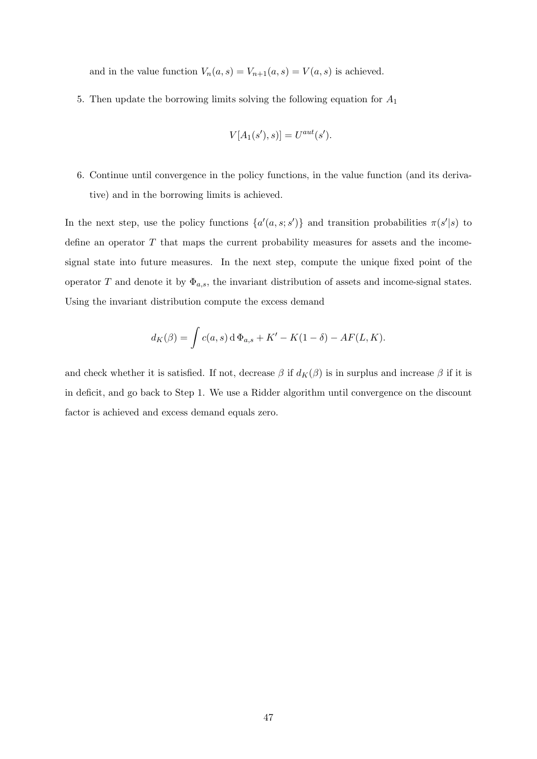and in the value function $V_n(a, s) = V_{n+1}(a, s) = V(a, s)$ is achieved.

5. Then update the borrowing limits solving the following equation for $A_1$

$$V[A_1(s'), s)] = U^{aut}(s').$$

6. Continue until convergence in the policy functions, in the value function (and its derivative) and in the borrowing limits is achieved.

In the next step, use the policy functions $\{a'(a, s; s')\}$ and transition probabilities $\pi(s'|s)$ to define an operator $T$ that maps the current probability measures for assets and the income-signal state into future measures. In the next step, compute the unique fixed point of the operator $T$ and denote it by $\Phi_{a,s}$, the invariant distribution of assets and income-signal states. Using the invariant distribution compute the excess demand

$$d_K(\beta) = \int c(a, s) \, \mathrm{d}\, \Phi_{a,s} + K' - K(1 - \delta) - AF(L, K).$$

and check whether it is satisfied. If not, decrease $\beta$ if $d_K(\beta)$ is in surplus and increase $\beta$ if it is in deficit, and go back to Step 1. We use a Ridder algorithm until convergence on the discount factor is achieved and excess demand equals zero.